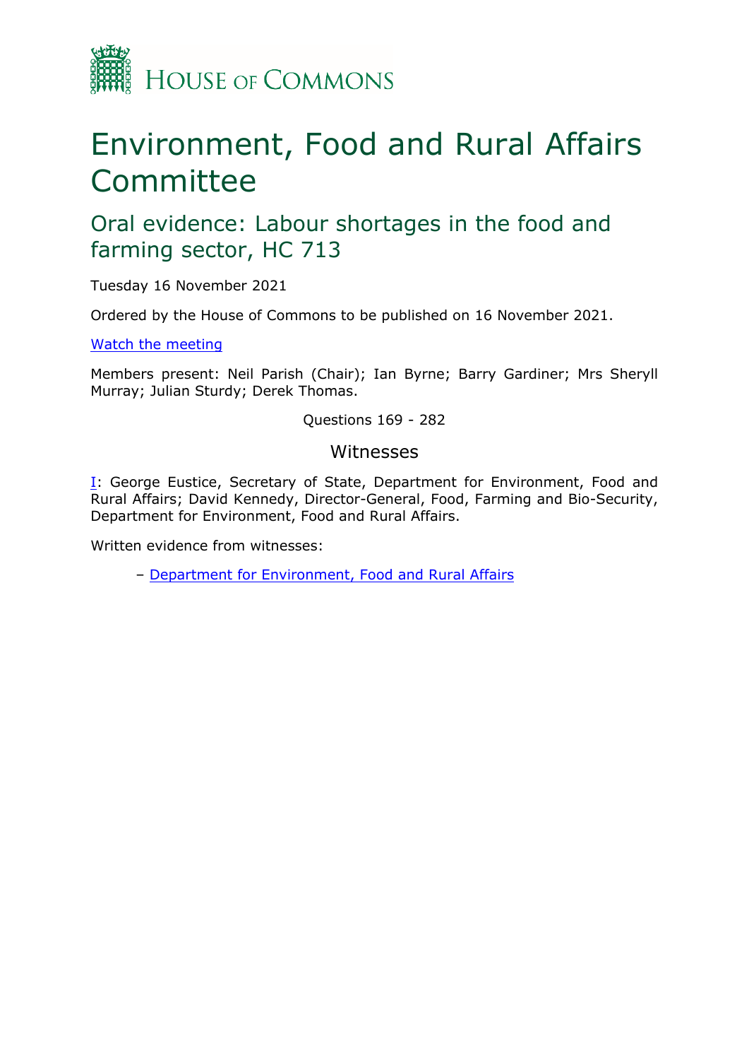House of Commons

# Environment, Food and Rural Affairs Committee

## Oral evidence: Labour shortages in the food and farming sector, HC 713

Tuesday 16 November 2021

Ordered by the House of Commons to be published on 16 November 2021.

[Watch the meeting]

Members present: Neil Parish (Chair); Ian Byrne; Barry Gardiner; Mrs Sheryll Murray; Julian Sturdy; Derek Thomas.

Questions 169 - 282

### Witnesses

I: George Eustice, Secretary of State, Department for Environment, Food and Rural Affairs; David Kennedy, Director-General, Food, Farming and Bio-Security, Department for Environment, Food and Rural Affairs.

Written evidence from witnesses:

– Department for Environment, Food and Rural Affairs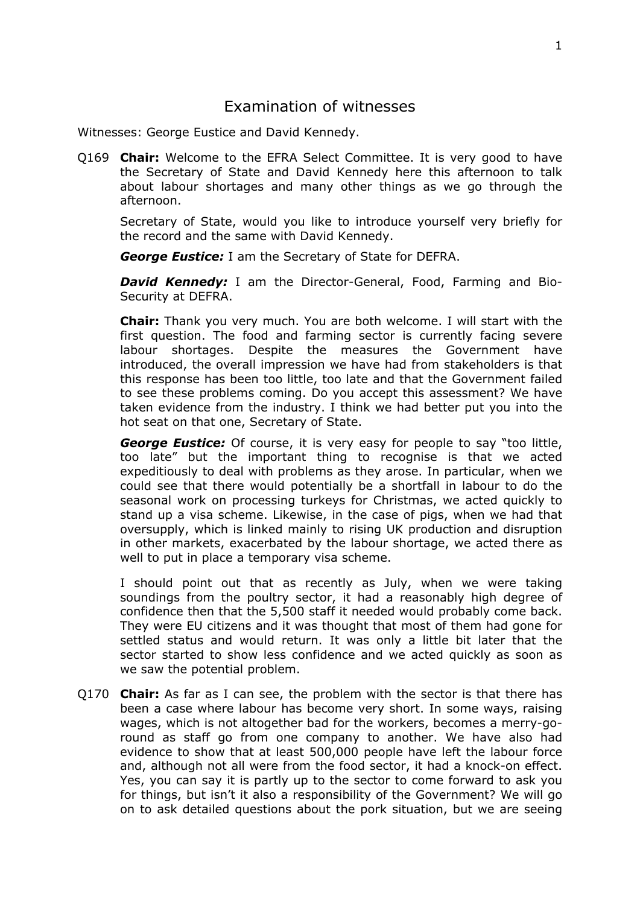# Examination of witnesses

Witnesses: George Eustice and David Kennedy.

Q169 **Chair:** Welcome to the EFRA Select Committee. It is very good to have the Secretary of State and David Kennedy here this afternoon to talk about labour shortages and many other things as we go through the afternoon.

Secretary of State, would you like to introduce yourself very briefly for the record and the same with David Kennedy.

***George Eustice:*** I am the Secretary of State for DEFRA.

***David Kennedy:*** I am the Director-General, Food, Farming and Bio-Security at DEFRA.

**Chair:** Thank you very much. You are both welcome. I will start with the first question. The food and farming sector is currently facing severe labour shortages. Despite the measures the Government have introduced, the overall impression we have had from stakeholders is that this response has been too little, too late and that the Government failed to see these problems coming. Do you accept this assessment? We have taken evidence from the industry. I think we had better put you into the hot seat on that one, Secretary of State.

***George Eustice:*** Of course, it is very easy for people to say "too little, too late" but the important thing to recognise is that we acted expeditiously to deal with problems as they arose. In particular, when we could see that there would potentially be a shortfall in labour to do the seasonal work on processing turkeys for Christmas, we acted quickly to stand up a visa scheme. Likewise, in the case of pigs, when we had that oversupply, which is linked mainly to rising UK production and disruption in other markets, exacerbated by the labour shortage, we acted there as well to put in place a temporary visa scheme.

I should point out that as recently as July, when we were taking soundings from the poultry sector, it had a reasonably high degree of confidence then that the 5,500 staff it needed would probably come back. They were EU citizens and it was thought that most of them had gone for settled status and would return. It was only a little bit later that the sector started to show less confidence and we acted quickly as soon as we saw the potential problem.

Q170 **Chair:** As far as I can see, the problem with the sector is that there has been a case where labour has become very short. In some ways, raising wages, which is not altogether bad for the workers, becomes a merry-go-round as staff go from one company to another. We have also had evidence to show that at least 500,000 people have left the labour force and, although not all were from the food sector, it had a knock-on effect. Yes, you can say it is partly up to the sector to come forward to ask you for things, but isn't it also a responsibility of the Government? We will go on to ask detailed questions about the pork situation, but we are seeing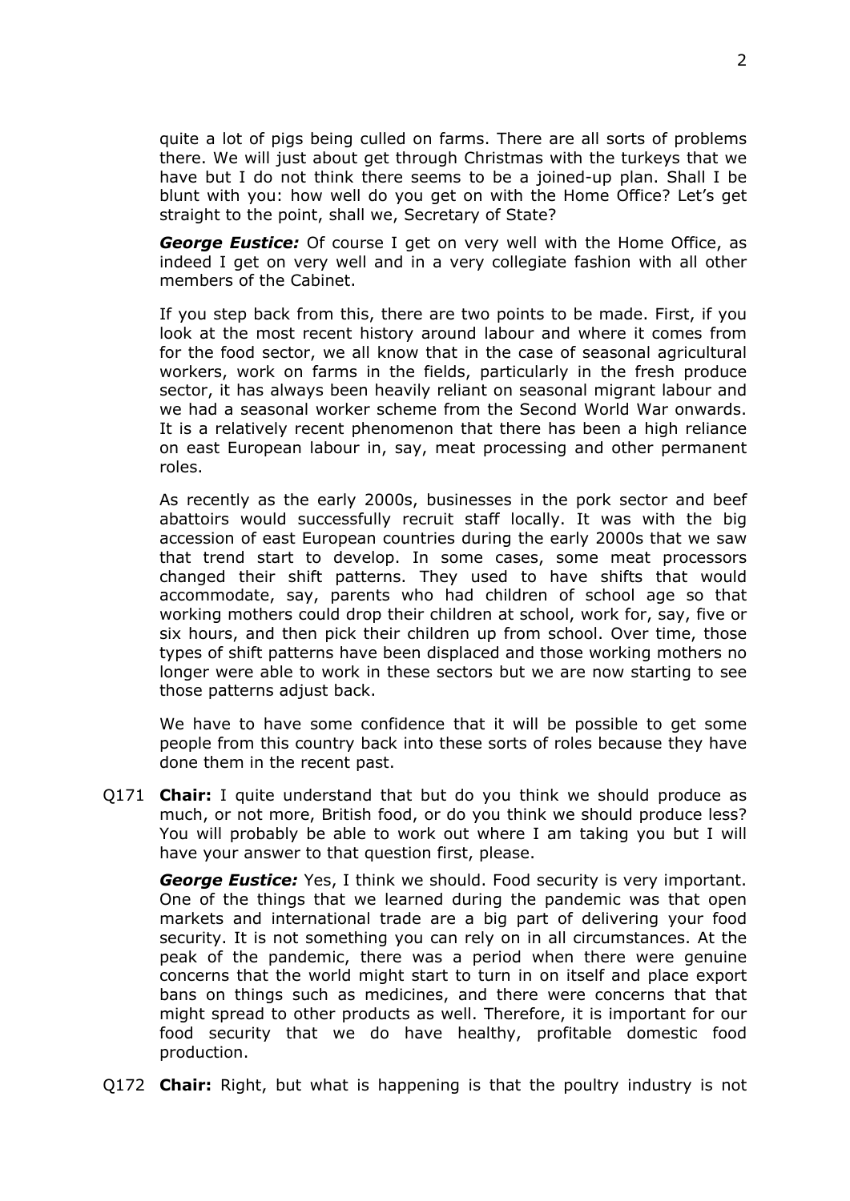quite a lot of pigs being culled on farms. There are all sorts of problems there. We will just about get through Christmas with the turkeys that we have but I do not think there seems to be a joined-up plan. Shall I be blunt with you: how well do you get on with the Home Office? Let's get straight to the point, shall we, Secretary of State?

***George Eustice:*** Of course I get on very well with the Home Office, as indeed I get on very well and in a very collegiate fashion with all other members of the Cabinet.

If you step back from this, there are two points to be made. First, if you look at the most recent history around labour and where it comes from for the food sector, we all know that in the case of seasonal agricultural workers, work on farms in the fields, particularly in the fresh produce sector, it has always been heavily reliant on seasonal migrant labour and we had a seasonal worker scheme from the Second World War onwards. It is a relatively recent phenomenon that there has been a high reliance on east European labour in, say, meat processing and other permanent roles.

As recently as the early 2000s, businesses in the pork sector and beef abattoirs would successfully recruit staff locally. It was with the big accession of east European countries during the early 2000s that we saw that trend start to develop. In some cases, some meat processors changed their shift patterns. They used to have shifts that would accommodate, say, parents who had children of school age so that working mothers could drop their children at school, work for, say, five or six hours, and then pick their children up from school. Over time, those types of shift patterns have been displaced and those working mothers no longer were able to work in these sectors but we are now starting to see those patterns adjust back.

We have to have some confidence that it will be possible to get some people from this country back into these sorts of roles because they have done them in the recent past.

Q171 **Chair:** I quite understand that but do you think we should produce as much, or not more, British food, or do you think we should produce less? You will probably be able to work out where I am taking you but I will have your answer to that question first, please.

***George Eustice:*** Yes, I think we should. Food security is very important. One of the things that we learned during the pandemic was that open markets and international trade are a big part of delivering your food security. It is not something you can rely on in all circumstances. At the peak of the pandemic, there was a period when there were genuine concerns that the world might start to turn in on itself and place export bans on things such as medicines, and there were concerns that that might spread to other products as well. Therefore, it is important for our food security that we do have healthy, profitable domestic food production.

Q172 **Chair:** Right, but what is happening is that the poultry industry is not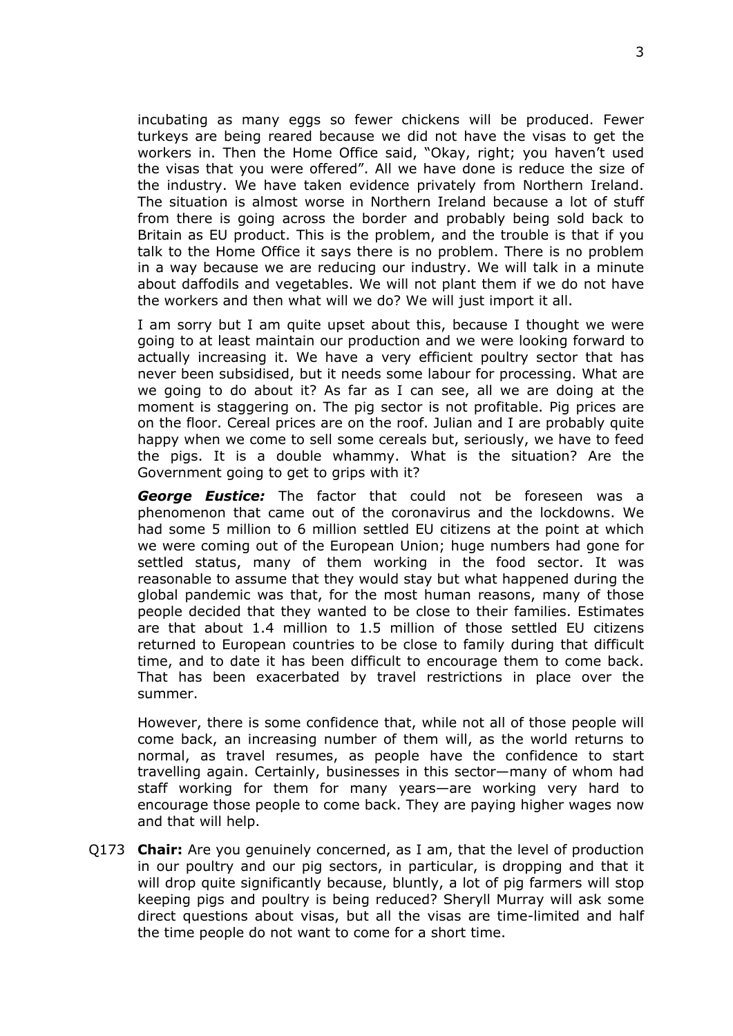incubating as many eggs so fewer chickens will be produced. Fewer turkeys are being reared because we did not have the visas to get the workers in. Then the Home Office said, "Okay, right; you haven't used the visas that you were offered". All we have done is reduce the size of the industry. We have taken evidence privately from Northern Ireland. The situation is almost worse in Northern Ireland because a lot of stuff from there is going across the border and probably being sold back to Britain as EU product. This is the problem, and the trouble is that if you talk to the Home Office it says there is no problem. There is no problem in a way because we are reducing our industry. We will talk in a minute about daffodils and vegetables. We will not plant them if we do not have the workers and then what will we do? We will just import it all.

I am sorry but I am quite upset about this, because I thought we were going to at least maintain our production and we were looking forward to actually increasing it. We have a very efficient poultry sector that has never been subsidised, but it needs some labour for processing. What are we going to do about it? As far as I can see, all we are doing at the moment is staggering on. The pig sector is not profitable. Pig prices are on the floor. Cereal prices are on the roof. Julian and I are probably quite happy when we come to sell some cereals but, seriously, we have to feed the pigs. It is a double whammy. What is the situation? Are the Government going to get to grips with it?

***George Eustice:*** The factor that could not be foreseen was a phenomenon that came out of the coronavirus and the lockdowns. We had some 5 million to 6 million settled EU citizens at the point at which we were coming out of the European Union; huge numbers had gone for settled status, many of them working in the food sector. It was reasonable to assume that they would stay but what happened during the global pandemic was that, for the most human reasons, many of those people decided that they wanted to be close to their families. Estimates are that about 1.4 million to 1.5 million of those settled EU citizens returned to European countries to be close to family during that difficult time, and to date it has been difficult to encourage them to come back. That has been exacerbated by travel restrictions in place over the summer.

However, there is some confidence that, while not all of those people will come back, an increasing number of them will, as the world returns to normal, as travel resumes, as people have the confidence to start travelling again. Certainly, businesses in this sector—many of whom had staff working for them for many years—are working very hard to encourage those people to come back. They are paying higher wages now and that will help.

Q173 **Chair:** Are you genuinely concerned, as I am, that the level of production in our poultry and our pig sectors, in particular, is dropping and that it will drop quite significantly because, bluntly, a lot of pig farmers will stop keeping pigs and poultry is being reduced? Sheryll Murray will ask some direct questions about visas, but all the visas are time-limited and half the time people do not want to come for a short time.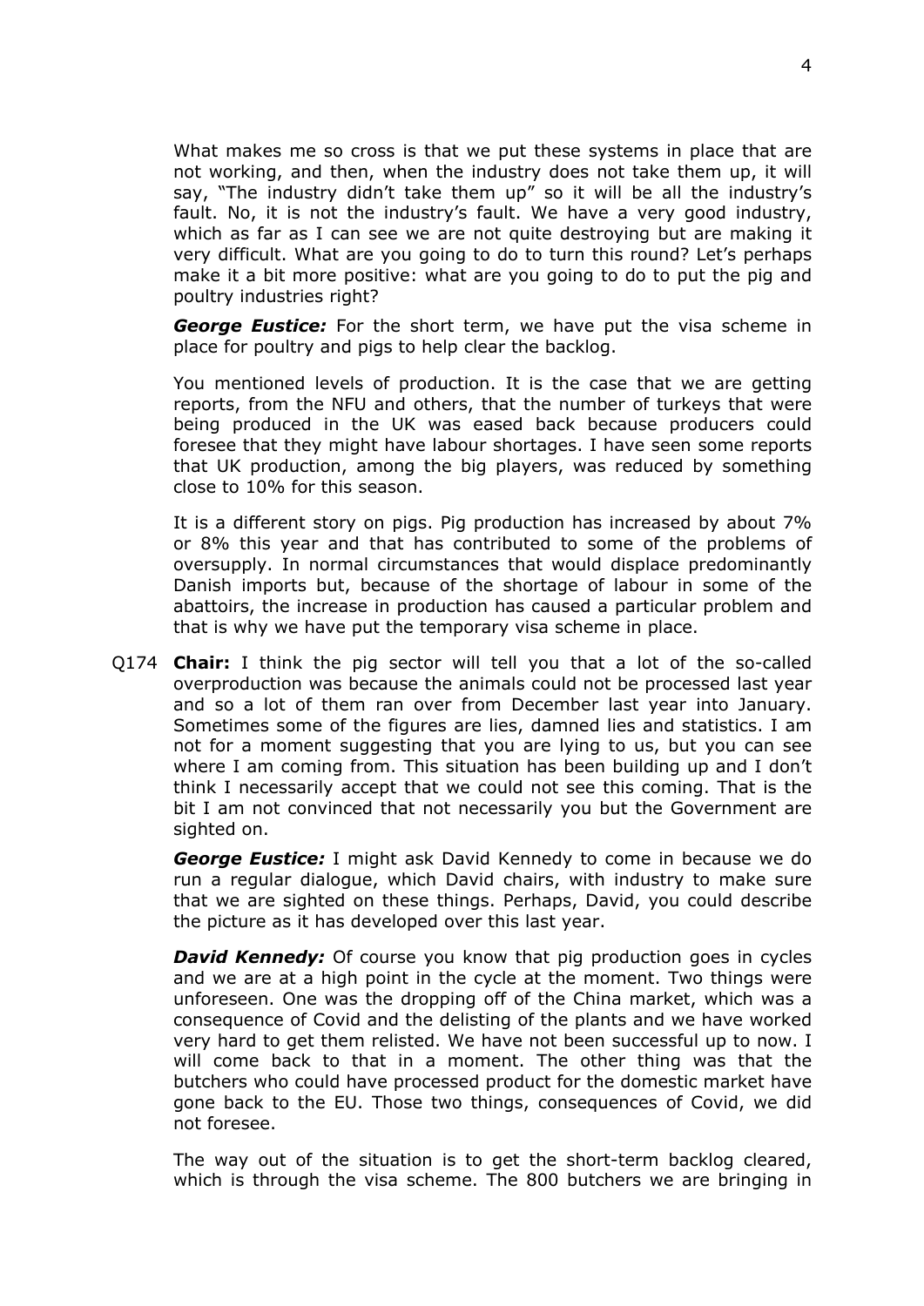What makes me so cross is that we put these systems in place that are not working, and then, when the industry does not take them up, it will say, "The industry didn't take them up" so it will be all the industry's fault. No, it is not the industry's fault. We have a very good industry, which as far as I can see we are not quite destroying but are making it very difficult. What are you going to do to turn this round? Let's perhaps make it a bit more positive: what are you going to do to put the pig and poultry industries right?

***George Eustice:*** For the short term, we have put the visa scheme in place for poultry and pigs to help clear the backlog.

You mentioned levels of production. It is the case that we are getting reports, from the NFU and others, that the number of turkeys that were being produced in the UK was eased back because producers could foresee that they might have labour shortages. I have seen some reports that UK production, among the big players, was reduced by something close to 10% for this season.

It is a different story on pigs. Pig production has increased by about 7% or 8% this year and that has contributed to some of the problems of oversupply. In normal circumstances that would displace predominantly Danish imports but, because of the shortage of labour in some of the abattoirs, the increase in production has caused a particular problem and that is why we have put the temporary visa scheme in place.

Q174 **Chair:** I think the pig sector will tell you that a lot of the so-called overproduction was because the animals could not be processed last year and so a lot of them ran over from December last year into January. Sometimes some of the figures are lies, damned lies and statistics. I am not for a moment suggesting that you are lying to us, but you can see where I am coming from. This situation has been building up and I don't think I necessarily accept that we could not see this coming. That is the bit I am not convinced that not necessarily you but the Government are sighted on.

***George Eustice:*** I might ask David Kennedy to come in because we do run a regular dialogue, which David chairs, with industry to make sure that we are sighted on these things. Perhaps, David, you could describe the picture as it has developed over this last year.

***David Kennedy:*** Of course you know that pig production goes in cycles and we are at a high point in the cycle at the moment. Two things were unforeseen. One was the dropping off of the China market, which was a consequence of Covid and the delisting of the plants and we have worked very hard to get them relisted. We have not been successful up to now. I will come back to that in a moment. The other thing was that the butchers who could have processed product for the domestic market have gone back to the EU. Those two things, consequences of Covid, we did not foresee.

The way out of the situation is to get the short-term backlog cleared, which is through the visa scheme. The 800 butchers we are bringing in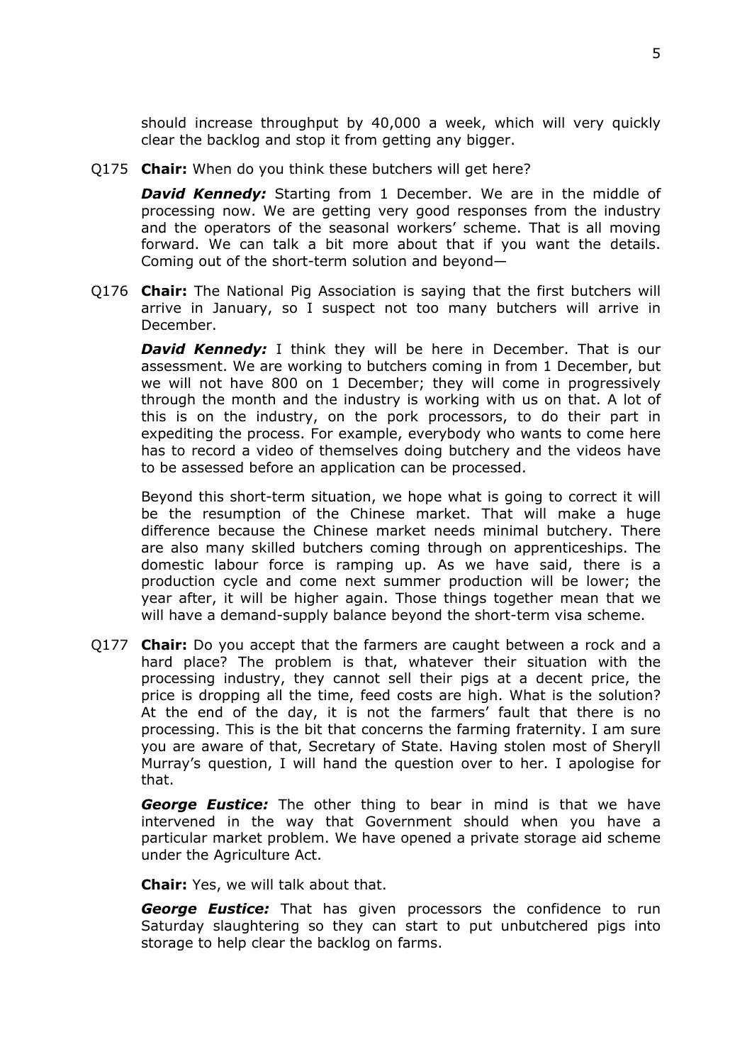should increase throughput by 40,000 a week, which will very quickly clear the backlog and stop it from getting any bigger.

Q175 **Chair:** When do you think these butchers will get here?

***David Kennedy:*** Starting from 1 December. We are in the middle of processing now. We are getting very good responses from the industry and the operators of the seasonal workers' scheme. That is all moving forward. We can talk a bit more about that if you want the details. Coming out of the short-term solution and beyond—

Q176 **Chair:** The National Pig Association is saying that the first butchers will arrive in January, so I suspect not too many butchers will arrive in December.

***David Kennedy:*** I think they will be here in December. That is our assessment. We are working to butchers coming in from 1 December, but we will not have 800 on 1 December; they will come in progressively through the month and the industry is working with us on that. A lot of this is on the industry, on the pork processors, to do their part in expediting the process. For example, everybody who wants to come here has to record a video of themselves doing butchery and the videos have to be assessed before an application can be processed.

Beyond this short-term situation, we hope what is going to correct it will be the resumption of the Chinese market. That will make a huge difference because the Chinese market needs minimal butchery. There are also many skilled butchers coming through on apprenticeships. The domestic labour force is ramping up. As we have said, there is a production cycle and come next summer production will be lower; the year after, it will be higher again. Those things together mean that we will have a demand-supply balance beyond the short-term visa scheme.

Q177 **Chair:** Do you accept that the farmers are caught between a rock and a hard place? The problem is that, whatever their situation with the processing industry, they cannot sell their pigs at a decent price, the price is dropping all the time, feed costs are high. What is the solution? At the end of the day, it is not the farmers' fault that there is no processing. This is the bit that concerns the farming fraternity. I am sure you are aware of that, Secretary of State. Having stolen most of Sheryll Murray's question, I will hand the question over to her. I apologise for that.

***George Eustice:*** The other thing to bear in mind is that we have intervened in the way that Government should when you have a particular market problem. We have opened a private storage aid scheme under the Agriculture Act.

**Chair:** Yes, we will talk about that.

***George Eustice:*** That has given processors the confidence to run Saturday slaughtering so they can start to put unbutchered pigs into storage to help clear the backlog on farms.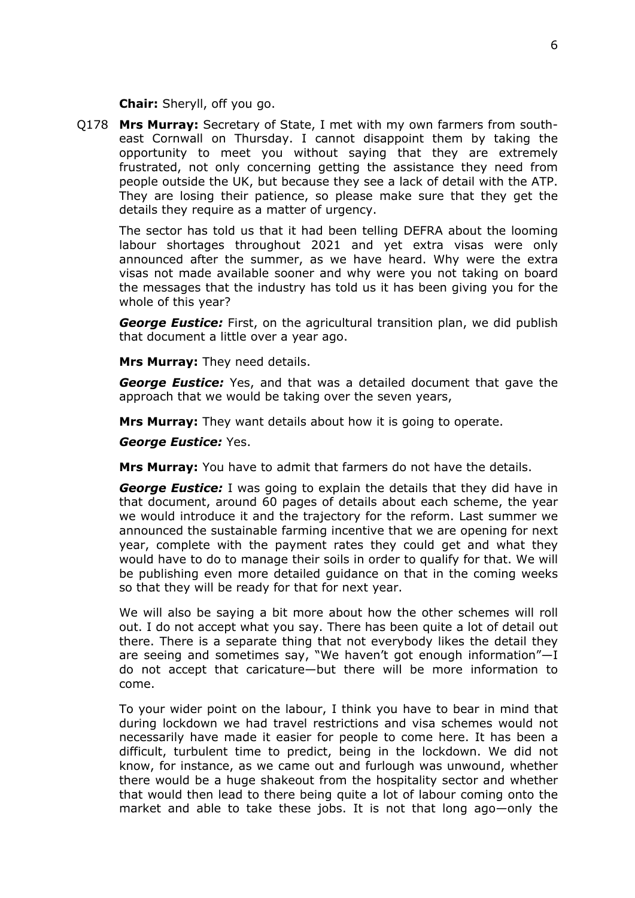**Chair:** Sheryll, off you go.

Q178 **Mrs Murray:** Secretary of State, I met with my own farmers from south-east Cornwall on Thursday. I cannot disappoint them by taking the opportunity to meet you without saying that they are extremely frustrated, not only concerning getting the assistance they need from people outside the UK, but because they see a lack of detail with the ATP. They are losing their patience, so please make sure that they get the details they require as a matter of urgency.

The sector has told us that it had been telling DEFRA about the looming labour shortages throughout 2021 and yet extra visas were only announced after the summer, as we have heard. Why were the extra visas not made available sooner and why were you not taking on board the messages that the industry has told us it has been giving you for the whole of this year?

***George Eustice:*** First, on the agricultural transition plan, we did publish that document a little over a year ago.

**Mrs Murray:** They need details.

***George Eustice:*** Yes, and that was a detailed document that gave the approach that we would be taking over the seven years,

**Mrs Murray:** They want details about how it is going to operate.

***George Eustice:*** Yes.

**Mrs Murray:** You have to admit that farmers do not have the details.

***George Eustice:*** I was going to explain the details that they did have in that document, around 60 pages of details about each scheme, the year we would introduce it and the trajectory for the reform. Last summer we announced the sustainable farming incentive that we are opening for next year, complete with the payment rates they could get and what they would have to do to manage their soils in order to qualify for that. We will be publishing even more detailed guidance on that in the coming weeks so that they will be ready for that for next year.

We will also be saying a bit more about how the other schemes will roll out. I do not accept what you say. There has been quite a lot of detail out there. There is a separate thing that not everybody likes the detail they are seeing and sometimes say, "We haven't got enough information"—I do not accept that caricature—but there will be more information to come.

To your wider point on the labour, I think you have to bear in mind that during lockdown we had travel restrictions and visa schemes would not necessarily have made it easier for people to come here. It has been a difficult, turbulent time to predict, being in the lockdown. We did not know, for instance, as we came out and furlough was unwound, whether there would be a huge shakeout from the hospitality sector and whether that would then lead to there being quite a lot of labour coming onto the market and able to take these jobs. It is not that long ago—only the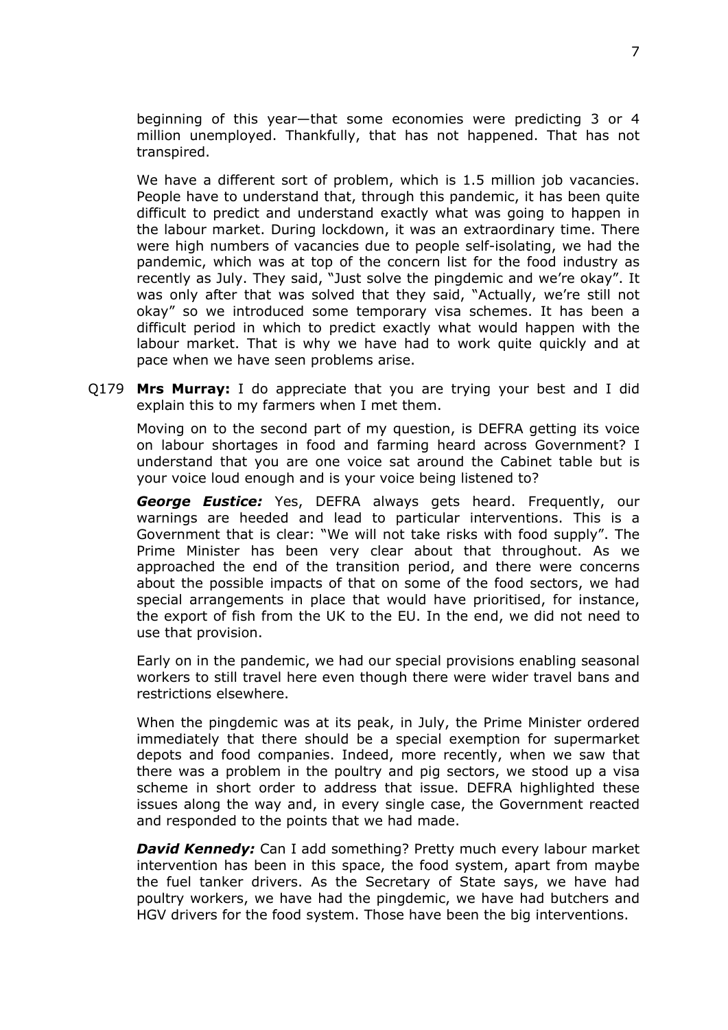beginning of this year—that some economies were predicting 3 or 4 million unemployed. Thankfully, that has not happened. That has not transpired.

We have a different sort of problem, which is 1.5 million job vacancies. People have to understand that, through this pandemic, it has been quite difficult to predict and understand exactly what was going to happen in the labour market. During lockdown, it was an extraordinary time. There were high numbers of vacancies due to people self-isolating, we had the pandemic, which was at top of the concern list for the food industry as recently as July. They said, "Just solve the pingdemic and we're okay". It was only after that was solved that they said, "Actually, we're still not okay" so we introduced some temporary visa schemes. It has been a difficult period in which to predict exactly what would happen with the labour market. That is why we have had to work quite quickly and at pace when we have seen problems arise.

Q179 **Mrs Murray:** I do appreciate that you are trying your best and I did explain this to my farmers when I met them.

Moving on to the second part of my question, is DEFRA getting its voice on labour shortages in food and farming heard across Government? I understand that you are one voice sat around the Cabinet table but is your voice loud enough and is your voice being listened to?

***George Eustice:*** Yes, DEFRA always gets heard. Frequently, our warnings are heeded and lead to particular interventions. This is a Government that is clear: "We will not take risks with food supply". The Prime Minister has been very clear about that throughout. As we approached the end of the transition period, and there were concerns about the possible impacts of that on some of the food sectors, we had special arrangements in place that would have prioritised, for instance, the export of fish from the UK to the EU. In the end, we did not need to use that provision.

Early on in the pandemic, we had our special provisions enabling seasonal workers to still travel here even though there were wider travel bans and restrictions elsewhere.

When the pingdemic was at its peak, in July, the Prime Minister ordered immediately that there should be a special exemption for supermarket depots and food companies. Indeed, more recently, when we saw that there was a problem in the poultry and pig sectors, we stood up a visa scheme in short order to address that issue. DEFRA highlighted these issues along the way and, in every single case, the Government reacted and responded to the points that we had made.

***David Kennedy:*** Can I add something? Pretty much every labour market intervention has been in this space, the food system, apart from maybe the fuel tanker drivers. As the Secretary of State says, we have had poultry workers, we have had the pingdemic, we have had butchers and HGV drivers for the food system. Those have been the big interventions.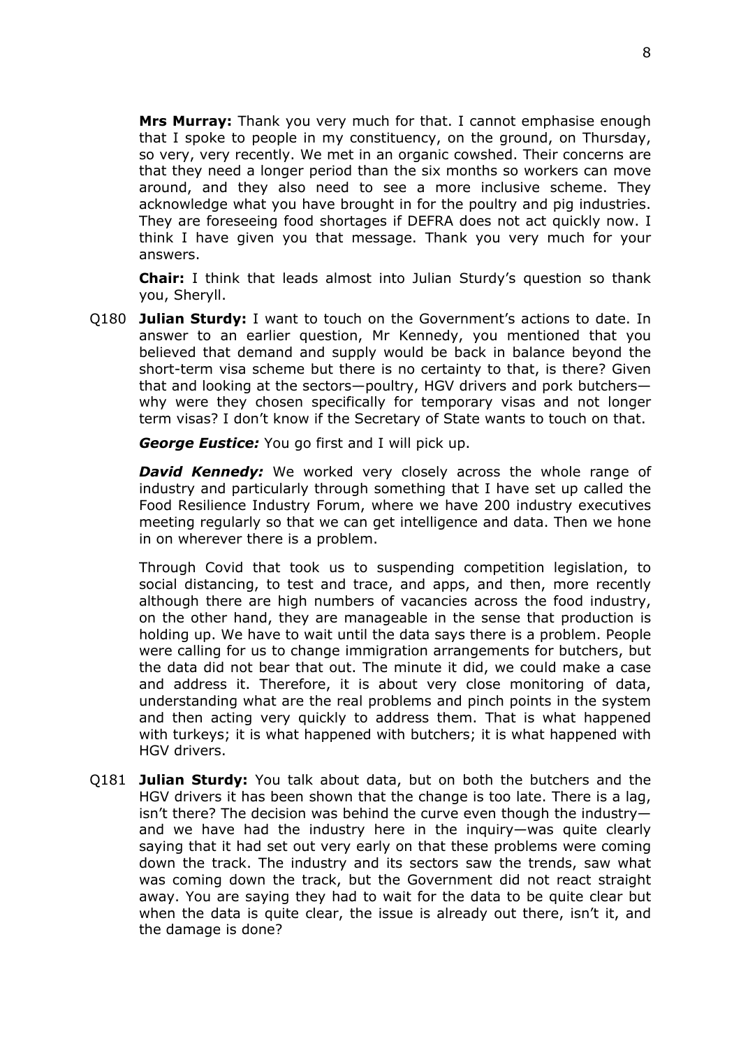**Mrs Murray:** Thank you very much for that. I cannot emphasise enough that I spoke to people in my constituency, on the ground, on Thursday, so very, very recently. We met in an organic cowshed. Their concerns are that they need a longer period than the six months so workers can move around, and they also need to see a more inclusive scheme. They acknowledge what you have brought in for the poultry and pig industries. They are foreseeing food shortages if DEFRA does not act quickly now. I think I have given you that message. Thank you very much for your answers.

**Chair:** I think that leads almost into Julian Sturdy's question so thank you, Sheryll.

Q180 **Julian Sturdy:** I want to touch on the Government's actions to date. In answer to an earlier question, Mr Kennedy, you mentioned that you believed that demand and supply would be back in balance beyond the short-term visa scheme but there is no certainty to that, is there? Given that and looking at the sectors—poultry, HGV drivers and pork butchers—why were they chosen specifically for temporary visas and not longer term visas? I don't know if the Secretary of State wants to touch on that.

***George Eustice:*** You go first and I will pick up.

***David Kennedy:*** We worked very closely across the whole range of industry and particularly through something that I have set up called the Food Resilience Industry Forum, where we have 200 industry executives meeting regularly so that we can get intelligence and data. Then we hone in on wherever there is a problem.

Through Covid that took us to suspending competition legislation, to social distancing, to test and trace, and apps, and then, more recently although there are high numbers of vacancies across the food industry, on the other hand, they are manageable in the sense that production is holding up. We have to wait until the data says there is a problem. People were calling for us to change immigration arrangements for butchers, but the data did not bear that out. The minute it did, we could make a case and address it. Therefore, it is about very close monitoring of data, understanding what are the real problems and pinch points in the system and then acting very quickly to address them. That is what happened with turkeys; it is what happened with butchers; it is what happened with HGV drivers.

Q181 **Julian Sturdy:** You talk about data, but on both the butchers and the HGV drivers it has been shown that the change is too late. There is a lag, isn't there? The decision was behind the curve even though the industry—and we have had the industry here in the inquiry—was quite clearly saying that it had set out very early on that these problems were coming down the track. The industry and its sectors saw the trends, saw what was coming down the track, but the Government did not react straight away. You are saying they had to wait for the data to be quite clear but when the data is quite clear, the issue is already out there, isn't it, and the damage is done?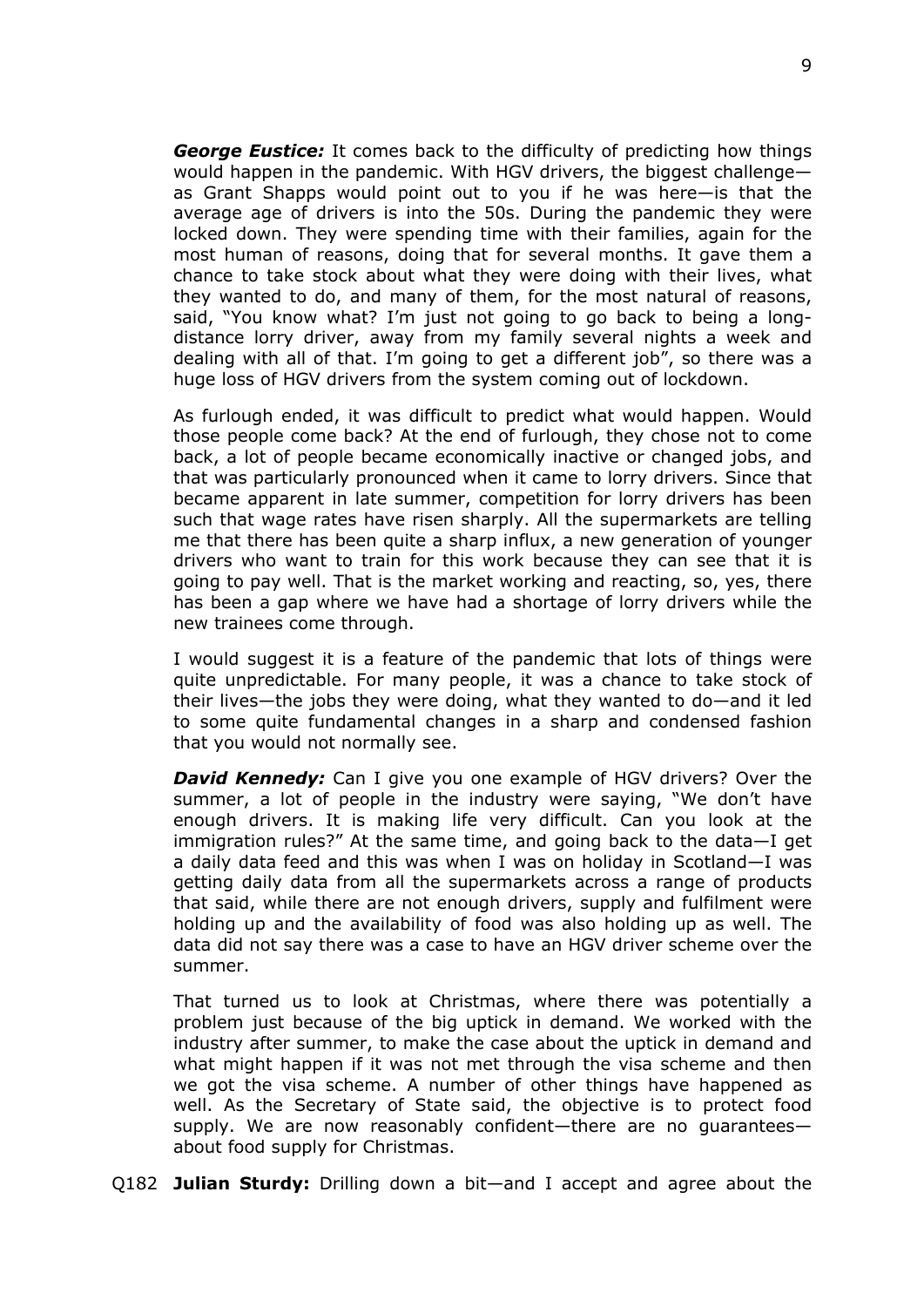***George Eustice:*** It comes back to the difficulty of predicting how things would happen in the pandemic. With HGV drivers, the biggest challenge—as Grant Shapps would point out to you if he was here—is that the average age of drivers is into the 50s. During the pandemic they were locked down. They were spending time with their families, again for the most human of reasons, doing that for several months. It gave them a chance to take stock about what they were doing with their lives, what they wanted to do, and many of them, for the most natural of reasons, said, "You know what? I'm just not going to go back to being a long-distance lorry driver, away from my family several nights a week and dealing with all of that. I'm going to get a different job", so there was a huge loss of HGV drivers from the system coming out of lockdown.

As furlough ended, it was difficult to predict what would happen. Would those people come back? At the end of furlough, they chose not to come back, a lot of people became economically inactive or changed jobs, and that was particularly pronounced when it came to lorry drivers. Since that became apparent in late summer, competition for lorry drivers has been such that wage rates have risen sharply. All the supermarkets are telling me that there has been quite a sharp influx, a new generation of younger drivers who want to train for this work because they can see that it is going to pay well. That is the market working and reacting, so, yes, there has been a gap where we have had a shortage of lorry drivers while the new trainees come through.

I would suggest it is a feature of the pandemic that lots of things were quite unpredictable. For many people, it was a chance to take stock of their lives—the jobs they were doing, what they wanted to do—and it led to some quite fundamental changes in a sharp and condensed fashion that you would not normally see.

***David Kennedy:*** Can I give you one example of HGV drivers? Over the summer, a lot of people in the industry were saying, "We don't have enough drivers. It is making life very difficult. Can you look at the immigration rules?" At the same time, and going back to the data—I get a daily data feed and this was when I was on holiday in Scotland—I was getting daily data from all the supermarkets across a range of products that said, while there are not enough drivers, supply and fulfilment were holding up and the availability of food was also holding up as well. The data did not say there was a case to have an HGV driver scheme over the summer.

That turned us to look at Christmas, where there was potentially a problem just because of the big uptick in demand. We worked with the industry after summer, to make the case about the uptick in demand and what might happen if it was not met through the visa scheme and then we got the visa scheme. A number of other things have happened as well. As the Secretary of State said, the objective is to protect food supply. We are now reasonably confident—there are no guarantees—about food supply for Christmas.

Q182 **Julian Sturdy:** Drilling down a bit—and I accept and agree about the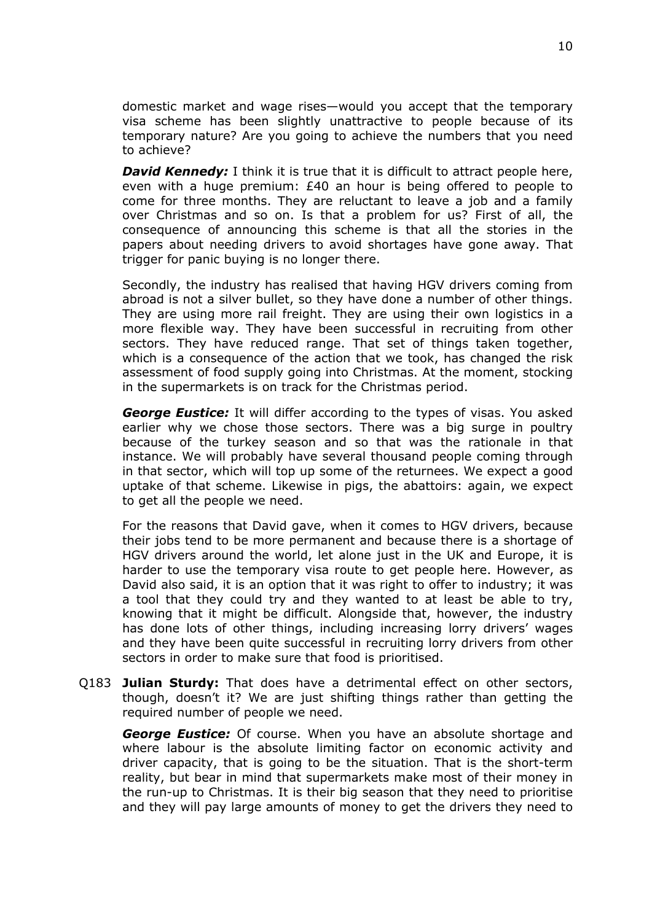domestic market and wage rises—would you accept that the temporary visa scheme has been slightly unattractive to people because of its temporary nature? Are you going to achieve the numbers that you need to achieve?

***David Kennedy:*** I think it is true that it is difficult to attract people here, even with a huge premium: £40 an hour is being offered to people to come for three months. They are reluctant to leave a job and a family over Christmas and so on. Is that a problem for us? First of all, the consequence of announcing this scheme is that all the stories in the papers about needing drivers to avoid shortages have gone away. That trigger for panic buying is no longer there.

Secondly, the industry has realised that having HGV drivers coming from abroad is not a silver bullet, so they have done a number of other things. They are using more rail freight. They are using their own logistics in a more flexible way. They have been successful in recruiting from other sectors. They have reduced range. That set of things taken together, which is a consequence of the action that we took, has changed the risk assessment of food supply going into Christmas. At the moment, stocking in the supermarkets is on track for the Christmas period.

***George Eustice:*** It will differ according to the types of visas. You asked earlier why we chose those sectors. There was a big surge in poultry because of the turkey season and so that was the rationale in that instance. We will probably have several thousand people coming through in that sector, which will top up some of the returnees. We expect a good uptake of that scheme. Likewise in pigs, the abattoirs: again, we expect to get all the people we need.

For the reasons that David gave, when it comes to HGV drivers, because their jobs tend to be more permanent and because there is a shortage of HGV drivers around the world, let alone just in the UK and Europe, it is harder to use the temporary visa route to get people here. However, as David also said, it is an option that it was right to offer to industry; it was a tool that they could try and they wanted to at least be able to try, knowing that it might be difficult. Alongside that, however, the industry has done lots of other things, including increasing lorry drivers' wages and they have been quite successful in recruiting lorry drivers from other sectors in order to make sure that food is prioritised.

Q183 **Julian Sturdy:** That does have a detrimental effect on other sectors, though, doesn't it? We are just shifting things rather than getting the required number of people we need.

***George Eustice:*** Of course. When you have an absolute shortage and where labour is the absolute limiting factor on economic activity and driver capacity, that is going to be the situation. That is the short-term reality, but bear in mind that supermarkets make most of their money in the run-up to Christmas. It is their big season that they need to prioritise and they will pay large amounts of money to get the drivers they need to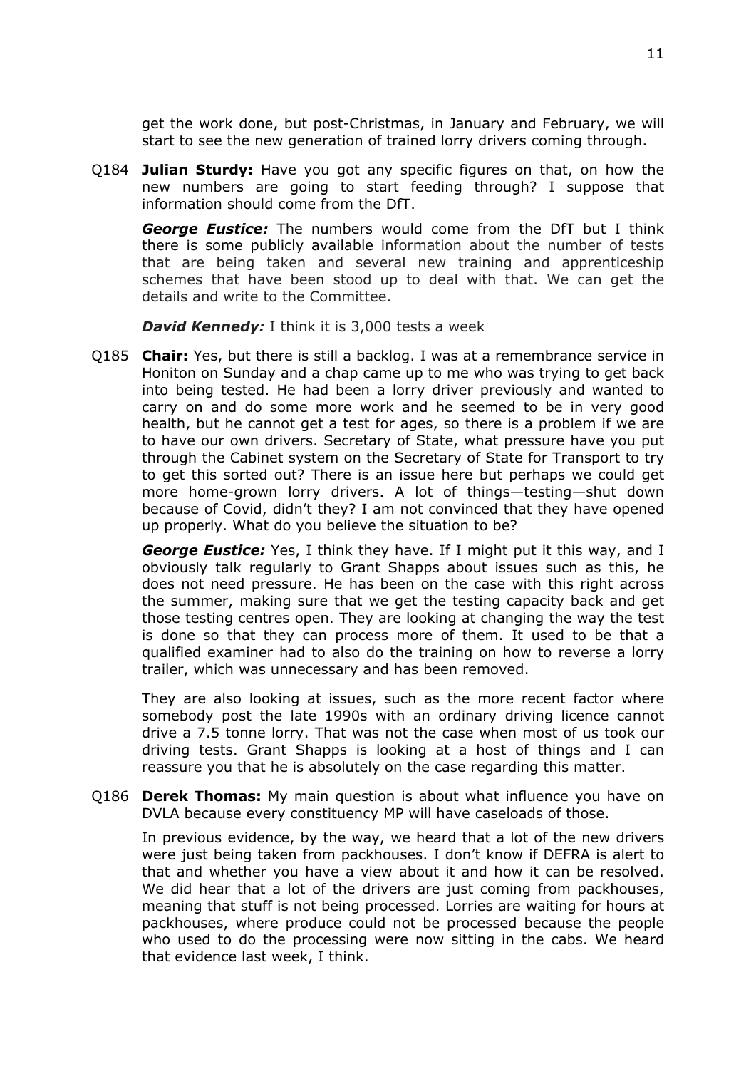get the work done, but post-Christmas, in January and February, we will start to see the new generation of trained lorry drivers coming through.

Q184 **Julian Sturdy:** Have you got any specific figures on that, on how the new numbers are going to start feeding through? I suppose that information should come from the DfT.

***George Eustice:*** The numbers would come from the DfT but I think there is some publicly available information about the number of tests that are being taken and several new training and apprenticeship schemes that have been stood up to deal with that. We can get the details and write to the Committee.

***David Kennedy:*** I think it is 3,000 tests a week

Q185 **Chair:** Yes, but there is still a backlog. I was at a remembrance service in Honiton on Sunday and a chap came up to me who was trying to get back into being tested. He had been a lorry driver previously and wanted to carry on and do some more work and he seemed to be in very good health, but he cannot get a test for ages, so there is a problem if we are to have our own drivers. Secretary of State, what pressure have you put through the Cabinet system on the Secretary of State for Transport to try to get this sorted out? There is an issue here but perhaps we could get more home-grown lorry drivers. A lot of things—testing—shut down because of Covid, didn't they? I am not convinced that they have opened up properly. What do you believe the situation to be?

***George Eustice:*** Yes, I think they have. If I might put it this way, and I obviously talk regularly to Grant Shapps about issues such as this, he does not need pressure. He has been on the case with this right across the summer, making sure that we get the testing capacity back and get those testing centres open. They are looking at changing the way the test is done so that they can process more of them. It used to be that a qualified examiner had to also do the training on how to reverse a lorry trailer, which was unnecessary and has been removed.

They are also looking at issues, such as the more recent factor where somebody post the late 1990s with an ordinary driving licence cannot drive a 7.5 tonne lorry. That was not the case when most of us took our driving tests. Grant Shapps is looking at a host of things and I can reassure you that he is absolutely on the case regarding this matter.

Q186 **Derek Thomas:** My main question is about what influence you have on DVLA because every constituency MP will have caseloads of those.

In previous evidence, by the way, we heard that a lot of the new drivers were just being taken from packhouses. I don't know if DEFRA is alert to that and whether you have a view about it and how it can be resolved. We did hear that a lot of the drivers are just coming from packhouses, meaning that stuff is not being processed. Lorries are waiting for hours at packhouses, where produce could not be processed because the people who used to do the processing were now sitting in the cabs. We heard that evidence last week, I think.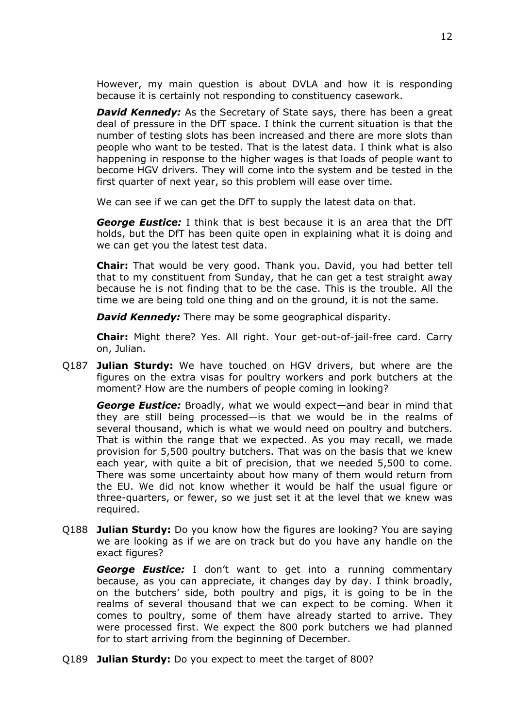However, my main question is about DVLA and how it is responding because it is certainly not responding to constituency casework.

***David Kennedy:*** As the Secretary of State says, there has been a great deal of pressure in the DfT space. I think the current situation is that the number of testing slots has been increased and there are more slots than people who want to be tested. That is the latest data. I think what is also happening in response to the higher wages is that loads of people want to become HGV drivers. They will come into the system and be tested in the first quarter of next year, so this problem will ease over time.

We can see if we can get the DfT to supply the latest data on that.

***George Eustice:*** I think that is best because it is an area that the DfT holds, but the DfT has been quite open in explaining what it is doing and we can get you the latest test data.

**Chair:** That would be very good. Thank you. David, you had better tell that to my constituent from Sunday, that he can get a test straight away because he is not finding that to be the case. This is the trouble. All the time we are being told one thing and on the ground, it is not the same.

***David Kennedy:*** There may be some geographical disparity.

**Chair:** Might there? Yes. All right. Your get-out-of-jail-free card. Carry on, Julian.

Q187 **Julian Sturdy:** We have touched on HGV drivers, but where are the figures on the extra visas for poultry workers and pork butchers at the moment? How are the numbers of people coming in looking?

***George Eustice:*** Broadly, what we would expect—and bear in mind that they are still being processed—is that we would be in the realms of several thousand, which is what we would need on poultry and butchers. That is within the range that we expected. As you may recall, we made provision for 5,500 poultry butchers. That was on the basis that we knew each year, with quite a bit of precision, that we needed 5,500 to come. There was some uncertainty about how many of them would return from the EU. We did not know whether it would be half the usual figure or three-quarters, or fewer, so we just set it at the level that we knew was required.

Q188 **Julian Sturdy:** Do you know how the figures are looking? You are saying we are looking as if we are on track but do you have any handle on the exact figures?

***George Eustice:*** I don't want to get into a running commentary because, as you can appreciate, it changes day by day. I think broadly, on the butchers' side, both poultry and pigs, it is going to be in the realms of several thousand that we can expect to be coming. When it comes to poultry, some of them have already started to arrive. They were processed first. We expect the 800 pork butchers we had planned for to start arriving from the beginning of December.

Q189 **Julian Sturdy:** Do you expect to meet the target of 800?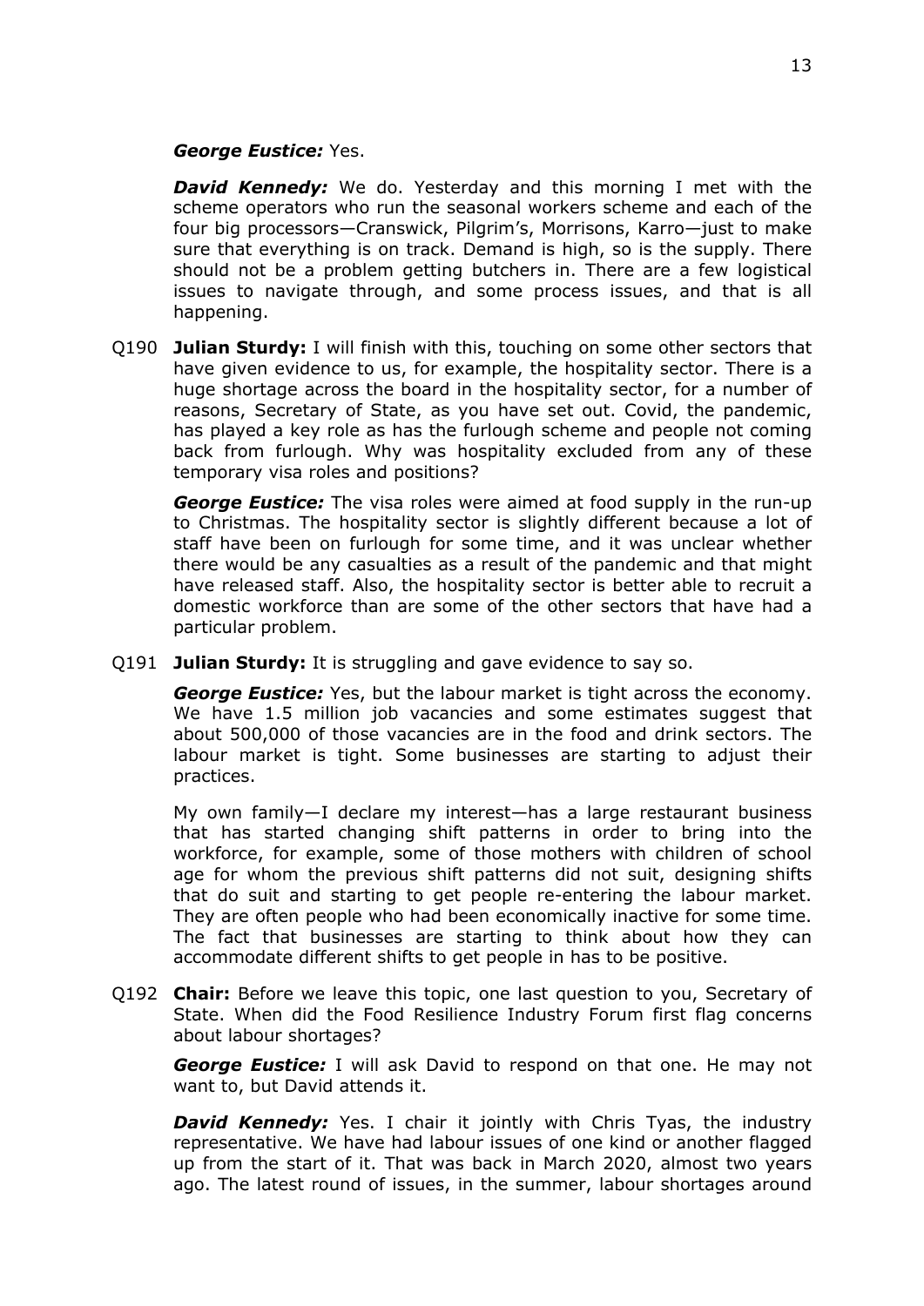***George Eustice:*** Yes.

***David Kennedy:*** We do. Yesterday and this morning I met with the scheme operators who run the seasonal workers scheme and each of the four big processors—Cranswick, Pilgrim's, Morrisons, Karro—just to make sure that everything is on track. Demand is high, so is the supply. There should not be a problem getting butchers in. There are a few logistical issues to navigate through, and some process issues, and that is all happening.

Q190 **Julian Sturdy:** I will finish with this, touching on some other sectors that have given evidence to us, for example, the hospitality sector. There is a huge shortage across the board in the hospitality sector, for a number of reasons, Secretary of State, as you have set out. Covid, the pandemic, has played a key role as has the furlough scheme and people not coming back from furlough. Why was hospitality excluded from any of these temporary visa roles and positions?

***George Eustice:*** The visa roles were aimed at food supply in the run-up to Christmas. The hospitality sector is slightly different because a lot of staff have been on furlough for some time, and it was unclear whether there would be any casualties as a result of the pandemic and that might have released staff. Also, the hospitality sector is better able to recruit a domestic workforce than are some of the other sectors that have had a particular problem.

Q191 **Julian Sturdy:** It is struggling and gave evidence to say so.

***George Eustice:*** Yes, but the labour market is tight across the economy. We have 1.5 million job vacancies and some estimates suggest that about 500,000 of those vacancies are in the food and drink sectors. The labour market is tight. Some businesses are starting to adjust their practices.

My own family—I declare my interest—has a large restaurant business that has started changing shift patterns in order to bring into the workforce, for example, some of those mothers with children of school age for whom the previous shift patterns did not suit, designing shifts that do suit and starting to get people re-entering the labour market. They are often people who had been economically inactive for some time. The fact that businesses are starting to think about how they can accommodate different shifts to get people in has to be positive.

Q192 **Chair:** Before we leave this topic, one last question to you, Secretary of State. When did the Food Resilience Industry Forum first flag concerns about labour shortages?

***George Eustice:*** I will ask David to respond on that one. He may not want to, but David attends it.

***David Kennedy:*** Yes. I chair it jointly with Chris Tyas, the industry representative. We have had labour issues of one kind or another flagged up from the start of it. That was back in March 2020, almost two years ago. The latest round of issues, in the summer, labour shortages around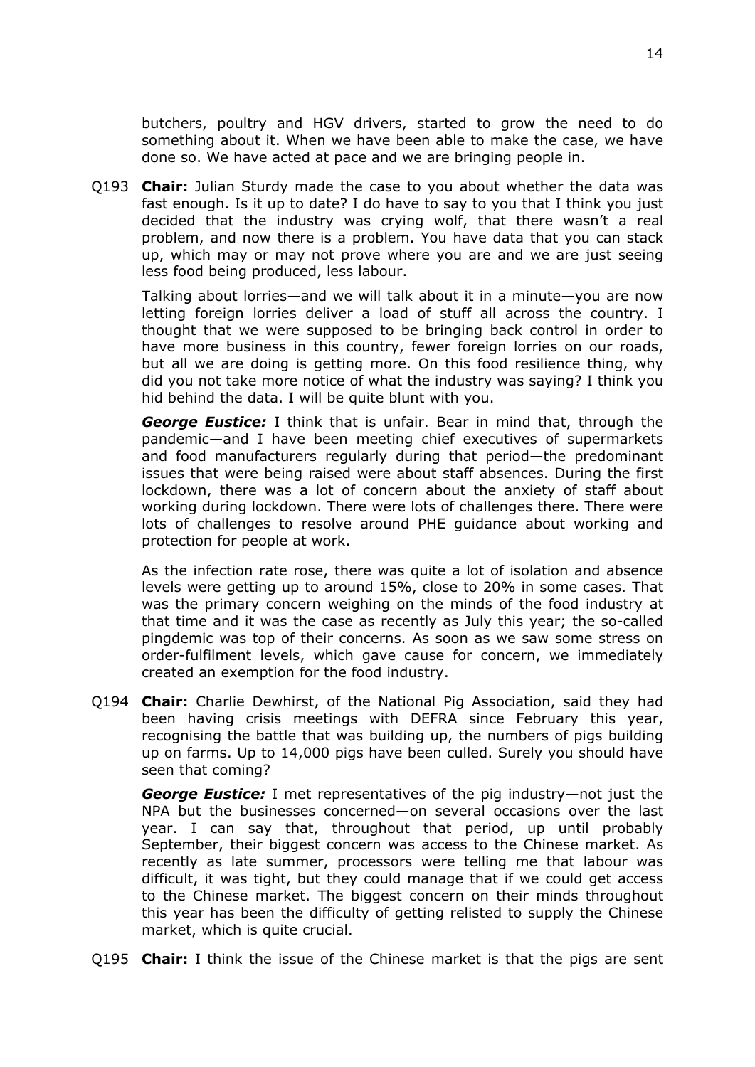butchers, poultry and HGV drivers, started to grow the need to do something about it. When we have been able to make the case, we have done so. We have acted at pace and we are bringing people in.

Q193 **Chair:** Julian Sturdy made the case to you about whether the data was fast enough. Is it up to date? I do have to say to you that I think you just decided that the industry was crying wolf, that there wasn't a real problem, and now there is a problem. You have data that you can stack up, which may or may not prove where you are and we are just seeing less food being produced, less labour.

Talking about lorries—and we will talk about it in a minute—you are now letting foreign lorries deliver a load of stuff all across the country. I thought that we were supposed to be bringing back control in order to have more business in this country, fewer foreign lorries on our roads, but all we are doing is getting more. On this food resilience thing, why did you not take more notice of what the industry was saying? I think you hid behind the data. I will be quite blunt with you.

***George Eustice:*** I think that is unfair. Bear in mind that, through the pandemic—and I have been meeting chief executives of supermarkets and food manufacturers regularly during that period—the predominant issues that were being raised were about staff absences. During the first lockdown, there was a lot of concern about the anxiety of staff about working during lockdown. There were lots of challenges there. There were lots of challenges to resolve around PHE guidance about working and protection for people at work.

As the infection rate rose, there was quite a lot of isolation and absence levels were getting up to around 15%, close to 20% in some cases. That was the primary concern weighing on the minds of the food industry at that time and it was the case as recently as July this year; the so-called pingdemic was top of their concerns. As soon as we saw some stress on order-fulfilment levels, which gave cause for concern, we immediately created an exemption for the food industry.

Q194 **Chair:** Charlie Dewhirst, of the National Pig Association, said they had been having crisis meetings with DEFRA since February this year, recognising the battle that was building up, the numbers of pigs building up on farms. Up to 14,000 pigs have been culled. Surely you should have seen that coming?

***George Eustice:*** I met representatives of the pig industry—not just the NPA but the businesses concerned—on several occasions over the last year. I can say that, throughout that period, up until probably September, their biggest concern was access to the Chinese market. As recently as late summer, processors were telling me that labour was difficult, it was tight, but they could manage that if we could get access to the Chinese market. The biggest concern on their minds throughout this year has been the difficulty of getting relisted to supply the Chinese market, which is quite crucial.

Q195 **Chair:** I think the issue of the Chinese market is that the pigs are sent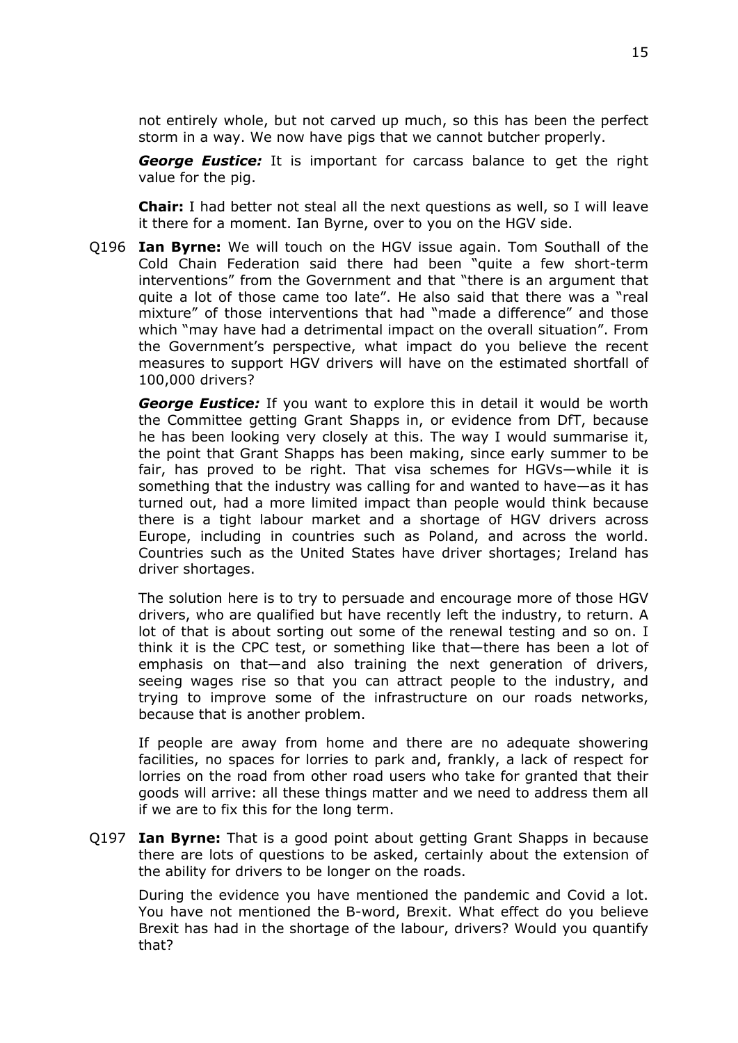not entirely whole, but not carved up much, so this has been the perfect storm in a way. We now have pigs that we cannot butcher properly.

***George Eustice:*** It is important for carcass balance to get the right value for the pig.

**Chair:** I had better not steal all the next questions as well, so I will leave it there for a moment. Ian Byrne, over to you on the HGV side.

Q196 **Ian Byrne:** We will touch on the HGV issue again. Tom Southall of the Cold Chain Federation said there had been "quite a few short-term interventions" from the Government and that "there is an argument that quite a lot of those came too late". He also said that there was a "real mixture" of those interventions that had "made a difference" and those which "may have had a detrimental impact on the overall situation". From the Government's perspective, what impact do you believe the recent measures to support HGV drivers will have on the estimated shortfall of 100,000 drivers?

***George Eustice:*** If you want to explore this in detail it would be worth the Committee getting Grant Shapps in, or evidence from DfT, because he has been looking very closely at this. The way I would summarise it, the point that Grant Shapps has been making, since early summer to be fair, has proved to be right. That visa schemes for HGVs—while it is something that the industry was calling for and wanted to have—as it has turned out, had a more limited impact than people would think because there is a tight labour market and a shortage of HGV drivers across Europe, including in countries such as Poland, and across the world. Countries such as the United States have driver shortages; Ireland has driver shortages.

The solution here is to try to persuade and encourage more of those HGV drivers, who are qualified but have recently left the industry, to return. A lot of that is about sorting out some of the renewal testing and so on. I think it is the CPC test, or something like that—there has been a lot of emphasis on that—and also training the next generation of drivers, seeing wages rise so that you can attract people to the industry, and trying to improve some of the infrastructure on our roads networks, because that is another problem.

If people are away from home and there are no adequate showering facilities, no spaces for lorries to park and, frankly, a lack of respect for lorries on the road from other road users who take for granted that their goods will arrive: all these things matter and we need to address them all if we are to fix this for the long term.

Q197 **Ian Byrne:** That is a good point about getting Grant Shapps in because there are lots of questions to be asked, certainly about the extension of the ability for drivers to be longer on the roads.

During the evidence you have mentioned the pandemic and Covid a lot. You have not mentioned the B-word, Brexit. What effect do you believe Brexit has had in the shortage of the labour, drivers? Would you quantify that?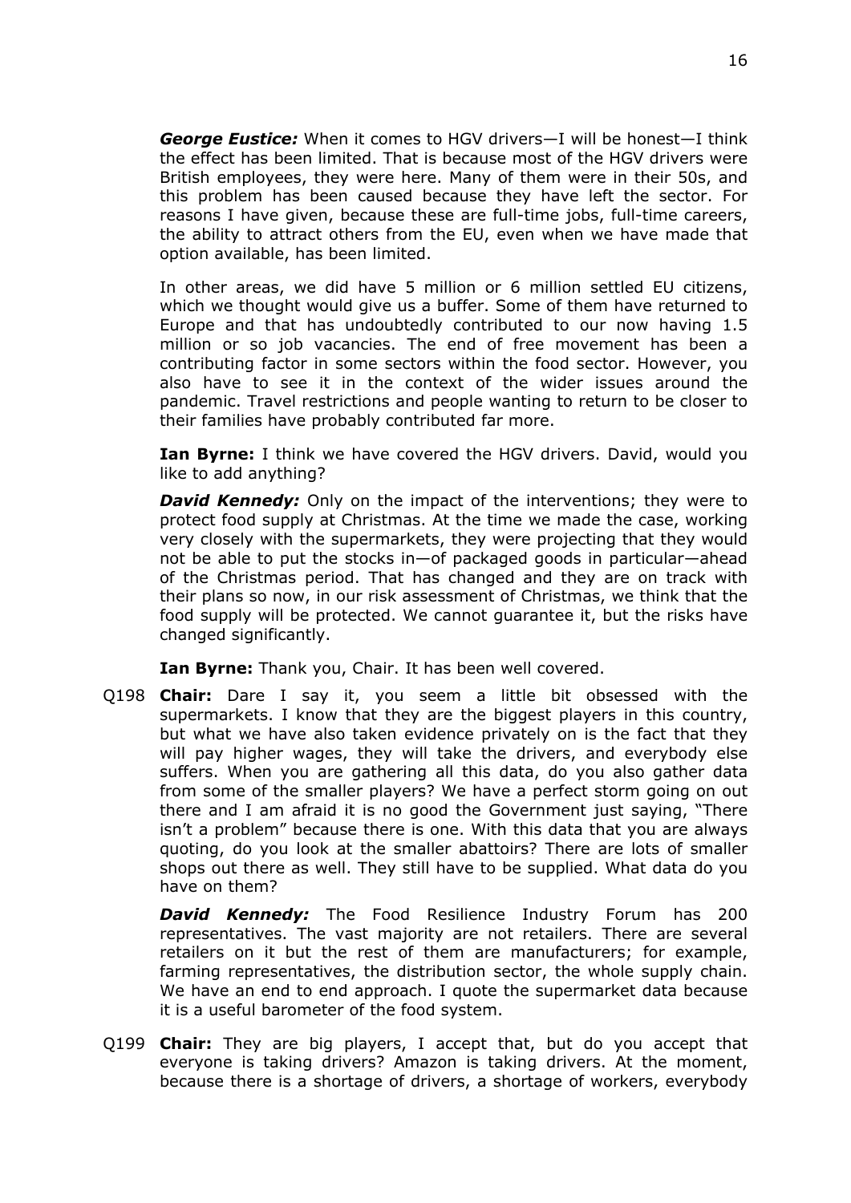***George Eustice:*** When it comes to HGV drivers—I will be honest—I think the effect has been limited. That is because most of the HGV drivers were British employees, they were here. Many of them were in their 50s, and this problem has been caused because they have left the sector. For reasons I have given, because these are full-time jobs, full-time careers, the ability to attract others from the EU, even when we have made that option available, has been limited.

In other areas, we did have 5 million or 6 million settled EU citizens, which we thought would give us a buffer. Some of them have returned to Europe and that has undoubtedly contributed to our now having 1.5 million or so job vacancies. The end of free movement has been a contributing factor in some sectors within the food sector. However, you also have to see it in the context of the wider issues around the pandemic. Travel restrictions and people wanting to return to be closer to their families have probably contributed far more.

**Ian Byrne:** I think we have covered the HGV drivers. David, would you like to add anything?

***David Kennedy:*** Only on the impact of the interventions; they were to protect food supply at Christmas. At the time we made the case, working very closely with the supermarkets, they were projecting that they would not be able to put the stocks in—of packaged goods in particular—ahead of the Christmas period. That has changed and they are on track with their plans so now, in our risk assessment of Christmas, we think that the food supply will be protected. We cannot guarantee it, but the risks have changed significantly.

**Ian Byrne:** Thank you, Chair. It has been well covered.

Q198 **Chair:** Dare I say it, you seem a little bit obsessed with the supermarkets. I know that they are the biggest players in this country, but what we have also taken evidence privately on is the fact that they will pay higher wages, they will take the drivers, and everybody else suffers. When you are gathering all this data, do you also gather data from some of the smaller players? We have a perfect storm going on out there and I am afraid it is no good the Government just saying, "There isn't a problem" because there is one. With this data that you are always quoting, do you look at the smaller abattoirs? There are lots of smaller shops out there as well. They still have to be supplied. What data do you have on them?

***David Kennedy:*** The Food Resilience Industry Forum has 200 representatives. The vast majority are not retailers. There are several retailers on it but the rest of them are manufacturers; for example, farming representatives, the distribution sector, the whole supply chain. We have an end to end approach. I quote the supermarket data because it is a useful barometer of the food system.

Q199 **Chair:** They are big players, I accept that, but do you accept that everyone is taking drivers? Amazon is taking drivers. At the moment, because there is a shortage of drivers, a shortage of workers, everybody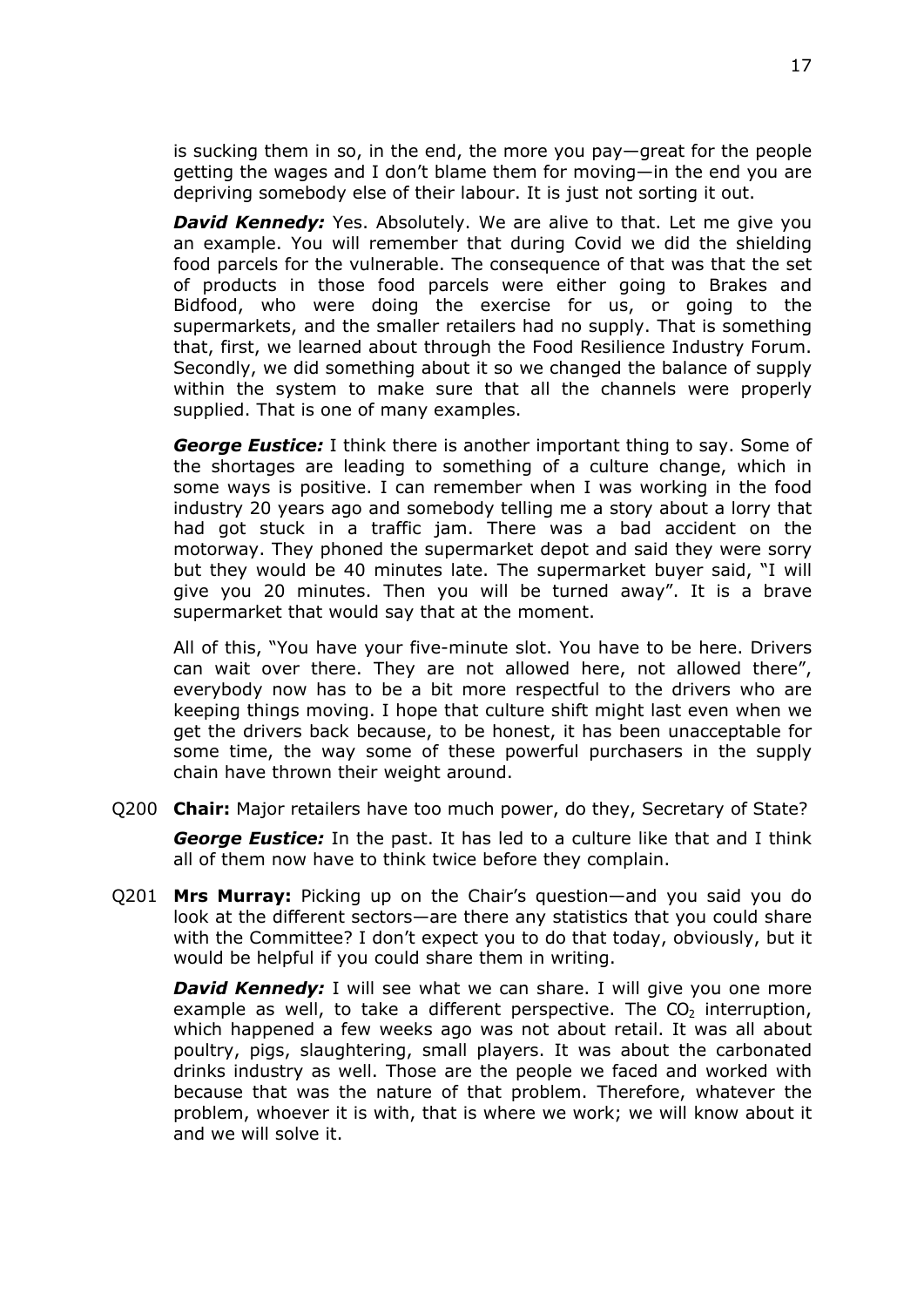is sucking them in so, in the end, the more you pay—great for the people getting the wages and I don't blame them for moving—in the end you are depriving somebody else of their labour. It is just not sorting it out.

***David Kennedy:*** Yes. Absolutely. We are alive to that. Let me give you an example. You will remember that during Covid we did the shielding food parcels for the vulnerable. The consequence of that was that the set of products in those food parcels were either going to Brakes and Bidfood, who were doing the exercise for us, or going to the supermarkets, and the smaller retailers had no supply. That is something that, first, we learned about through the Food Resilience Industry Forum. Secondly, we did something about it so we changed the balance of supply within the system to make sure that all the channels were properly supplied. That is one of many examples.

***George Eustice:*** I think there is another important thing to say. Some of the shortages are leading to something of a culture change, which in some ways is positive. I can remember when I was working in the food industry 20 years ago and somebody telling me a story about a lorry that had got stuck in a traffic jam. There was a bad accident on the motorway. They phoned the supermarket depot and said they were sorry but they would be 40 minutes late. The supermarket buyer said, "I will give you 20 minutes. Then you will be turned away". It is a brave supermarket that would say that at the moment.

All of this, "You have your five-minute slot. You have to be here. Drivers can wait over there. They are not allowed here, not allowed there", everybody now has to be a bit more respectful to the drivers who are keeping things moving. I hope that culture shift might last even when we get the drivers back because, to be honest, it has been unacceptable for some time, the way some of these powerful purchasers in the supply chain have thrown their weight around.

Q200 **Chair:** Major retailers have too much power, do they, Secretary of State?

***George Eustice:*** In the past. It has led to a culture like that and I think all of them now have to think twice before they complain.

Q201 **Mrs Murray:** Picking up on the Chair's question—and you said you do look at the different sectors—are there any statistics that you could share with the Committee? I don't expect you to do that today, obviously, but it would be helpful if you could share them in writing.

***David Kennedy:*** I will see what we can share. I will give you one more example as well, to take a different perspective. The $CO_2$ interruption, which happened a few weeks ago was not about retail. It was all about poultry, pigs, slaughtering, small players. It was about the carbonated drinks industry as well. Those are the people we faced and worked with because that was the nature of that problem. Therefore, whatever the problem, whoever it is with, that is where we work; we will know about it and we will solve it.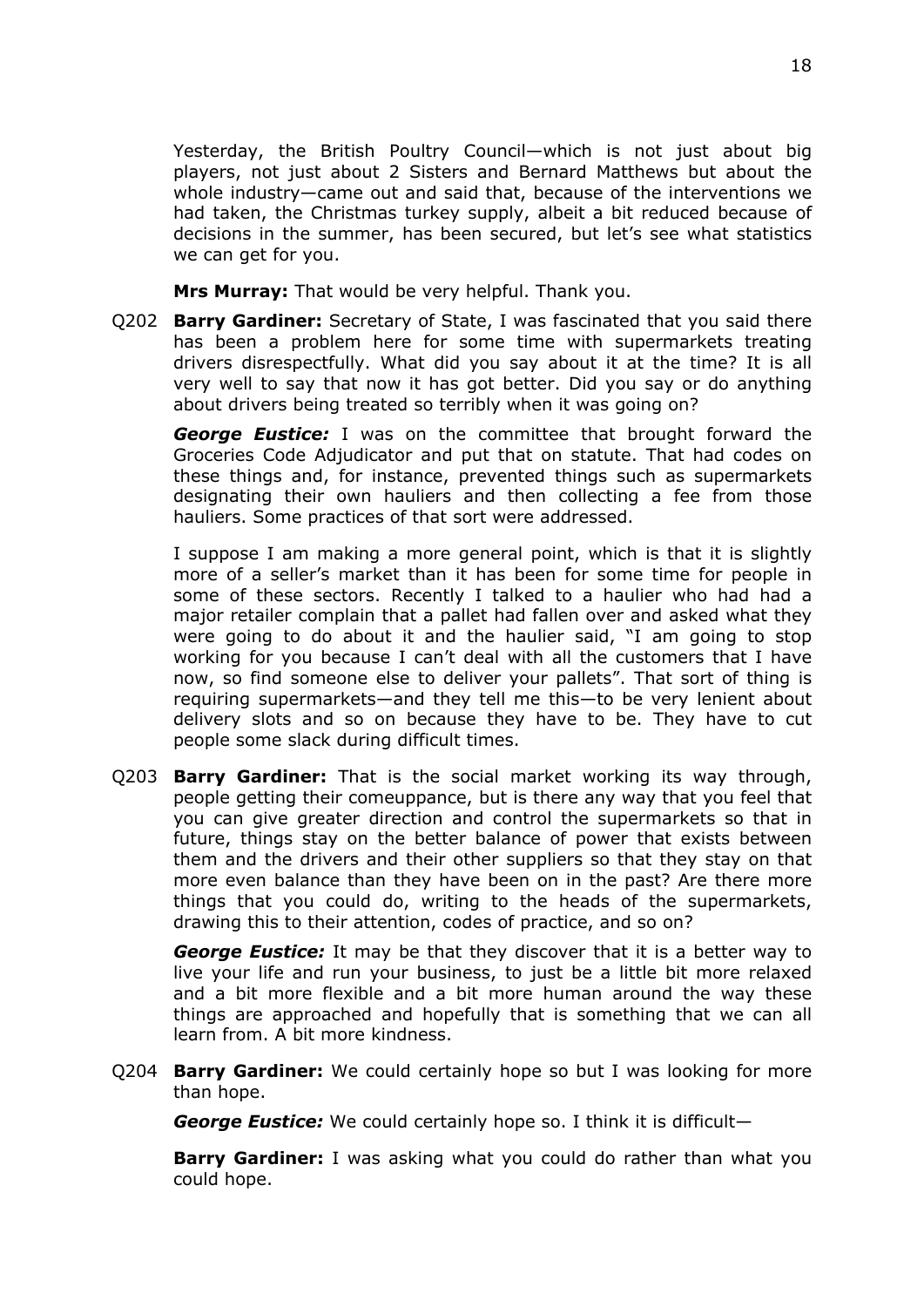Yesterday, the British Poultry Council—which is not just about big players, not just about 2 Sisters and Bernard Matthews but about the whole industry—came out and said that, because of the interventions we had taken, the Christmas turkey supply, albeit a bit reduced because of decisions in the summer, has been secured, but let's see what statistics we can get for you.

**Mrs Murray:** That would be very helpful. Thank you.

Q202 **Barry Gardiner:** Secretary of State, I was fascinated that you said there has been a problem here for some time with supermarkets treating drivers disrespectfully. What did you say about it at the time? It is all very well to say that now it has got better. Did you say or do anything about drivers being treated so terribly when it was going on?

***George Eustice:*** I was on the committee that brought forward the Groceries Code Adjudicator and put that on statute. That had codes on these things and, for instance, prevented things such as supermarkets designating their own hauliers and then collecting a fee from those hauliers. Some practices of that sort were addressed.

I suppose I am making a more general point, which is that it is slightly more of a seller's market than it has been for some time for people in some of these sectors. Recently I talked to a haulier who had had a major retailer complain that a pallet had fallen over and asked what they were going to do about it and the haulier said, "I am going to stop working for you because I can't deal with all the customers that I have now, so find someone else to deliver your pallets". That sort of thing is requiring supermarkets—and they tell me this—to be very lenient about delivery slots and so on because they have to be. They have to cut people some slack during difficult times.

Q203 **Barry Gardiner:** That is the social market working its way through, people getting their comeuppance, but is there any way that you feel that you can give greater direction and control the supermarkets so that in future, things stay on the better balance of power that exists between them and the drivers and their other suppliers so that they stay on that more even balance than they have been on in the past? Are there more things that you could do, writing to the heads of the supermarkets, drawing this to their attention, codes of practice, and so on?

***George Eustice:*** It may be that they discover that it is a better way to live your life and run your business, to just be a little bit more relaxed and a bit more flexible and a bit more human around the way these things are approached and hopefully that is something that we can all learn from. A bit more kindness.

Q204 **Barry Gardiner:** We could certainly hope so but I was looking for more than hope.

***George Eustice:*** We could certainly hope so. I think it is difficult—

**Barry Gardiner:** I was asking what you could do rather than what you could hope.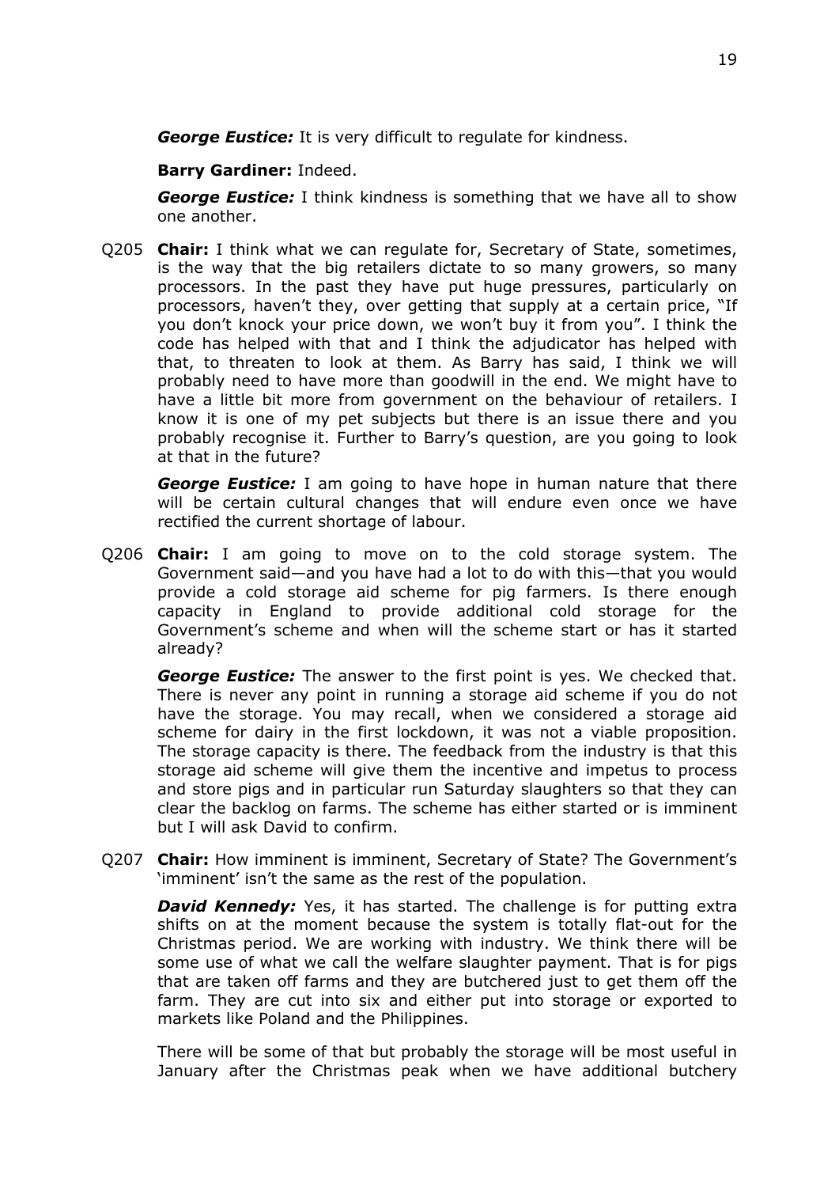***George Eustice:*** It is very difficult to regulate for kindness.

**Barry Gardiner:** Indeed.

***George Eustice:*** I think kindness is something that we have all to show one another.

Q205 **Chair:** I think what we can regulate for, Secretary of State, sometimes, is the way that the big retailers dictate to so many growers, so many processors. In the past they have put huge pressures, particularly on processors, haven't they, over getting that supply at a certain price, "If you don't knock your price down, we won't buy it from you". I think the code has helped with that and I think the adjudicator has helped with that, to threaten to look at them. As Barry has said, I think we will probably need to have more than goodwill in the end. We might have to have a little bit more from government on the behaviour of retailers. I know it is one of my pet subjects but there is an issue there and you probably recognise it. Further to Barry's question, are you going to look at that in the future?

***George Eustice:*** I am going to have hope in human nature that there will be certain cultural changes that will endure even once we have rectified the current shortage of labour.

Q206 **Chair:** I am going to move on to the cold storage system. The Government said—and you have had a lot to do with this—that you would provide a cold storage aid scheme for pig farmers. Is there enough capacity in England to provide additional cold storage for the Government's scheme and when will the scheme start or has it started already?

***George Eustice:*** The answer to the first point is yes. We checked that. There is never any point in running a storage aid scheme if you do not have the storage. You may recall, when we considered a storage aid scheme for dairy in the first lockdown, it was not a viable proposition. The storage capacity is there. The feedback from the industry is that this storage aid scheme will give them the incentive and impetus to process and store pigs and in particular run Saturday slaughters so that they can clear the backlog on farms. The scheme has either started or is imminent but I will ask David to confirm.

Q207 **Chair:** How imminent is imminent, Secretary of State? The Government's 'imminent' isn't the same as the rest of the population.

***David Kennedy:*** Yes, it has started. The challenge is for putting extra shifts on at the moment because the system is totally flat-out for the Christmas period. We are working with industry. We think there will be some use of what we call the welfare slaughter payment. That is for pigs that are taken off farms and they are butchered just to get them off the farm. They are cut into six and either put into storage or exported to markets like Poland and the Philippines.

There will be some of that but probably the storage will be most useful in January after the Christmas peak when we have additional butchery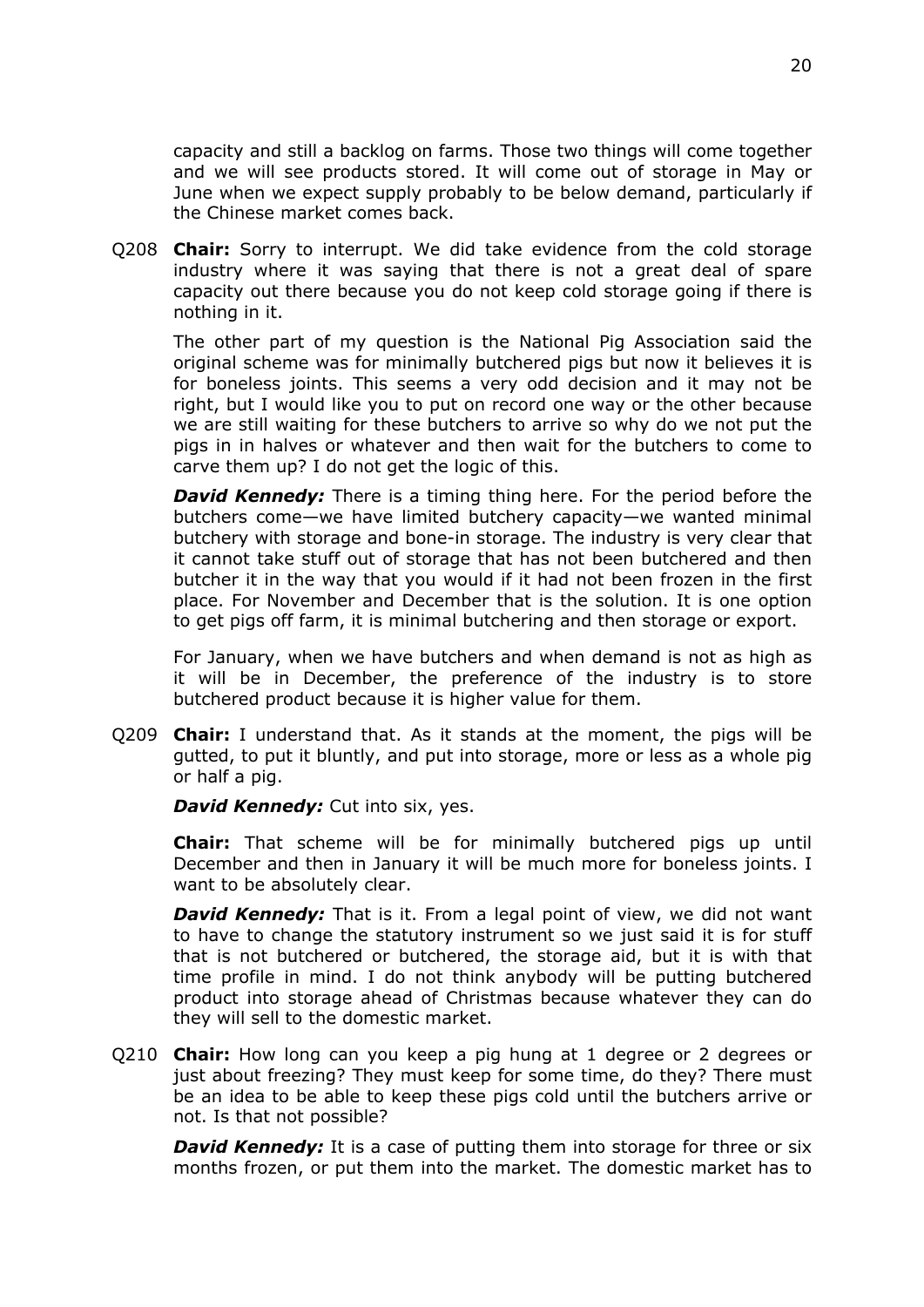capacity and still a backlog on farms. Those two things will come together and we will see products stored. It will come out of storage in May or June when we expect supply probably to be below demand, particularly if the Chinese market comes back.

Q208 **Chair:** Sorry to interrupt. We did take evidence from the cold storage industry where it was saying that there is not a great deal of spare capacity out there because you do not keep cold storage going if there is nothing in it.

The other part of my question is the National Pig Association said the original scheme was for minimally butchered pigs but now it believes it is for boneless joints. This seems a very odd decision and it may not be right, but I would like you to put on record one way or the other because we are still waiting for these butchers to arrive so why do we not put the pigs in in halves or whatever and then wait for the butchers to come to carve them up? I do not get the logic of this.

***David Kennedy:*** There is a timing thing here. For the period before the butchers come—we have limited butchery capacity—we wanted minimal butchery with storage and bone-in storage. The industry is very clear that it cannot take stuff out of storage that has not been butchered and then butcher it in the way that you would if it had not been frozen in the first place. For November and December that is the solution. It is one option to get pigs off farm, it is minimal butchering and then storage or export.

For January, when we have butchers and when demand is not as high as it will be in December, the preference of the industry is to store butchered product because it is higher value for them.

Q209 **Chair:** I understand that. As it stands at the moment, the pigs will be gutted, to put it bluntly, and put into storage, more or less as a whole pig or half a pig.

***David Kennedy:*** Cut into six, yes.

**Chair:** That scheme will be for minimally butchered pigs up until December and then in January it will be much more for boneless joints. I want to be absolutely clear.

***David Kennedy:*** That is it. From a legal point of view, we did not want to have to change the statutory instrument so we just said it is for stuff that is not butchered or butchered, the storage aid, but it is with that time profile in mind. I do not think anybody will be putting butchered product into storage ahead of Christmas because whatever they can do they will sell to the domestic market.

Q210 **Chair:** How long can you keep a pig hung at 1 degree or 2 degrees or just about freezing? They must keep for some time, do they? There must be an idea to be able to keep these pigs cold until the butchers arrive or not. Is that not possible?

***David Kennedy:*** It is a case of putting them into storage for three or six months frozen, or put them into the market. The domestic market has to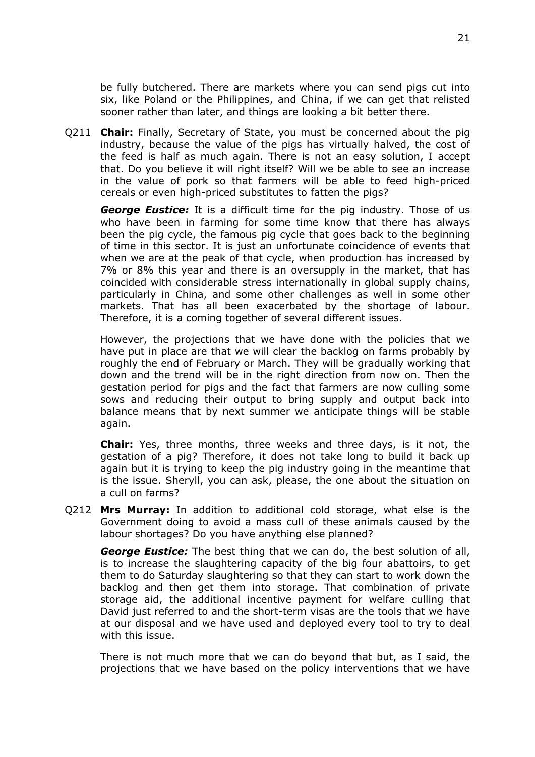be fully butchered. There are markets where you can send pigs cut into six, like Poland or the Philippines, and China, if we can get that relisted sooner rather than later, and things are looking a bit better there.

Q211 **Chair:** Finally, Secretary of State, you must be concerned about the pig industry, because the value of the pigs has virtually halved, the cost of the feed is half as much again. There is not an easy solution, I accept that. Do you believe it will right itself? Will we be able to see an increase in the value of pork so that farmers will be able to feed high-priced cereals or even high-priced substitutes to fatten the pigs?

***George Eustice:*** It is a difficult time for the pig industry. Those of us who have been in farming for some time know that there has always been the pig cycle, the famous pig cycle that goes back to the beginning of time in this sector. It is just an unfortunate coincidence of events that when we are at the peak of that cycle, when production has increased by 7% or 8% this year and there is an oversupply in the market, that has coincided with considerable stress internationally in global supply chains, particularly in China, and some other challenges as well in some other markets. That has all been exacerbated by the shortage of labour. Therefore, it is a coming together of several different issues.

However, the projections that we have done with the policies that we have put in place are that we will clear the backlog on farms probably by roughly the end of February or March. They will be gradually working that down and the trend will be in the right direction from now on. Then the gestation period for pigs and the fact that farmers are now culling some sows and reducing their output to bring supply and output back into balance means that by next summer we anticipate things will be stable again.

**Chair:** Yes, three months, three weeks and three days, is it not, the gestation of a pig? Therefore, it does not take long to build it back up again but it is trying to keep the pig industry going in the meantime that is the issue. Sheryll, you can ask, please, the one about the situation on a cull on farms?

Q212 **Mrs Murray:** In addition to additional cold storage, what else is the Government doing to avoid a mass cull of these animals caused by the labour shortages? Do you have anything else planned?

***George Eustice:*** The best thing that we can do, the best solution of all, is to increase the slaughtering capacity of the big four abattoirs, to get them to do Saturday slaughtering so that they can start to work down the backlog and then get them into storage. That combination of private storage aid, the additional incentive payment for welfare culling that David just referred to and the short-term visas are the tools that we have at our disposal and we have used and deployed every tool to try to deal with this issue.

There is not much more that we can do beyond that but, as I said, the projections that we have based on the policy interventions that we have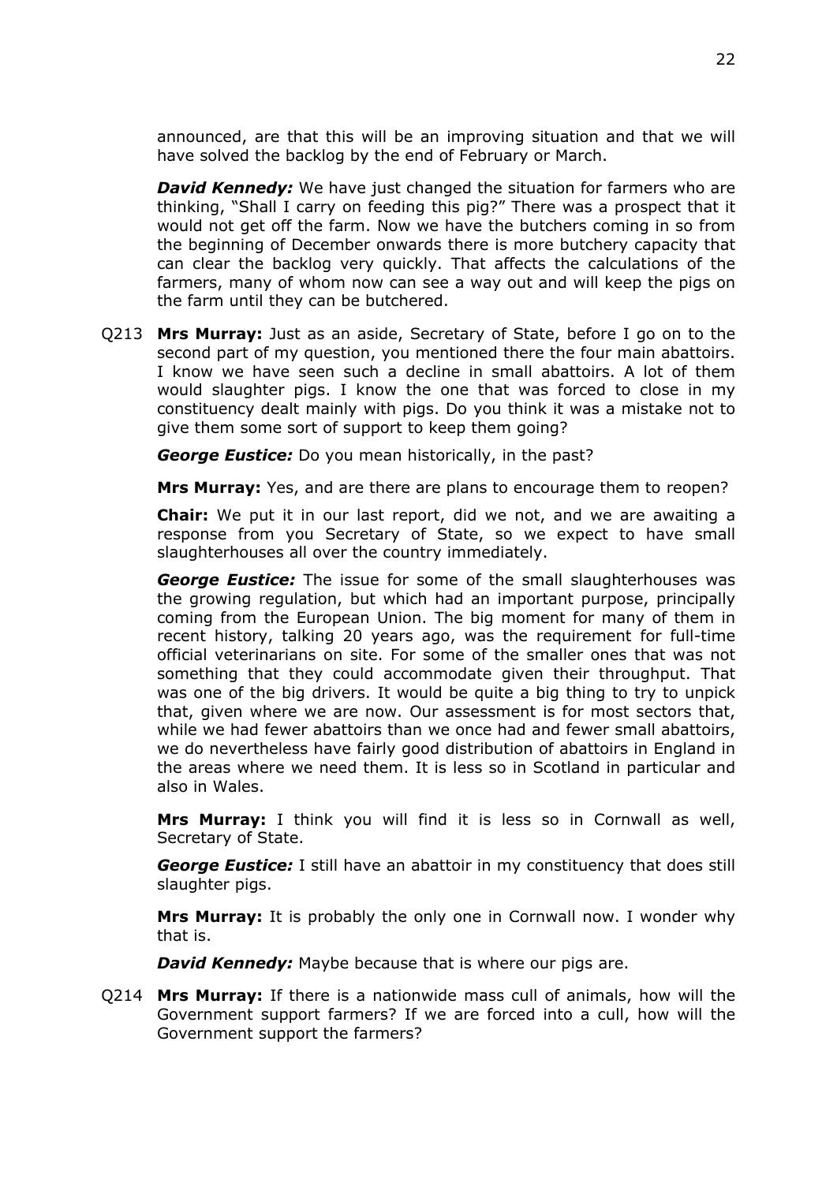announced, are that this will be an improving situation and that we will have solved the backlog by the end of February or March.

***David Kennedy:*** We have just changed the situation for farmers who are thinking, "Shall I carry on feeding this pig?" There was a prospect that it would not get off the farm. Now we have the butchers coming in so from the beginning of December onwards there is more butchery capacity that can clear the backlog very quickly. That affects the calculations of the farmers, many of whom now can see a way out and will keep the pigs on the farm until they can be butchered.

Q213 **Mrs Murray:** Just as an aside, Secretary of State, before I go on to the second part of my question, you mentioned there the four main abattoirs. I know we have seen such a decline in small abattoirs. A lot of them would slaughter pigs. I know the one that was forced to close in my constituency dealt mainly with pigs. Do you think it was a mistake not to give them some sort of support to keep them going?

***George Eustice:*** Do you mean historically, in the past?

**Mrs Murray:** Yes, and are there are plans to encourage them to reopen?

**Chair:** We put it in our last report, did we not, and we are awaiting a response from you Secretary of State, so we expect to have small slaughterhouses all over the country immediately.

***George Eustice:*** The issue for some of the small slaughterhouses was the growing regulation, but which had an important purpose, principally coming from the European Union. The big moment for many of them in recent history, talking 20 years ago, was the requirement for full-time official veterinarians on site. For some of the smaller ones that was not something that they could accommodate given their throughput. That was one of the big drivers. It would be quite a big thing to try to unpick that, given where we are now. Our assessment is for most sectors that, while we had fewer abattoirs than we once had and fewer small abattoirs, we do nevertheless have fairly good distribution of abattoirs in England in the areas where we need them. It is less so in Scotland in particular and also in Wales.

**Mrs Murray:** I think you will find it is less so in Cornwall as well, Secretary of State.

***George Eustice:*** I still have an abattoir in my constituency that does still slaughter pigs.

**Mrs Murray:** It is probably the only one in Cornwall now. I wonder why that is.

***David Kennedy:*** Maybe because that is where our pigs are.

Q214 **Mrs Murray:** If there is a nationwide mass cull of animals, how will the Government support farmers? If we are forced into a cull, how will the Government support the farmers?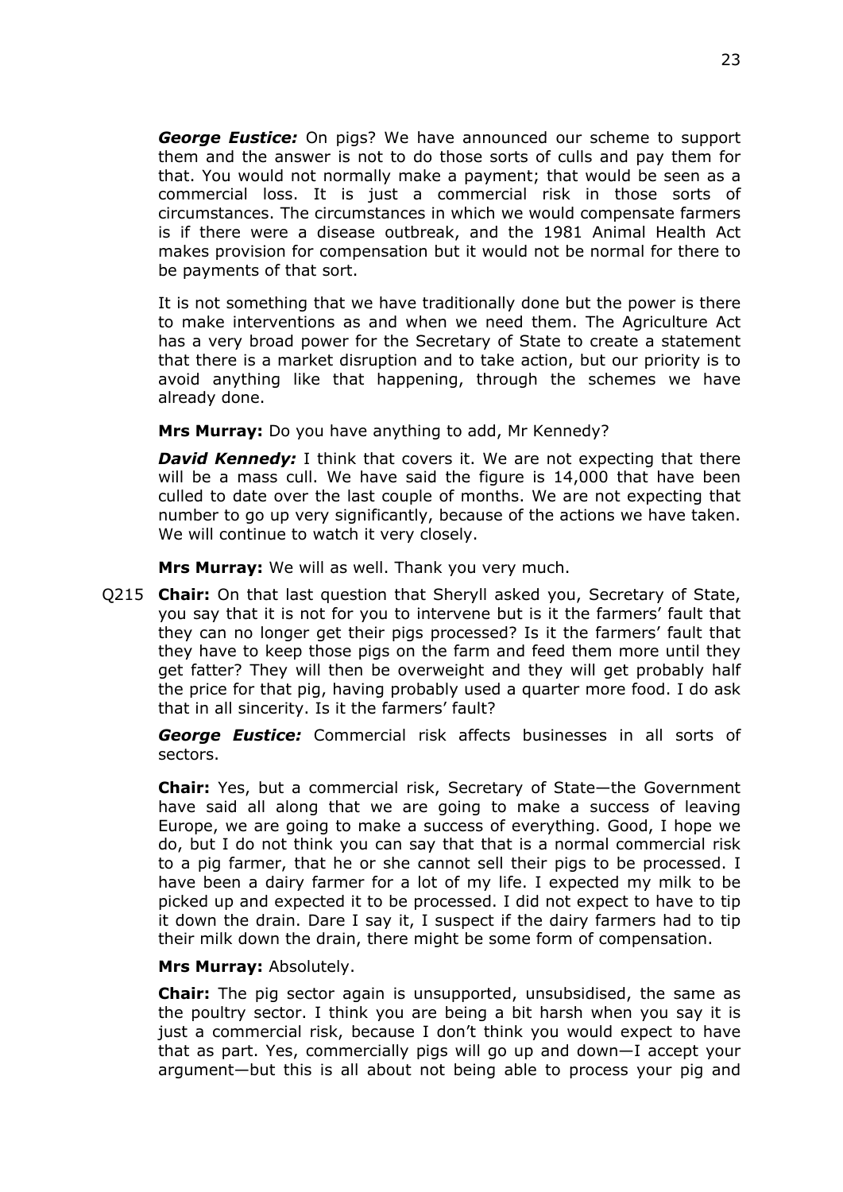***George Eustice:*** On pigs? We have announced our scheme to support them and the answer is not to do those sorts of culls and pay them for that. You would not normally make a payment; that would be seen as a commercial loss. It is just a commercial risk in those sorts of circumstances. The circumstances in which we would compensate farmers is if there were a disease outbreak, and the 1981 Animal Health Act makes provision for compensation but it would not be normal for there to be payments of that sort.

It is not something that we have traditionally done but the power is there to make interventions as and when we need them. The Agriculture Act has a very broad power for the Secretary of State to create a statement that there is a market disruption and to take action, but our priority is to avoid anything like that happening, through the schemes we have already done.

**Mrs Murray:** Do you have anything to add, Mr Kennedy?

***David Kennedy:*** I think that covers it. We are not expecting that there will be a mass cull. We have said the figure is 14,000 that have been culled to date over the last couple of months. We are not expecting that number to go up very significantly, because of the actions we have taken. We will continue to watch it very closely.

**Mrs Murray:** We will as well. Thank you very much.

Q215 **Chair:** On that last question that Sheryll asked you, Secretary of State, you say that it is not for you to intervene but is it the farmers' fault that they can no longer get their pigs processed? Is it the farmers' fault that they have to keep those pigs on the farm and feed them more until they get fatter? They will then be overweight and they will get probably half the price for that pig, having probably used a quarter more food. I do ask that in all sincerity. Is it the farmers' fault?

***George Eustice:*** Commercial risk affects businesses in all sorts of sectors.

**Chair:** Yes, but a commercial risk, Secretary of State—the Government have said all along that we are going to make a success of leaving Europe, we are going to make a success of everything. Good, I hope we do, but I do not think you can say that that is a normal commercial risk to a pig farmer, that he or she cannot sell their pigs to be processed. I have been a dairy farmer for a lot of my life. I expected my milk to be picked up and expected it to be processed. I did not expect to have to tip it down the drain. Dare I say it, I suspect if the dairy farmers had to tip their milk down the drain, there might be some form of compensation.

**Mrs Murray:** Absolutely.

**Chair:** The pig sector again is unsupported, unsubsidised, the same as the poultry sector. I think you are being a bit harsh when you say it is just a commercial risk, because I don't think you would expect to have that as part. Yes, commercially pigs will go up and down—I accept your argument—but this is all about not being able to process your pig and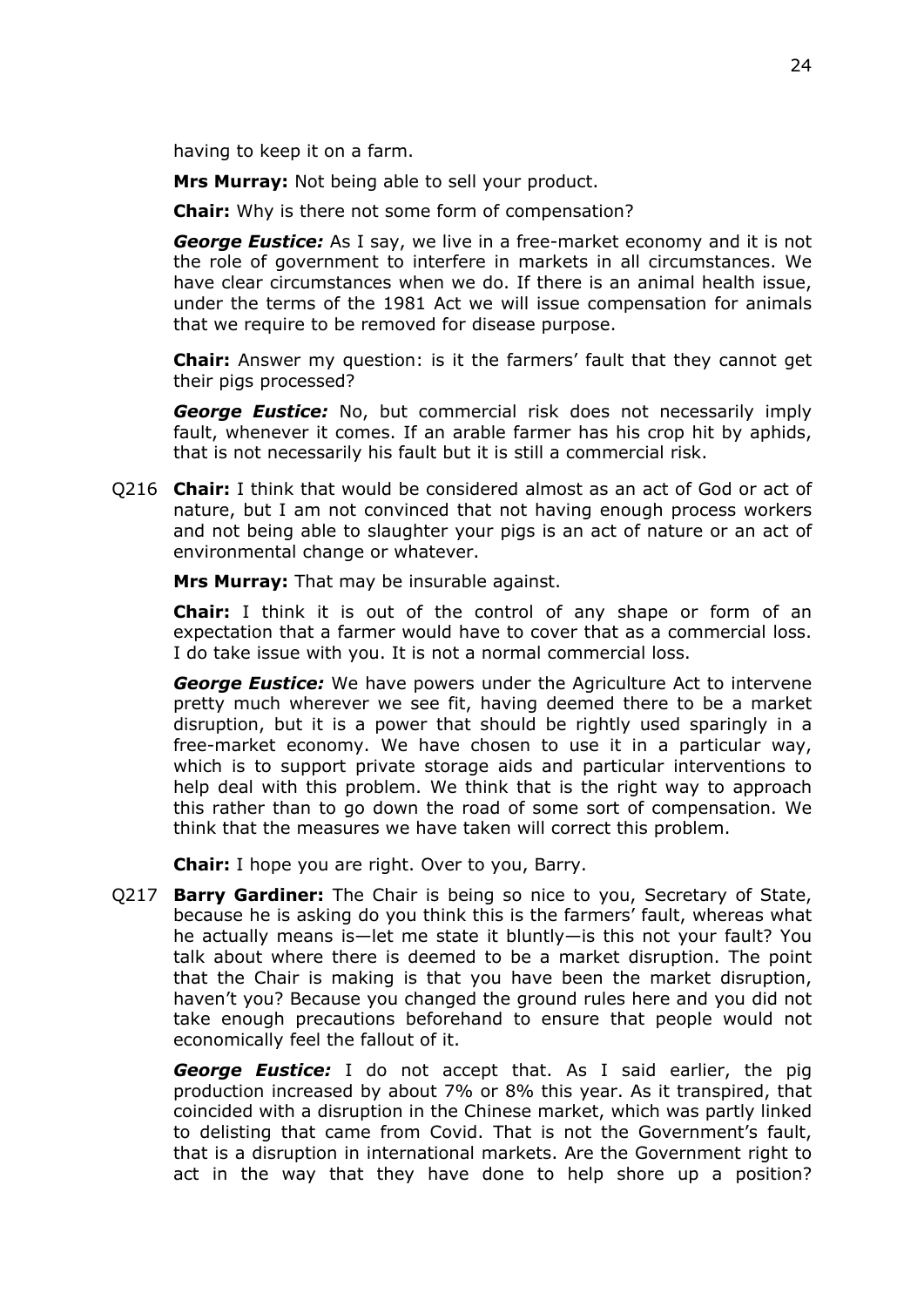having to keep it on a farm.

**Mrs Murray:** Not being able to sell your product.

**Chair:** Why is there not some form of compensation?

***George Eustice:*** As I say, we live in a free-market economy and it is not the role of government to interfere in markets in all circumstances. We have clear circumstances when we do. If there is an animal health issue, under the terms of the 1981 Act we will issue compensation for animals that we require to be removed for disease purpose.

**Chair:** Answer my question: is it the farmers' fault that they cannot get their pigs processed?

***George Eustice:*** No, but commercial risk does not necessarily imply fault, whenever it comes. If an arable farmer has his crop hit by aphids, that is not necessarily his fault but it is still a commercial risk.

Q216 **Chair:** I think that would be considered almost as an act of God or act of nature, but I am not convinced that not having enough process workers and not being able to slaughter your pigs is an act of nature or an act of environmental change or whatever.

**Mrs Murray:** That may be insurable against.

**Chair:** I think it is out of the control of any shape or form of an expectation that a farmer would have to cover that as a commercial loss. I do take issue with you. It is not a normal commercial loss.

***George Eustice:*** We have powers under the Agriculture Act to intervene pretty much wherever we see fit, having deemed there to be a market disruption, but it is a power that should be rightly used sparingly in a free-market economy. We have chosen to use it in a particular way, which is to support private storage aids and particular interventions to help deal with this problem. We think that is the right way to approach this rather than to go down the road of some sort of compensation. We think that the measures we have taken will correct this problem.

**Chair:** I hope you are right. Over to you, Barry.

Q217 **Barry Gardiner:** The Chair is being so nice to you, Secretary of State, because he is asking do you think this is the farmers' fault, whereas what he actually means is—let me state it bluntly—is this not your fault? You talk about where there is deemed to be a market disruption. The point that the Chair is making is that you have been the market disruption, haven't you? Because you changed the ground rules here and you did not take enough precautions beforehand to ensure that people would not economically feel the fallout of it.

***George Eustice:*** I do not accept that. As I said earlier, the pig production increased by about 7% or 8% this year. As it transpired, that coincided with a disruption in the Chinese market, which was partly linked to delisting that came from Covid. That is not the Government's fault, that is a disruption in international markets. Are the Government right to act in the way that they have done to help shore up a position?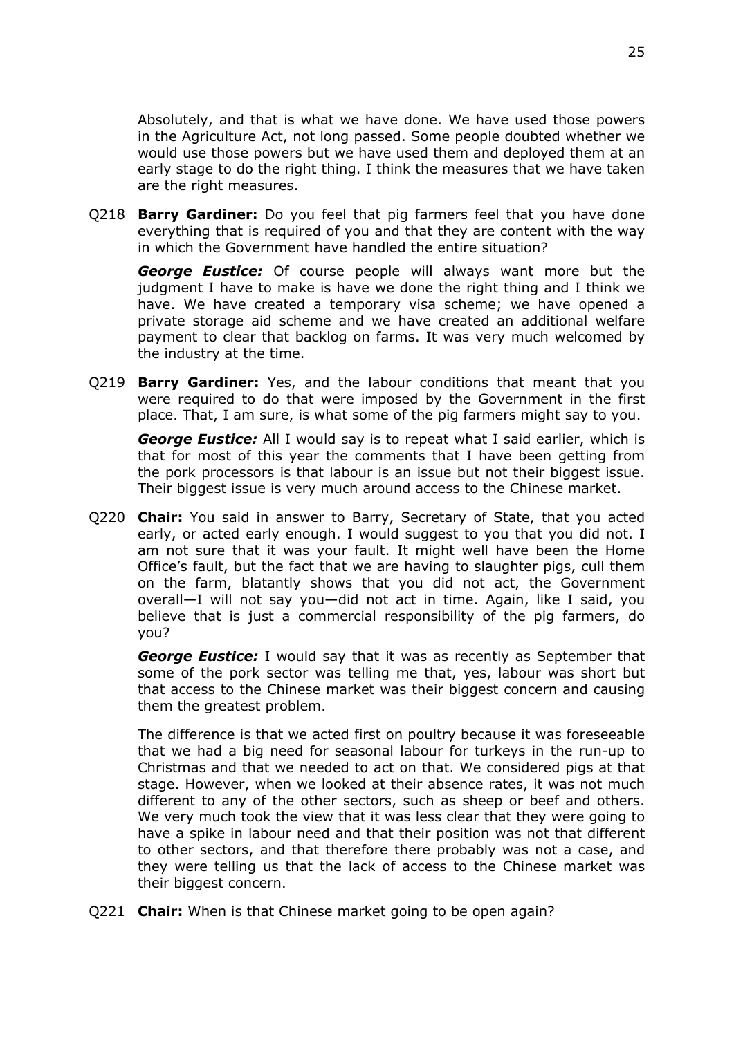Absolutely, and that is what we have done. We have used those powers in the Agriculture Act, not long passed. Some people doubted whether we would use those powers but we have used them and deployed them at an early stage to do the right thing. I think the measures that we have taken are the right measures.

Q218 **Barry Gardiner:** Do you feel that pig farmers feel that you have done everything that is required of you and that they are content with the way in which the Government have handled the entire situation?

***George Eustice:*** Of course people will always want more but the judgment I have to make is have we done the right thing and I think we have. We have created a temporary visa scheme; we have opened a private storage aid scheme and we have created an additional welfare payment to clear that backlog on farms. It was very much welcomed by the industry at the time.

Q219 **Barry Gardiner:** Yes, and the labour conditions that meant that you were required to do that were imposed by the Government in the first place. That, I am sure, is what some of the pig farmers might say to you.

***George Eustice:*** All I would say is to repeat what I said earlier, which is that for most of this year the comments that I have been getting from the pork processors is that labour is an issue but not their biggest issue. Their biggest issue is very much around access to the Chinese market.

Q220 **Chair:** You said in answer to Barry, Secretary of State, that you acted early, or acted early enough. I would suggest to you that you did not. I am not sure that it was your fault. It might well have been the Home Office's fault, but the fact that we are having to slaughter pigs, cull them on the farm, blatantly shows that you did not act, the Government overall—I will not say you—did not act in time. Again, like I said, you believe that is just a commercial responsibility of the pig farmers, do you?

***George Eustice:*** I would say that it was as recently as September that some of the pork sector was telling me that, yes, labour was short but that access to the Chinese market was their biggest concern and causing them the greatest problem.

The difference is that we acted first on poultry because it was foreseeable that we had a big need for seasonal labour for turkeys in the run-up to Christmas and that we needed to act on that. We considered pigs at that stage. However, when we looked at their absence rates, it was not much different to any of the other sectors, such as sheep or beef and others. We very much took the view that it was less clear that they were going to have a spike in labour need and that their position was not that different to other sectors, and that therefore there probably was not a case, and they were telling us that the lack of access to the Chinese market was their biggest concern.

Q221 **Chair:** When is that Chinese market going to be open again?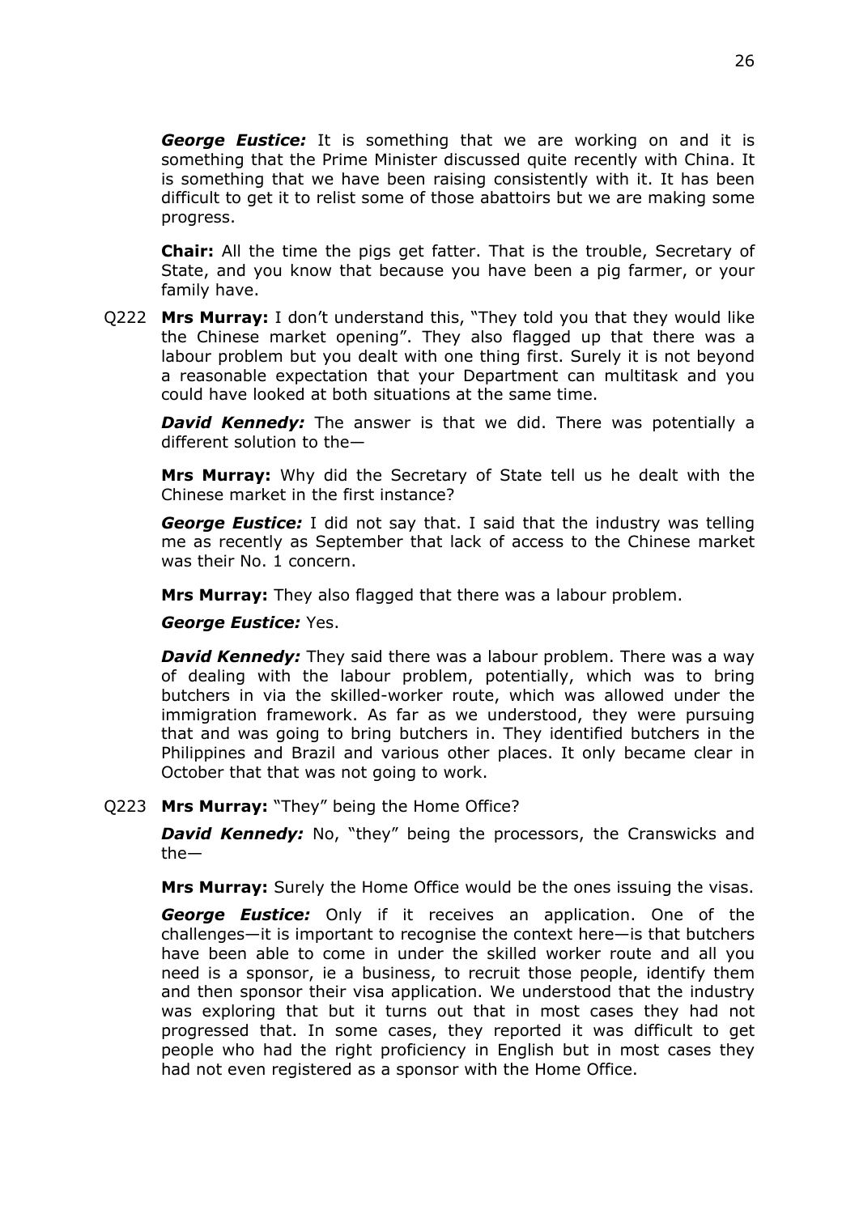***George Eustice:*** It is something that we are working on and it is something that the Prime Minister discussed quite recently with China. It is something that we have been raising consistently with it. It has been difficult to get it to relist some of those abattoirs but we are making some progress.

**Chair:** All the time the pigs get fatter. That is the trouble, Secretary of State, and you know that because you have been a pig farmer, or your family have.

Q222 **Mrs Murray:** I don't understand this, "They told you that they would like the Chinese market opening". They also flagged up that there was a labour problem but you dealt with one thing first. Surely it is not beyond a reasonable expectation that your Department can multitask and you could have looked at both situations at the same time.

***David Kennedy:*** The answer is that we did. There was potentially a different solution to the—

**Mrs Murray:** Why did the Secretary of State tell us he dealt with the Chinese market in the first instance?

***George Eustice:*** I did not say that. I said that the industry was telling me as recently as September that lack of access to the Chinese market was their No. 1 concern.

**Mrs Murray:** They also flagged that there was a labour problem.

***George Eustice:*** Yes.

***David Kennedy:*** They said there was a labour problem. There was a way of dealing with the labour problem, potentially, which was to bring butchers in via the skilled-worker route, which was allowed under the immigration framework. As far as we understood, they were pursuing that and was going to bring butchers in. They identified butchers in the Philippines and Brazil and various other places. It only became clear in October that that was not going to work.

Q223 **Mrs Murray:** "They" being the Home Office?

***David Kennedy:*** No, "they" being the processors, the Cranswicks and the—

**Mrs Murray:** Surely the Home Office would be the ones issuing the visas.

***George Eustice:*** Only if it receives an application. One of the challenges—it is important to recognise the context here—is that butchers have been able to come in under the skilled worker route and all you need is a sponsor, ie a business, to recruit those people, identify them and then sponsor their visa application. We understood that the industry was exploring that but it turns out that in most cases they had not progressed that. In some cases, they reported it was difficult to get people who had the right proficiency in English but in most cases they had not even registered as a sponsor with the Home Office.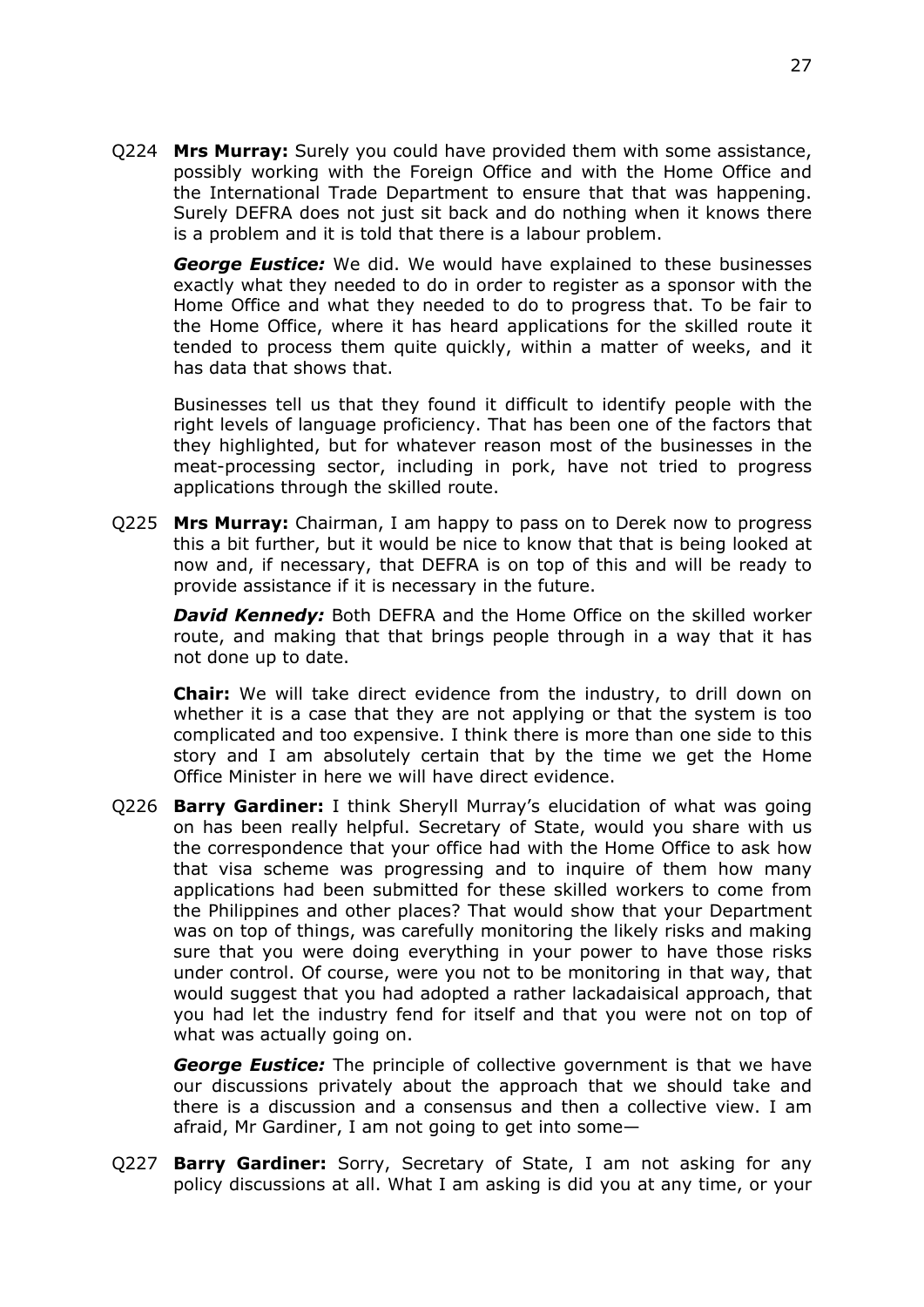Q224 **Mrs Murray:** Surely you could have provided them with some assistance, possibly working with the Foreign Office and with the Home Office and the International Trade Department to ensure that that was happening. Surely DEFRA does not just sit back and do nothing when it knows there is a problem and it is told that there is a labour problem.

***George Eustice:*** We did. We would have explained to these businesses exactly what they needed to do in order to register as a sponsor with the Home Office and what they needed to do to progress that. To be fair to the Home Office, where it has heard applications for the skilled route it tended to process them quite quickly, within a matter of weeks, and it has data that shows that.

Businesses tell us that they found it difficult to identify people with the right levels of language proficiency. That has been one of the factors that they highlighted, but for whatever reason most of the businesses in the meat-processing sector, including in pork, have not tried to progress applications through the skilled route.

Q225 **Mrs Murray:** Chairman, I am happy to pass on to Derek now to progress this a bit further, but it would be nice to know that that is being looked at now and, if necessary, that DEFRA is on top of this and will be ready to provide assistance if it is necessary in the future.

***David Kennedy:*** Both DEFRA and the Home Office on the skilled worker route, and making that that brings people through in a way that it has not done up to date.

**Chair:** We will take direct evidence from the industry, to drill down on whether it is a case that they are not applying or that the system is too complicated and too expensive. I think there is more than one side to this story and I am absolutely certain that by the time we get the Home Office Minister in here we will have direct evidence.

Q226 **Barry Gardiner:** I think Sheryll Murray's elucidation of what was going on has been really helpful. Secretary of State, would you share with us the correspondence that your office had with the Home Office to ask how that visa scheme was progressing and to inquire of them how many applications had been submitted for these skilled workers to come from the Philippines and other places? That would show that your Department was on top of things, was carefully monitoring the likely risks and making sure that you were doing everything in your power to have those risks under control. Of course, were you not to be monitoring in that way, that would suggest that you had adopted a rather lackadaisical approach, that you had let the industry fend for itself and that you were not on top of what was actually going on.

***George Eustice:*** The principle of collective government is that we have our discussions privately about the approach that we should take and there is a discussion and a consensus and then a collective view. I am afraid, Mr Gardiner, I am not going to get into some—

Q227 **Barry Gardiner:** Sorry, Secretary of State, I am not asking for any policy discussions at all. What I am asking is did you at any time, or your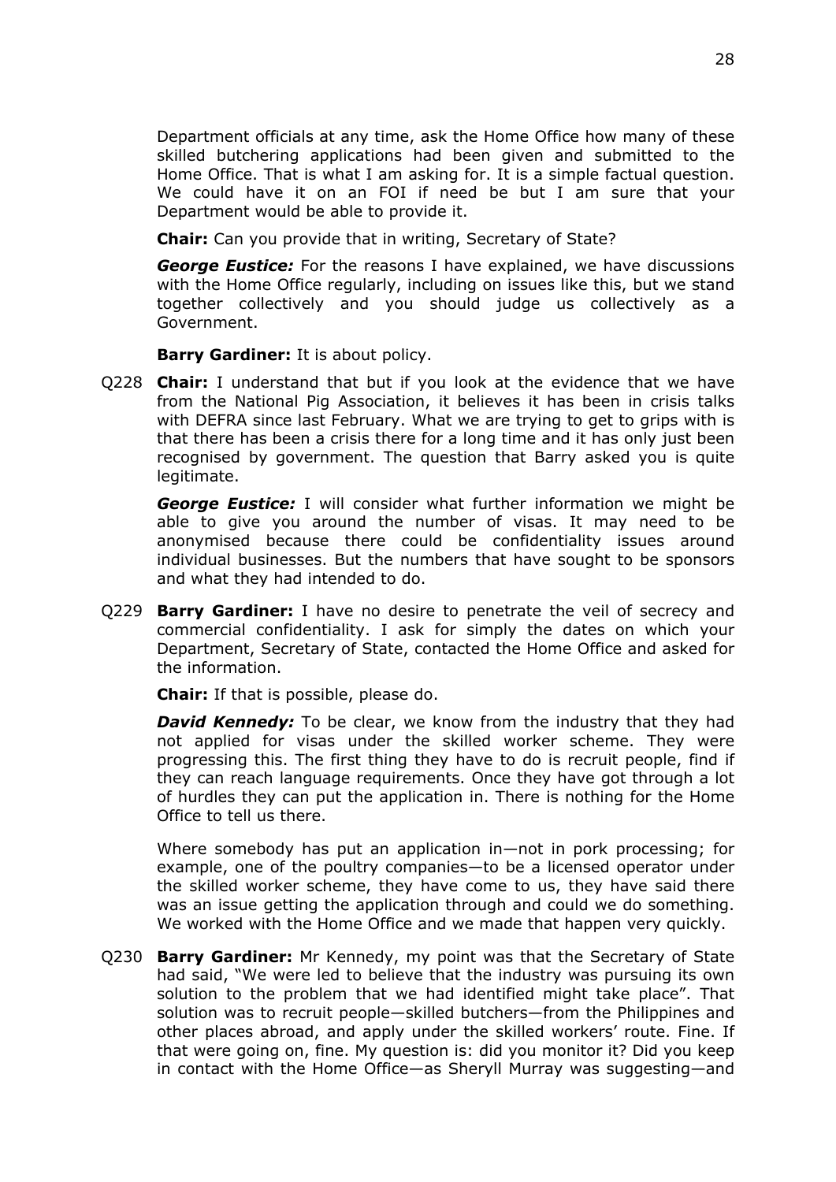Department officials at any time, ask the Home Office how many of these skilled butchering applications had been given and submitted to the Home Office. That is what I am asking for. It is a simple factual question. We could have it on an FOI if need be but I am sure that your Department would be able to provide it.

**Chair:** Can you provide that in writing, Secretary of State?

***George Eustice:*** For the reasons I have explained, we have discussions with the Home Office regularly, including on issues like this, but we stand together collectively and you should judge us collectively as a Government.

**Barry Gardiner:** It is about policy.

Q228 **Chair:** I understand that but if you look at the evidence that we have from the National Pig Association, it believes it has been in crisis talks with DEFRA since last February. What we are trying to get to grips with is that there has been a crisis there for a long time and it has only just been recognised by government. The question that Barry asked you is quite legitimate.

***George Eustice:*** I will consider what further information we might be able to give you around the number of visas. It may need to be anonymised because there could be confidentiality issues around individual businesses. But the numbers that have sought to be sponsors and what they had intended to do.

Q229 **Barry Gardiner:** I have no desire to penetrate the veil of secrecy and commercial confidentiality. I ask for simply the dates on which your Department, Secretary of State, contacted the Home Office and asked for the information.

**Chair:** If that is possible, please do.

***David Kennedy:*** To be clear, we know from the industry that they had not applied for visas under the skilled worker scheme. They were progressing this. The first thing they have to do is recruit people, find if they can reach language requirements. Once they have got through a lot of hurdles they can put the application in. There is nothing for the Home Office to tell us there.

Where somebody has put an application in—not in pork processing; for example, one of the poultry companies—to be a licensed operator under the skilled worker scheme, they have come to us, they have said there was an issue getting the application through and could we do something. We worked with the Home Office and we made that happen very quickly.

Q230 **Barry Gardiner:** Mr Kennedy, my point was that the Secretary of State had said, "We were led to believe that the industry was pursuing its own solution to the problem that we had identified might take place". That solution was to recruit people—skilled butchers—from the Philippines and other places abroad, and apply under the skilled workers' route. Fine. If that were going on, fine. My question is: did you monitor it? Did you keep in contact with the Home Office—as Sheryll Murray was suggesting—and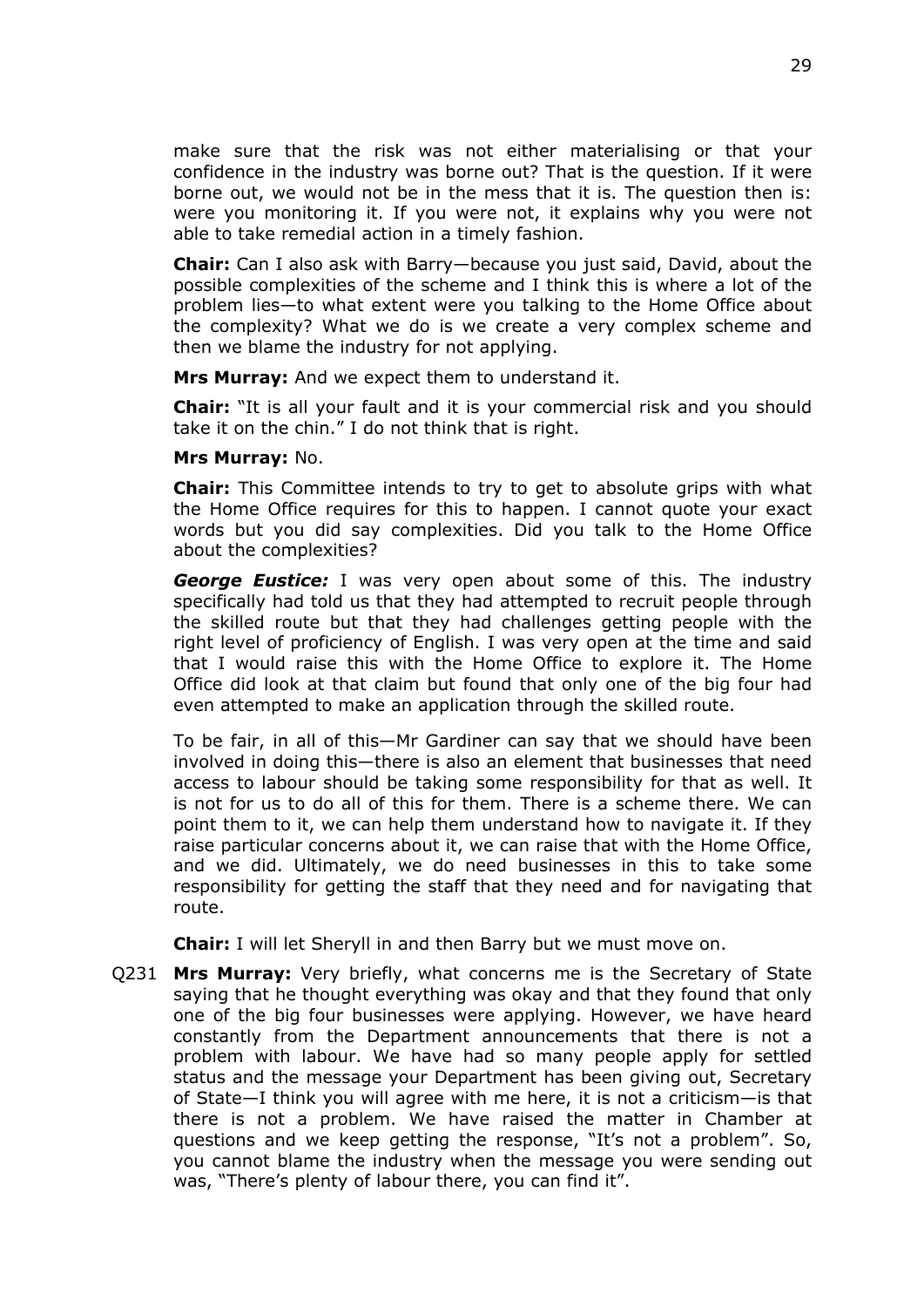make sure that the risk was not either materialising or that your confidence in the industry was borne out? That is the question. If it were borne out, we would not be in the mess that it is. The question then is: were you monitoring it. If you were not, it explains why you were not able to take remedial action in a timely fashion.

**Chair:** Can I also ask with Barry—because you just said, David, about the possible complexities of the scheme and I think this is where a lot of the problem lies—to what extent were you talking to the Home Office about the complexity? What we do is we create a very complex scheme and then we blame the industry for not applying.

**Mrs Murray:** And we expect them to understand it.

**Chair:** "It is all your fault and it is your commercial risk and you should take it on the chin." I do not think that is right.

**Mrs Murray:** No.

**Chair:** This Committee intends to try to get to absolute grips with what the Home Office requires for this to happen. I cannot quote your exact words but you did say complexities. Did you talk to the Home Office about the complexities?

***George Eustice:*** I was very open about some of this. The industry specifically had told us that they had attempted to recruit people through the skilled route but that they had challenges getting people with the right level of proficiency of English. I was very open at the time and said that I would raise this with the Home Office to explore it. The Home Office did look at that claim but found that only one of the big four had even attempted to make an application through the skilled route.

To be fair, in all of this—Mr Gardiner can say that we should have been involved in doing this—there is also an element that businesses that need access to labour should be taking some responsibility for that as well. It is not for us to do all of this for them. There is a scheme there. We can point them to it, we can help them understand how to navigate it. If they raise particular concerns about it, we can raise that with the Home Office, and we did. Ultimately, we do need businesses in this to take some responsibility for getting the staff that they need and for navigating that route.

**Chair:** I will let Sheryll in and then Barry but we must move on.

Q231 **Mrs Murray:** Very briefly, what concerns me is the Secretary of State saying that he thought everything was okay and that they found that only one of the big four businesses were applying. However, we have heard constantly from the Department announcements that there is not a problem with labour. We have had so many people apply for settled status and the message your Department has been giving out, Secretary of State—I think you will agree with me here, it is not a criticism—is that there is not a problem. We have raised the matter in Chamber at questions and we keep getting the response, "It's not a problem". So, you cannot blame the industry when the message you were sending out was, "There's plenty of labour there, you can find it".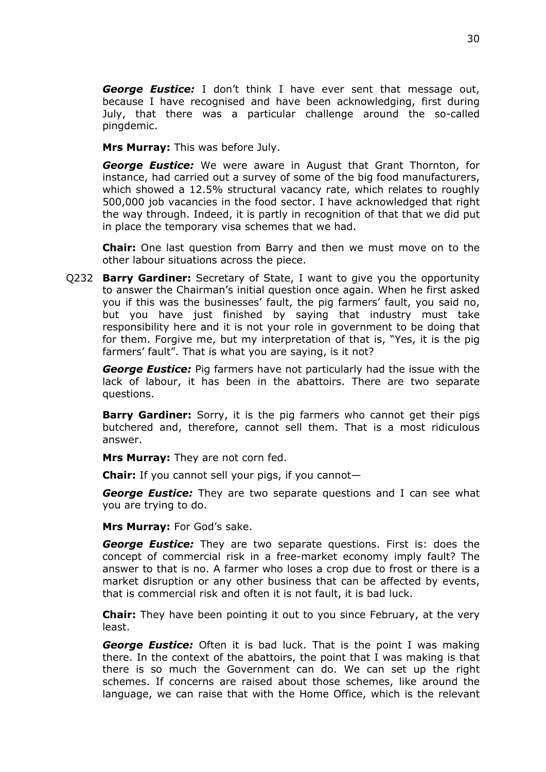***George Eustice:*** I don't think I have ever sent that message out, because I have recognised and have been acknowledging, first during July, that there was a particular challenge around the so-called pingdemic.

**Mrs Murray:** This was before July.

***George Eustice:*** We were aware in August that Grant Thornton, for instance, had carried out a survey of some of the big food manufacturers, which showed a 12.5% structural vacancy rate, which relates to roughly 500,000 job vacancies in the food sector. I have acknowledged that right the way through. Indeed, it is partly in recognition of that that we did put in place the temporary visa schemes that we had.

**Chair:** One last question from Barry and then we must move on to the other labour situations across the piece.

Q232 **Barry Gardiner:** Secretary of State, I want to give you the opportunity to answer the Chairman's initial question once again. When he first asked you if this was the businesses' fault, the pig farmers' fault, you said no, but you have just finished by saying that industry must take responsibility here and it is not your role in government to be doing that for them. Forgive me, but my interpretation of that is, "Yes, it is the pig farmers' fault". That is what you are saying, is it not?

***George Eustice:*** Pig farmers have not particularly had the issue with the lack of labour, it has been in the abattoirs. There are two separate questions.

**Barry Gardiner:** Sorry, it is the pig farmers who cannot get their pigs butchered and, therefore, cannot sell them. That is a most ridiculous answer.

**Mrs Murray:** They are not corn fed.

**Chair:** If you cannot sell your pigs, if you cannot—

***George Eustice:*** They are two separate questions and I can see what you are trying to do.

**Mrs Murray:** For God's sake.

***George Eustice:*** They are two separate questions. First is: does the concept of commercial risk in a free-market economy imply fault? The answer to that is no. A farmer who loses a crop due to frost or there is a market disruption or any other business that can be affected by events, that is commercial risk and often it is not fault, it is bad luck.

**Chair:** They have been pointing it out to you since February, at the very least.

***George Eustice:*** Often it is bad luck. That is the point I was making there. In the context of the abattoirs, the point that I was making is that there is so much the Government can do. We can set up the right schemes. If concerns are raised about those schemes, like around the language, we can raise that with the Home Office, which is the relevant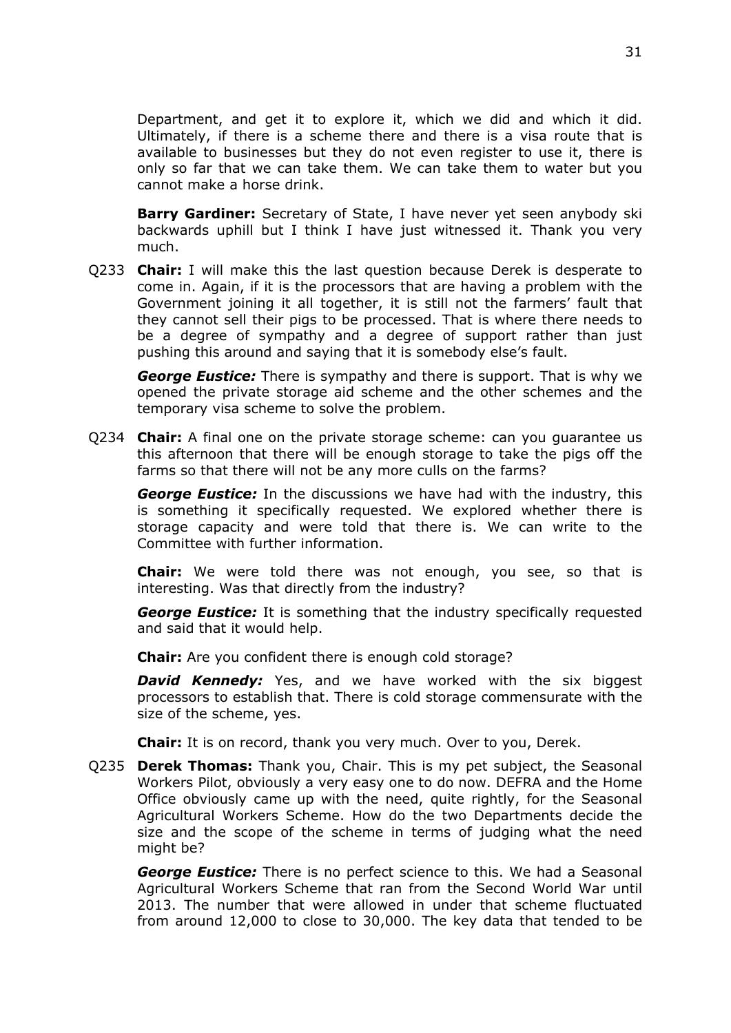Department, and get it to explore it, which we did and which it did. Ultimately, if there is a scheme there and there is a visa route that is available to businesses but they do not even register to use it, there is only so far that we can take them. We can take them to water but you cannot make a horse drink.

**Barry Gardiner:** Secretary of State, I have never yet seen anybody ski backwards uphill but I think I have just witnessed it. Thank you very much.

Q233 **Chair:** I will make this the last question because Derek is desperate to come in. Again, if it is the processors that are having a problem with the Government joining it all together, it is still not the farmers' fault that they cannot sell their pigs to be processed. That is where there needs to be a degree of sympathy and a degree of support rather than just pushing this around and saying that it is somebody else's fault.

***George Eustice:*** There is sympathy and there is support. That is why we opened the private storage aid scheme and the other schemes and the temporary visa scheme to solve the problem.

Q234 **Chair:** A final one on the private storage scheme: can you guarantee us this afternoon that there will be enough storage to take the pigs off the farms so that there will not be any more culls on the farms?

***George Eustice:*** In the discussions we have had with the industry, this is something it specifically requested. We explored whether there is storage capacity and were told that there is. We can write to the Committee with further information.

**Chair:** We were told there was not enough, you see, so that is interesting. Was that directly from the industry?

***George Eustice:*** It is something that the industry specifically requested and said that it would help.

**Chair:** Are you confident there is enough cold storage?

***David Kennedy:*** Yes, and we have worked with the six biggest processors to establish that. There is cold storage commensurate with the size of the scheme, yes.

**Chair:** It is on record, thank you very much. Over to you, Derek.

Q235 **Derek Thomas:** Thank you, Chair. This is my pet subject, the Seasonal Workers Pilot, obviously a very easy one to do now. DEFRA and the Home Office obviously came up with the need, quite rightly, for the Seasonal Agricultural Workers Scheme. How do the two Departments decide the size and the scope of the scheme in terms of judging what the need might be?

***George Eustice:*** There is no perfect science to this. We had a Seasonal Agricultural Workers Scheme that ran from the Second World War until 2013. The number that were allowed in under that scheme fluctuated from around 12,000 to close to 30,000. The key data that tended to be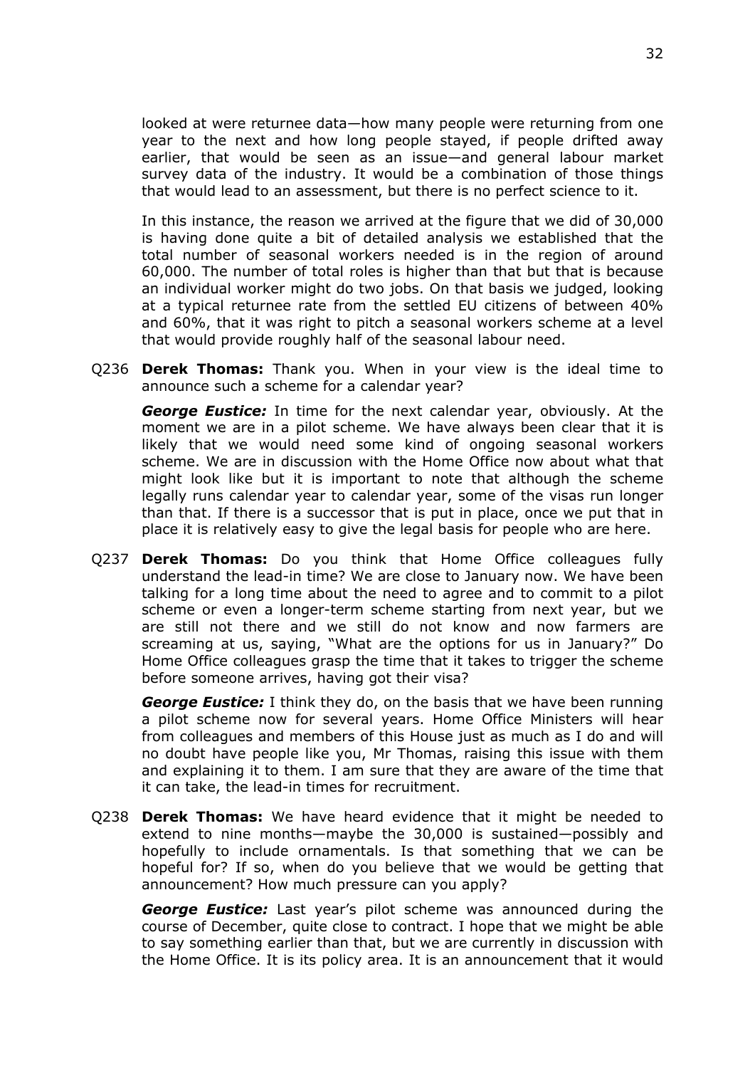looked at were returnee data—how many people were returning from one year to the next and how long people stayed, if people drifted away earlier, that would be seen as an issue—and general labour market survey data of the industry. It would be a combination of those things that would lead to an assessment, but there is no perfect science to it.

In this instance, the reason we arrived at the figure that we did of 30,000 is having done quite a bit of detailed analysis we established that the total number of seasonal workers needed is in the region of around 60,000. The number of total roles is higher than that but that is because an individual worker might do two jobs. On that basis we judged, looking at a typical returnee rate from the settled EU citizens of between 40% and 60%, that it was right to pitch a seasonal workers scheme at a level that would provide roughly half of the seasonal labour need.

Q236 **Derek Thomas:** Thank you. When in your view is the ideal time to announce such a scheme for a calendar year?

***George Eustice:*** In time for the next calendar year, obviously. At the moment we are in a pilot scheme. We have always been clear that it is likely that we would need some kind of ongoing seasonal workers scheme. We are in discussion with the Home Office now about what that might look like but it is important to note that although the scheme legally runs calendar year to calendar year, some of the visas run longer than that. If there is a successor that is put in place, once we put that in place it is relatively easy to give the legal basis for people who are here.

Q237 **Derek Thomas:** Do you think that Home Office colleagues fully understand the lead-in time? We are close to January now. We have been talking for a long time about the need to agree and to commit to a pilot scheme or even a longer-term scheme starting from next year, but we are still not there and we still do not know and now farmers are screaming at us, saying, "What are the options for us in January?" Do Home Office colleagues grasp the time that it takes to trigger the scheme before someone arrives, having got their visa?

***George Eustice:*** I think they do, on the basis that we have been running a pilot scheme now for several years. Home Office Ministers will hear from colleagues and members of this House just as much as I do and will no doubt have people like you, Mr Thomas, raising this issue with them and explaining it to them. I am sure that they are aware of the time that it can take, the lead-in times for recruitment.

Q238 **Derek Thomas:** We have heard evidence that it might be needed to extend to nine months—maybe the 30,000 is sustained—possibly and hopefully to include ornamentals. Is that something that we can be hopeful for? If so, when do you believe that we would be getting that announcement? How much pressure can you apply?

***George Eustice:*** Last year's pilot scheme was announced during the course of December, quite close to contract. I hope that we might be able to say something earlier than that, but we are currently in discussion with the Home Office. It is its policy area. It is an announcement that it would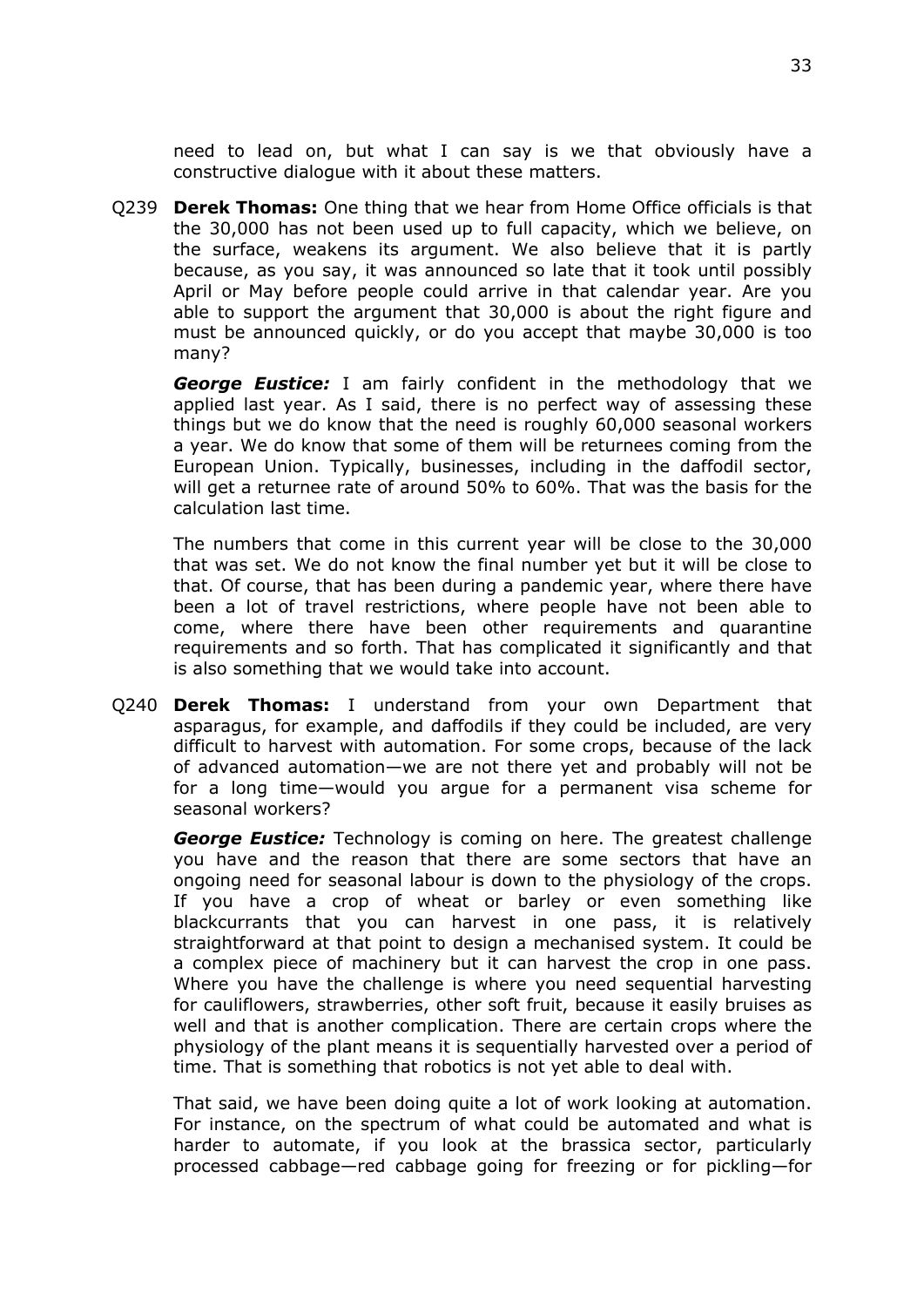need to lead on, but what I can say is we that obviously have a constructive dialogue with it about these matters.

Q239 **Derek Thomas:** One thing that we hear from Home Office officials is that the 30,000 has not been used up to full capacity, which we believe, on the surface, weakens its argument. We also believe that it is partly because, as you say, it was announced so late that it took until possibly April or May before people could arrive in that calendar year. Are you able to support the argument that 30,000 is about the right figure and must be announced quickly, or do you accept that maybe 30,000 is too many?

***George Eustice:*** I am fairly confident in the methodology that we applied last year. As I said, there is no perfect way of assessing these things but we do know that the need is roughly 60,000 seasonal workers a year. We do know that some of them will be returnees coming from the European Union. Typically, businesses, including in the daffodil sector, will get a returnee rate of around 50% to 60%. That was the basis for the calculation last time.

The numbers that come in this current year will be close to the 30,000 that was set. We do not know the final number yet but it will be close to that. Of course, that has been during a pandemic year, where there have been a lot of travel restrictions, where people have not been able to come, where there have been other requirements and quarantine requirements and so forth. That has complicated it significantly and that is also something that we would take into account.

Q240 **Derek Thomas:** I understand from your own Department that asparagus, for example, and daffodils if they could be included, are very difficult to harvest with automation. For some crops, because of the lack of advanced automation—we are not there yet and probably will not be for a long time—would you argue for a permanent visa scheme for seasonal workers?

***George Eustice:*** Technology is coming on here. The greatest challenge you have and the reason that there are some sectors that have an ongoing need for seasonal labour is down to the physiology of the crops. If you have a crop of wheat or barley or even something like blackcurrants that you can harvest in one pass, it is relatively straightforward at that point to design a mechanised system. It could be a complex piece of machinery but it can harvest the crop in one pass. Where you have the challenge is where you need sequential harvesting for cauliflowers, strawberries, other soft fruit, because it easily bruises as well and that is another complication. There are certain crops where the physiology of the plant means it is sequentially harvested over a period of time. That is something that robotics is not yet able to deal with.

That said, we have been doing quite a lot of work looking at automation. For instance, on the spectrum of what could be automated and what is harder to automate, if you look at the brassica sector, particularly processed cabbage—red cabbage going for freezing or for pickling—for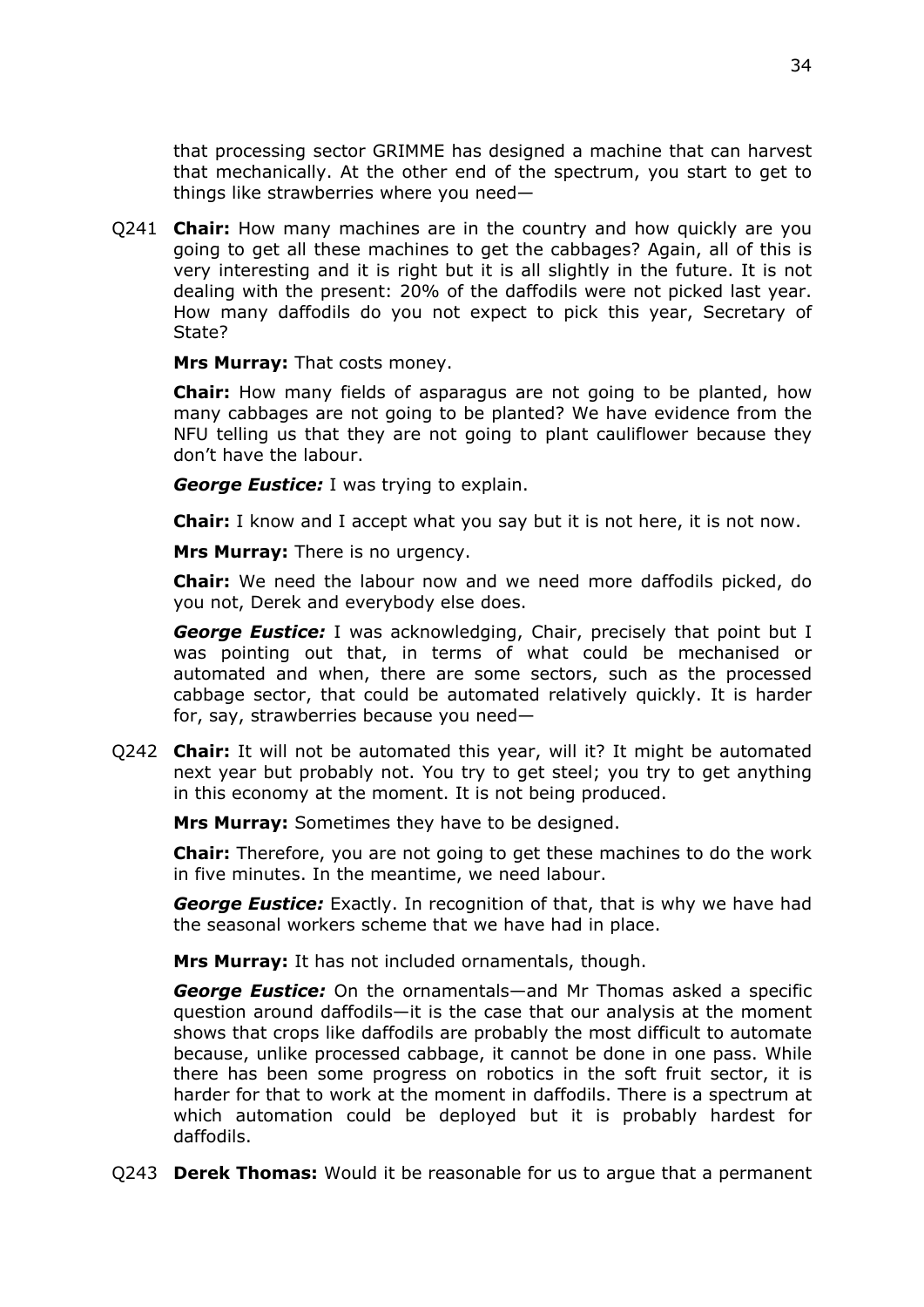that processing sector GRIMME has designed a machine that can harvest that mechanically. At the other end of the spectrum, you start to get to things like strawberries where you need—

Q241 **Chair:** How many machines are in the country and how quickly are you going to get all these machines to get the cabbages? Again, all of this is very interesting and it is right but it is all slightly in the future. It is not dealing with the present: 20% of the daffodils were not picked last year. How many daffodils do you not expect to pick this year, Secretary of State?

**Mrs Murray:** That costs money.

**Chair:** How many fields of asparagus are not going to be planted, how many cabbages are not going to be planted? We have evidence from the NFU telling us that they are not going to plant cauliflower because they don't have the labour.

***George Eustice:*** I was trying to explain.

**Chair:** I know and I accept what you say but it is not here, it is not now.

**Mrs Murray:** There is no urgency.

**Chair:** We need the labour now and we need more daffodils picked, do you not, Derek and everybody else does.

***George Eustice:*** I was acknowledging, Chair, precisely that point but I was pointing out that, in terms of what could be mechanised or automated and when, there are some sectors, such as the processed cabbage sector, that could be automated relatively quickly. It is harder for, say, strawberries because you need—

Q242 **Chair:** It will not be automated this year, will it? It might be automated next year but probably not. You try to get steel; you try to get anything in this economy at the moment. It is not being produced.

**Mrs Murray:** Sometimes they have to be designed.

**Chair:** Therefore, you are not going to get these machines to do the work in five minutes. In the meantime, we need labour.

***George Eustice:*** Exactly. In recognition of that, that is why we have had the seasonal workers scheme that we have had in place.

**Mrs Murray:** It has not included ornamentals, though.

***George Eustice:*** On the ornamentals—and Mr Thomas asked a specific question around daffodils—it is the case that our analysis at the moment shows that crops like daffodils are probably the most difficult to automate because, unlike processed cabbage, it cannot be done in one pass. While there has been some progress on robotics in the soft fruit sector, it is harder for that to work at the moment in daffodils. There is a spectrum at which automation could be deployed but it is probably hardest for daffodils.

Q243 **Derek Thomas:** Would it be reasonable for us to argue that a permanent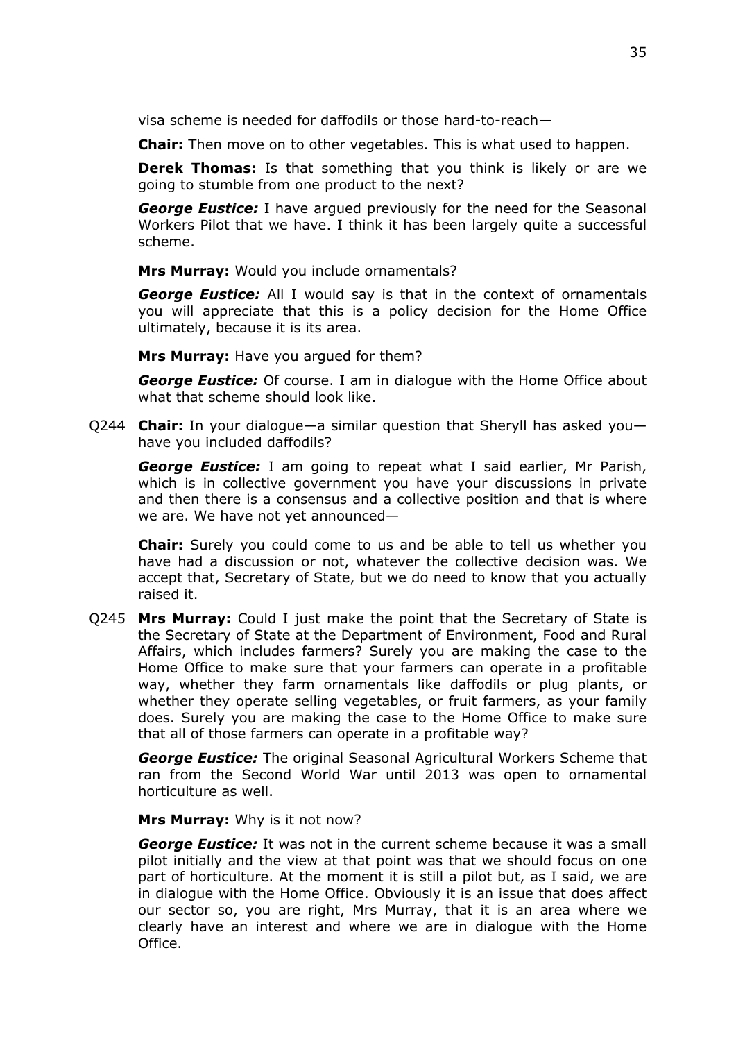visa scheme is needed for daffodils or those hard-to-reach—

**Chair:** Then move on to other vegetables. This is what used to happen.

**Derek Thomas:** Is that something that you think is likely or are we going to stumble from one product to the next?

***George Eustice:*** I have argued previously for the need for the Seasonal Workers Pilot that we have. I think it has been largely quite a successful scheme.

**Mrs Murray:** Would you include ornamentals?

***George Eustice:*** All I would say is that in the context of ornamentals you will appreciate that this is a policy decision for the Home Office ultimately, because it is its area.

**Mrs Murray:** Have you argued for them?

***George Eustice:*** Of course. I am in dialogue with the Home Office about what that scheme should look like.

Q244 **Chair:** In your dialogue—a similar question that Sheryll has asked you—have you included daffodils?

***George Eustice:*** I am going to repeat what I said earlier, Mr Parish, which is in collective government you have your discussions in private and then there is a consensus and a collective position and that is where we are. We have not yet announced—

**Chair:** Surely you could come to us and be able to tell us whether you have had a discussion or not, whatever the collective decision was. We accept that, Secretary of State, but we do need to know that you actually raised it.

Q245 **Mrs Murray:** Could I just make the point that the Secretary of State is the Secretary of State at the Department of Environment, Food and Rural Affairs, which includes farmers? Surely you are making the case to the Home Office to make sure that your farmers can operate in a profitable way, whether they farm ornamentals like daffodils or plug plants, or whether they operate selling vegetables, or fruit farmers, as your family does. Surely you are making the case to the Home Office to make sure that all of those farmers can operate in a profitable way?

***George Eustice:*** The original Seasonal Agricultural Workers Scheme that ran from the Second World War until 2013 was open to ornamental horticulture as well.

**Mrs Murray:** Why is it not now?

***George Eustice:*** It was not in the current scheme because it was a small pilot initially and the view at that point was that we should focus on one part of horticulture. At the moment it is still a pilot but, as I said, we are in dialogue with the Home Office. Obviously it is an issue that does affect our sector so, you are right, Mrs Murray, that it is an area where we clearly have an interest and where we are in dialogue with the Home Office.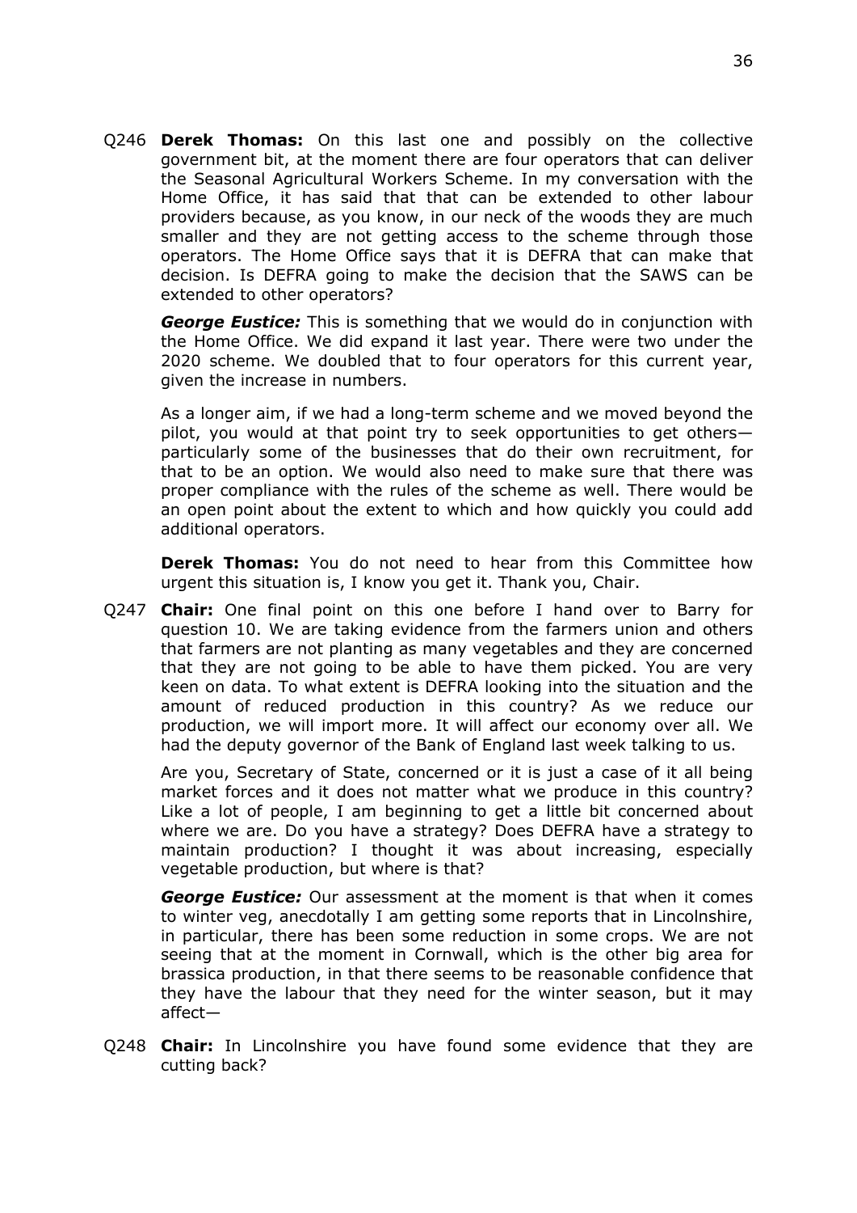Q246 **Derek Thomas:** On this last one and possibly on the collective government bit, at the moment there are four operators that can deliver the Seasonal Agricultural Workers Scheme. In my conversation with the Home Office, it has said that that can be extended to other labour providers because, as you know, in our neck of the woods they are much smaller and they are not getting access to the scheme through those operators. The Home Office says that it is DEFRA that can make that decision. Is DEFRA going to make the decision that the SAWS can be extended to other operators?

***George Eustice:*** This is something that we would do in conjunction with the Home Office. We did expand it last year. There were two under the 2020 scheme. We doubled that to four operators for this current year, given the increase in numbers.

As a longer aim, if we had a long-term scheme and we moved beyond the pilot, you would at that point try to seek opportunities to get others—particularly some of the businesses that do their own recruitment, for that to be an option. We would also need to make sure that there was proper compliance with the rules of the scheme as well. There would be an open point about the extent to which and how quickly you could add additional operators.

**Derek Thomas:** You do not need to hear from this Committee how urgent this situation is, I know you get it. Thank you, Chair.

Q247 **Chair:** One final point on this one before I hand over to Barry for question 10. We are taking evidence from the farmers union and others that farmers are not planting as many vegetables and they are concerned that they are not going to be able to have them picked. You are very keen on data. To what extent is DEFRA looking into the situation and the amount of reduced production in this country? As we reduce our production, we will import more. It will affect our economy over all. We had the deputy governor of the Bank of England last week talking to us.

Are you, Secretary of State, concerned or it is just a case of it all being market forces and it does not matter what we produce in this country? Like a lot of people, I am beginning to get a little bit concerned about where we are. Do you have a strategy? Does DEFRA have a strategy to maintain production? I thought it was about increasing, especially vegetable production, but where is that?

***George Eustice:*** Our assessment at the moment is that when it comes to winter veg, anecdotally I am getting some reports that in Lincolnshire, in particular, there has been some reduction in some crops. We are not seeing that at the moment in Cornwall, which is the other big area for brassica production, in that there seems to be reasonable confidence that they have the labour that they need for the winter season, but it may affect—

Q248 **Chair:** In Lincolnshire you have found some evidence that they are cutting back?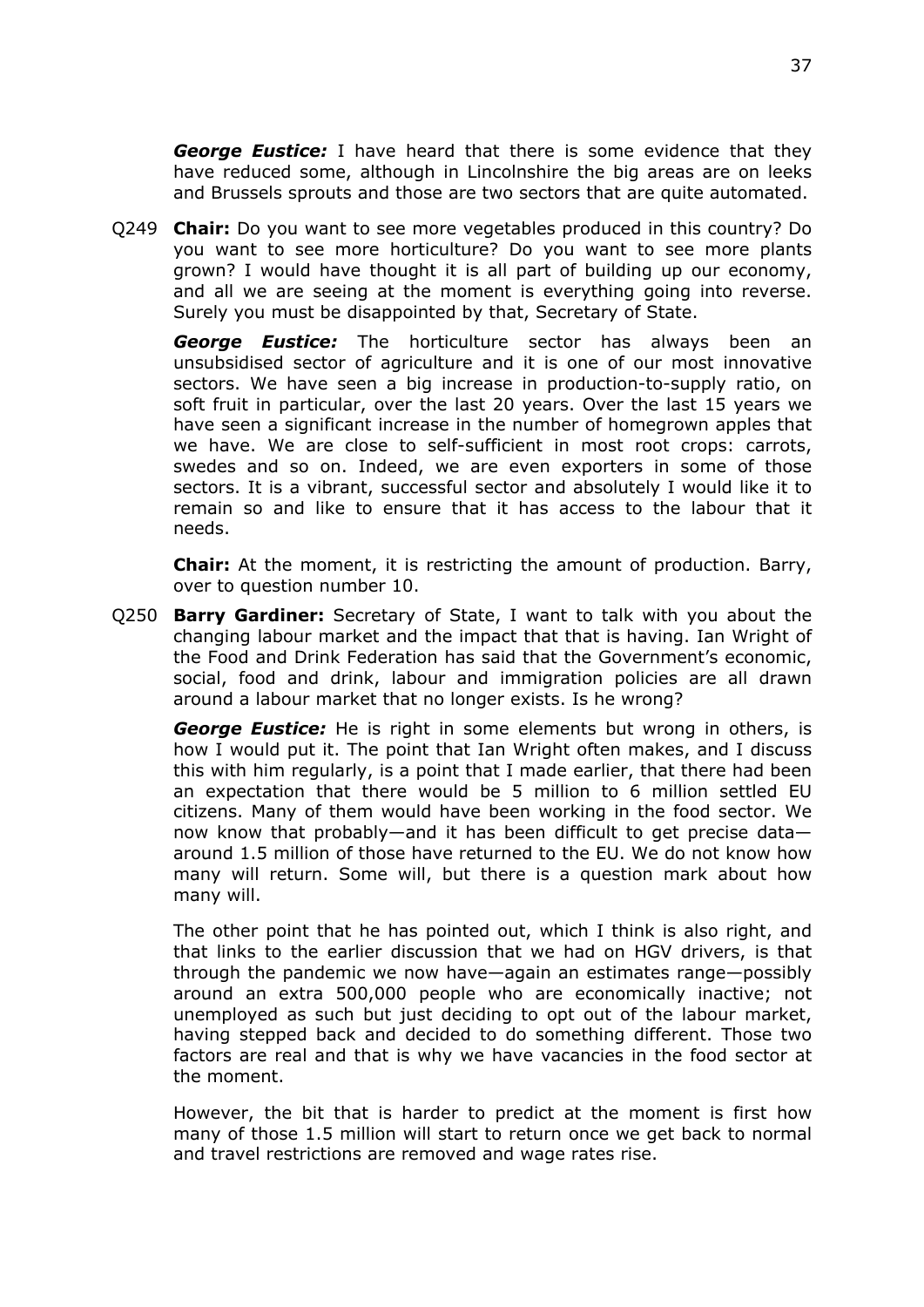***George Eustice:*** I have heard that there is some evidence that they have reduced some, although in Lincolnshire the big areas are on leeks and Brussels sprouts and those are two sectors that are quite automated.

Q249 **Chair:** Do you want to see more vegetables produced in this country? Do you want to see more horticulture? Do you want to see more plants grown? I would have thought it is all part of building up our economy, and all we are seeing at the moment is everything going into reverse. Surely you must be disappointed by that, Secretary of State.

***George Eustice:*** The horticulture sector has always been an unsubsidised sector of agriculture and it is one of our most innovative sectors. We have seen a big increase in production-to-supply ratio, on soft fruit in particular, over the last 20 years. Over the last 15 years we have seen a significant increase in the number of homegrown apples that we have. We are close to self-sufficient in most root crops: carrots, swedes and so on. Indeed, we are even exporters in some of those sectors. It is a vibrant, successful sector and absolutely I would like it to remain so and like to ensure that it has access to the labour that it needs.

**Chair:** At the moment, it is restricting the amount of production. Barry, over to question number 10.

Q250 **Barry Gardiner:** Secretary of State, I want to talk with you about the changing labour market and the impact that that is having. Ian Wright of the Food and Drink Federation has said that the Government's economic, social, food and drink, labour and immigration policies are all drawn around a labour market that no longer exists. Is he wrong?

***George Eustice:*** He is right in some elements but wrong in others, is how I would put it. The point that Ian Wright often makes, and I discuss this with him regularly, is a point that I made earlier, that there had been an expectation that there would be 5 million to 6 million settled EU citizens. Many of them would have been working in the food sector. We now know that probably—and it has been difficult to get precise data—around 1.5 million of those have returned to the EU. We do not know how many will return. Some will, but there is a question mark about how many will.

The other point that he has pointed out, which I think is also right, and that links to the earlier discussion that we had on HGV drivers, is that through the pandemic we now have—again an estimates range—possibly around an extra 500,000 people who are economically inactive; not unemployed as such but just deciding to opt out of the labour market, having stepped back and decided to do something different. Those two factors are real and that is why we have vacancies in the food sector at the moment.

However, the bit that is harder to predict at the moment is first how many of those 1.5 million will start to return once we get back to normal and travel restrictions are removed and wage rates rise.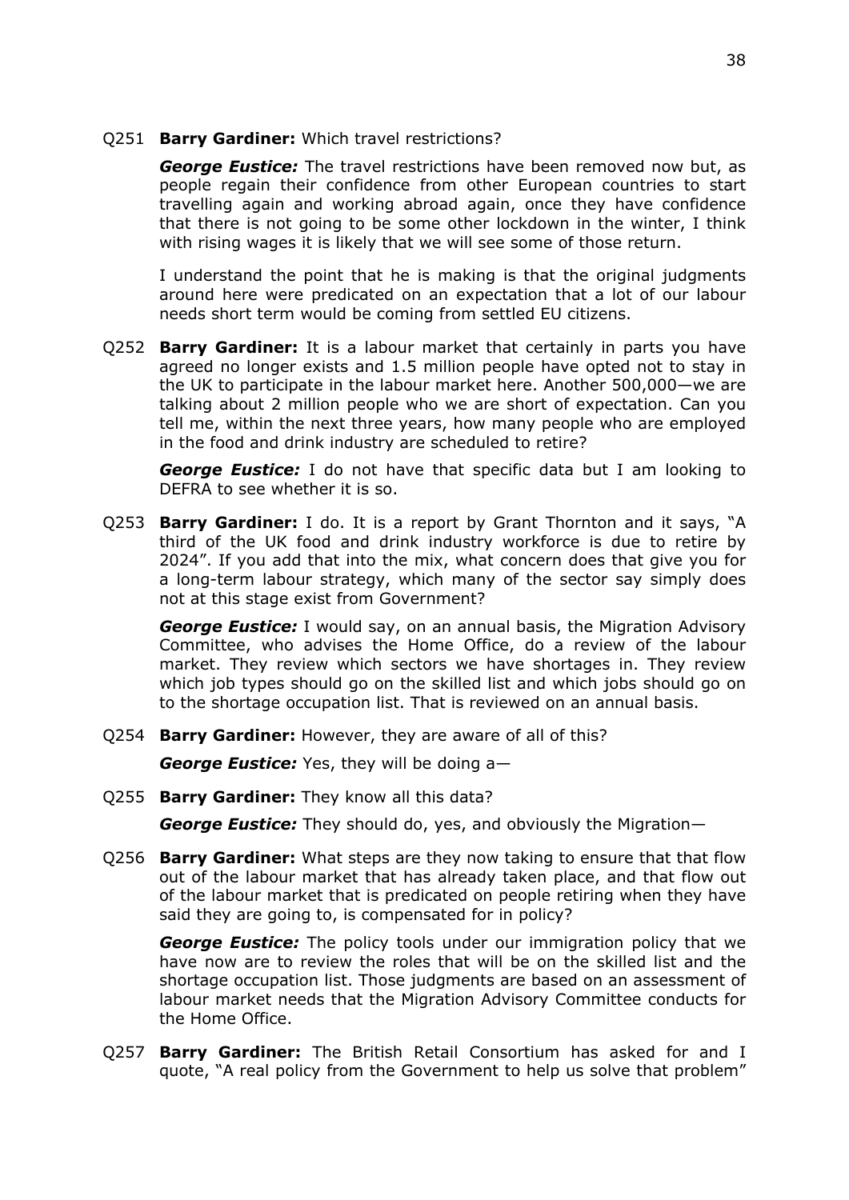Q251 **Barry Gardiner:** Which travel restrictions?

***George Eustice:*** The travel restrictions have been removed now but, as people regain their confidence from other European countries to start travelling again and working abroad again, once they have confidence that there is not going to be some other lockdown in the winter, I think with rising wages it is likely that we will see some of those return.

I understand the point that he is making is that the original judgments around here were predicated on an expectation that a lot of our labour needs short term would be coming from settled EU citizens.

Q252 **Barry Gardiner:** It is a labour market that certainly in parts you have agreed no longer exists and 1.5 million people have opted not to stay in the UK to participate in the labour market here. Another 500,000—we are talking about 2 million people who we are short of expectation. Can you tell me, within the next three years, how many people who are employed in the food and drink industry are scheduled to retire?

***George Eustice:*** I do not have that specific data but I am looking to DEFRA to see whether it is so.

Q253 **Barry Gardiner:** I do. It is a report by Grant Thornton and it says, "A third of the UK food and drink industry workforce is due to retire by 2024". If you add that into the mix, what concern does that give you for a long-term labour strategy, which many of the sector say simply does not at this stage exist from Government?

***George Eustice:*** I would say, on an annual basis, the Migration Advisory Committee, who advises the Home Office, do a review of the labour market. They review which sectors we have shortages in. They review which job types should go on the skilled list and which jobs should go on to the shortage occupation list. That is reviewed on an annual basis.

Q254 **Barry Gardiner:** However, they are aware of all of this?

***George Eustice:*** Yes, they will be doing a—

Q255 **Barry Gardiner:** They know all this data?

***George Eustice:*** They should do, yes, and obviously the Migration—

Q256 **Barry Gardiner:** What steps are they now taking to ensure that that flow out of the labour market that has already taken place, and that flow out of the labour market that is predicated on people retiring when they have said they are going to, is compensated for in policy?

***George Eustice:*** The policy tools under our immigration policy that we have now are to review the roles that will be on the skilled list and the shortage occupation list. Those judgments are based on an assessment of labour market needs that the Migration Advisory Committee conducts for the Home Office.

Q257 **Barry Gardiner:** The British Retail Consortium has asked for and I quote, "A real policy from the Government to help us solve that problem"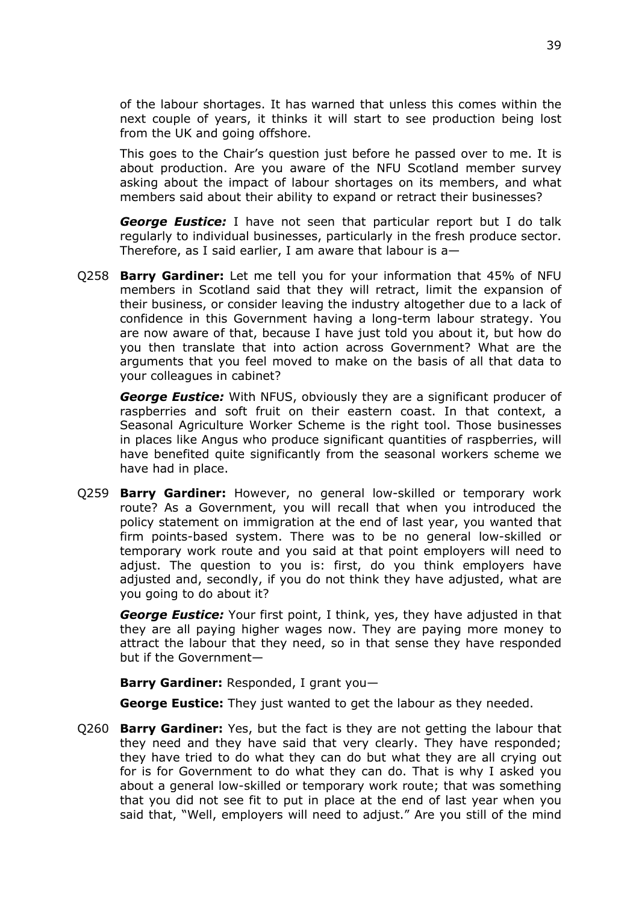of the labour shortages. It has warned that unless this comes within the next couple of years, it thinks it will start to see production being lost from the UK and going offshore.

This goes to the Chair's question just before he passed over to me. It is about production. Are you aware of the NFU Scotland member survey asking about the impact of labour shortages on its members, and what members said about their ability to expand or retract their businesses?

***George Eustice:*** I have not seen that particular report but I do talk regularly to individual businesses, particularly in the fresh produce sector. Therefore, as I said earlier, I am aware that labour is a—

Q258 **Barry Gardiner:** Let me tell you for your information that 45% of NFU members in Scotland said that they will retract, limit the expansion of their business, or consider leaving the industry altogether due to a lack of confidence in this Government having a long-term labour strategy. You are now aware of that, because I have just told you about it, but how do you then translate that into action across Government? What are the arguments that you feel moved to make on the basis of all that data to your colleagues in cabinet?

***George Eustice:*** With NFUS, obviously they are a significant producer of raspberries and soft fruit on their eastern coast. In that context, a Seasonal Agriculture Worker Scheme is the right tool. Those businesses in places like Angus who produce significant quantities of raspberries, will have benefited quite significantly from the seasonal workers scheme we have had in place.

Q259 **Barry Gardiner:** However, no general low-skilled or temporary work route? As a Government, you will recall that when you introduced the policy statement on immigration at the end of last year, you wanted that firm points-based system. There was to be no general low-skilled or temporary work route and you said at that point employers will need to adjust. The question to you is: first, do you think employers have adjusted and, secondly, if you do not think they have adjusted, what are you going to do about it?

***George Eustice:*** Your first point, I think, yes, they have adjusted in that they are all paying higher wages now. They are paying more money to attract the labour that they need, so in that sense they have responded but if the Government—

**Barry Gardiner:** Responded, I grant you—

**George Eustice:** They just wanted to get the labour as they needed.

Q260 **Barry Gardiner:** Yes, but the fact is they are not getting the labour that they need and they have said that very clearly. They have responded; they have tried to do what they can do but what they are all crying out for is for Government to do what they can do. That is why I asked you about a general low-skilled or temporary work route; that was something that you did not see fit to put in place at the end of last year when you said that, "Well, employers will need to adjust." Are you still of the mind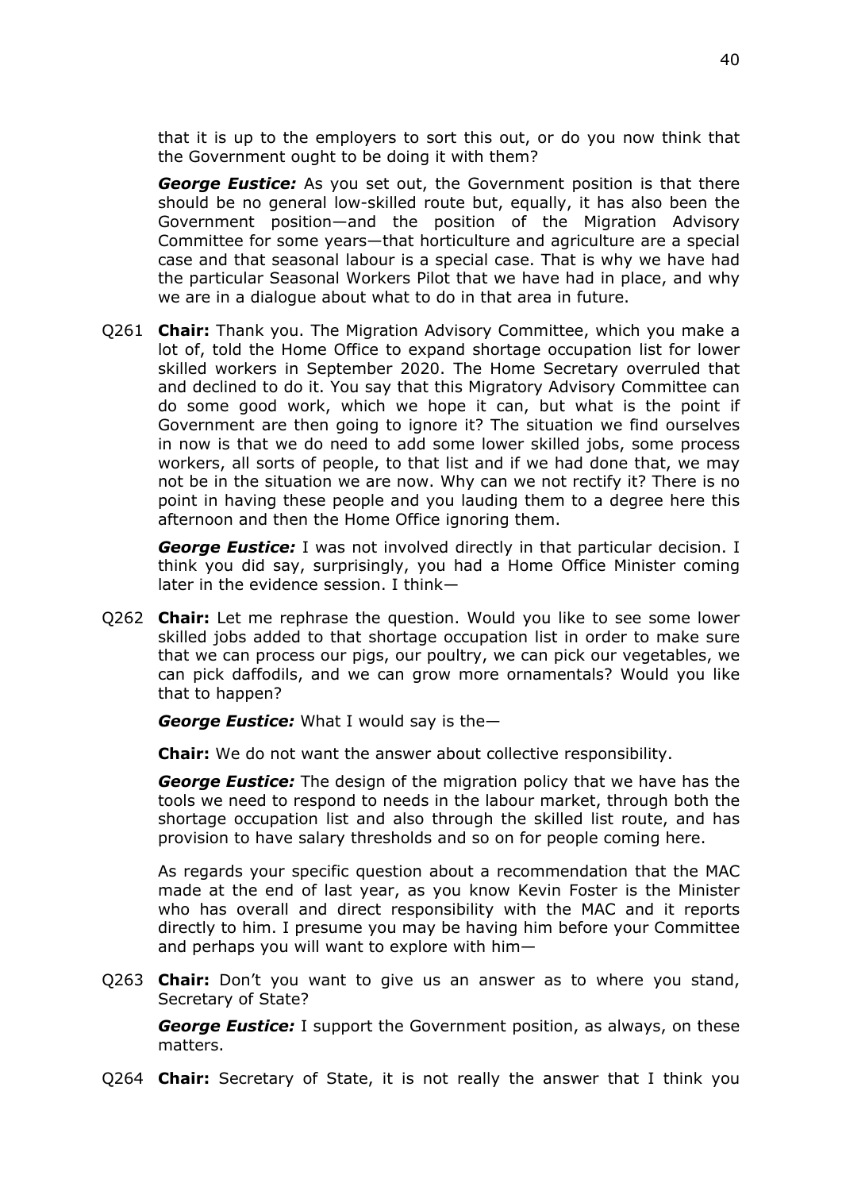that it is up to the employers to sort this out, or do you now think that the Government ought to be doing it with them?

***George Eustice:*** As you set out, the Government position is that there should be no general low-skilled route but, equally, it has also been the Government position—and the position of the Migration Advisory Committee for some years—that horticulture and agriculture are a special case and that seasonal labour is a special case. That is why we have had the particular Seasonal Workers Pilot that we have had in place, and why we are in a dialogue about what to do in that area in future.

Q261 **Chair:** Thank you. The Migration Advisory Committee, which you make a lot of, told the Home Office to expand shortage occupation list for lower skilled workers in September 2020. The Home Secretary overruled that and declined to do it. You say that this Migratory Advisory Committee can do some good work, which we hope it can, but what is the point if Government are then going to ignore it? The situation we find ourselves in now is that we do need to add some lower skilled jobs, some process workers, all sorts of people, to that list and if we had done that, we may not be in the situation we are now. Why can we not rectify it? There is no point in having these people and you lauding them to a degree here this afternoon and then the Home Office ignoring them.

***George Eustice:*** I was not involved directly in that particular decision. I think you did say, surprisingly, you had a Home Office Minister coming later in the evidence session. I think—

Q262 **Chair:** Let me rephrase the question. Would you like to see some lower skilled jobs added to that shortage occupation list in order to make sure that we can process our pigs, our poultry, we can pick our vegetables, we can pick daffodils, and we can grow more ornamentals? Would you like that to happen?

***George Eustice:*** What I would say is the—

**Chair:** We do not want the answer about collective responsibility.

***George Eustice:*** The design of the migration policy that we have has the tools we need to respond to needs in the labour market, through both the shortage occupation list and also through the skilled list route, and has provision to have salary thresholds and so on for people coming here.

As regards your specific question about a recommendation that the MAC made at the end of last year, as you know Kevin Foster is the Minister who has overall and direct responsibility with the MAC and it reports directly to him. I presume you may be having him before your Committee and perhaps you will want to explore with him—

Q263 **Chair:** Don't you want to give us an answer as to where you stand, Secretary of State?

***George Eustice:*** I support the Government position, as always, on these matters.

Q264 **Chair:** Secretary of State, it is not really the answer that I think you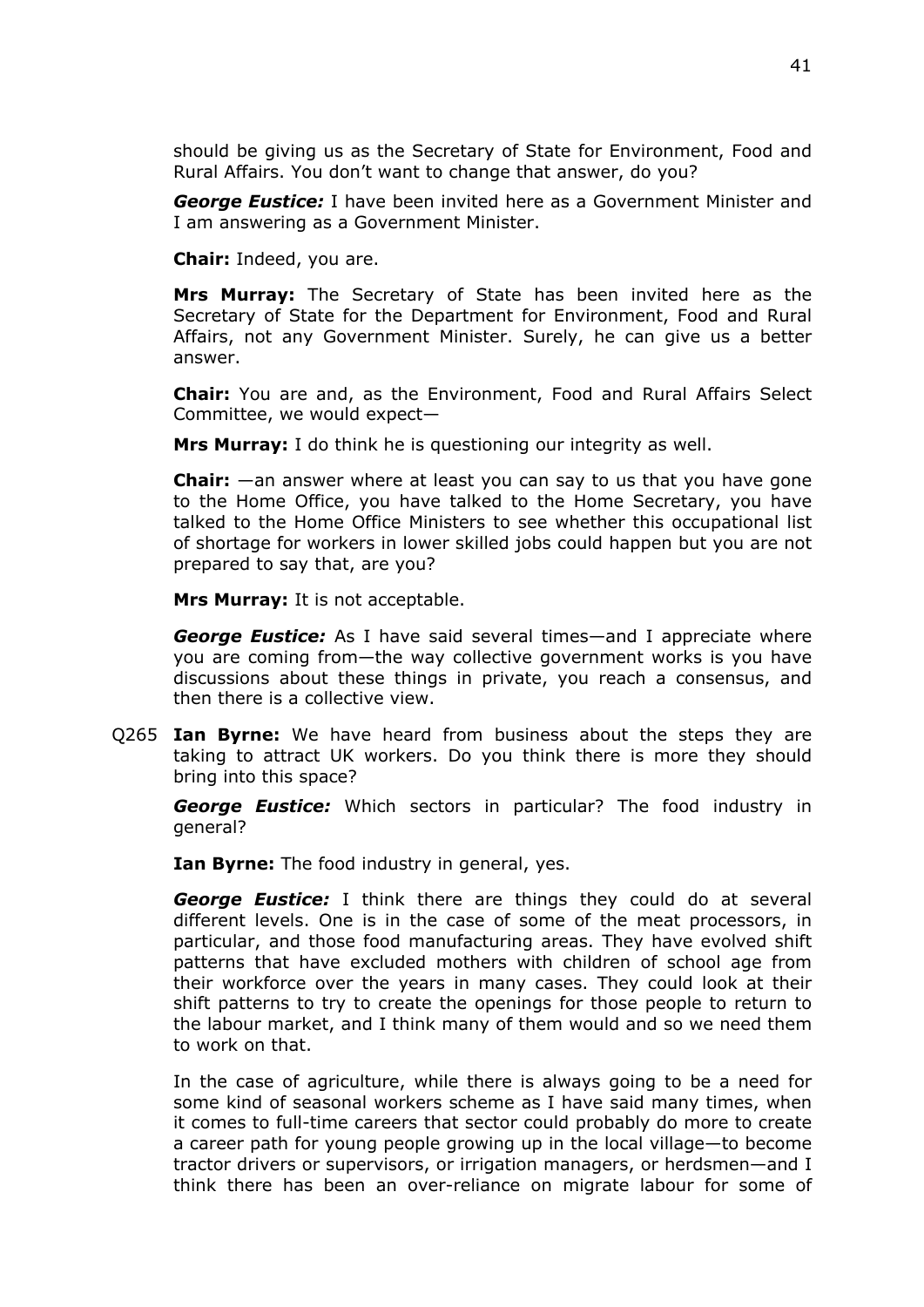should be giving us as the Secretary of State for Environment, Food and Rural Affairs. You don't want to change that answer, do you?

***George Eustice:*** I have been invited here as a Government Minister and I am answering as a Government Minister.

**Chair:** Indeed, you are.

**Mrs Murray:** The Secretary of State has been invited here as the Secretary of State for the Department for Environment, Food and Rural Affairs, not any Government Minister. Surely, he can give us a better answer.

**Chair:** You are and, as the Environment, Food and Rural Affairs Select Committee, we would expect—

**Mrs Murray:** I do think he is questioning our integrity as well.

**Chair:** —an answer where at least you can say to us that you have gone to the Home Office, you have talked to the Home Secretary, you have talked to the Home Office Ministers to see whether this occupational list of shortage for workers in lower skilled jobs could happen but you are not prepared to say that, are you?

**Mrs Murray:** It is not acceptable.

***George Eustice:*** As I have said several times—and I appreciate where you are coming from—the way collective government works is you have discussions about these things in private, you reach a consensus, and then there is a collective view.

Q265 **Ian Byrne:** We have heard from business about the steps they are taking to attract UK workers. Do you think there is more they should bring into this space?

***George Eustice:*** Which sectors in particular? The food industry in general?

**Ian Byrne:** The food industry in general, yes.

***George Eustice:*** I think there are things they could do at several different levels. One is in the case of some of the meat processors, in particular, and those food manufacturing areas. They have evolved shift patterns that have excluded mothers with children of school age from their workforce over the years in many cases. They could look at their shift patterns to try to create the openings for those people to return to the labour market, and I think many of them would and so we need them to work on that.

In the case of agriculture, while there is always going to be a need for some kind of seasonal workers scheme as I have said many times, when it comes to full-time careers that sector could probably do more to create a career path for young people growing up in the local village—to become tractor drivers or supervisors, or irrigation managers, or herdsmen—and I think there has been an over-reliance on migrate labour for some of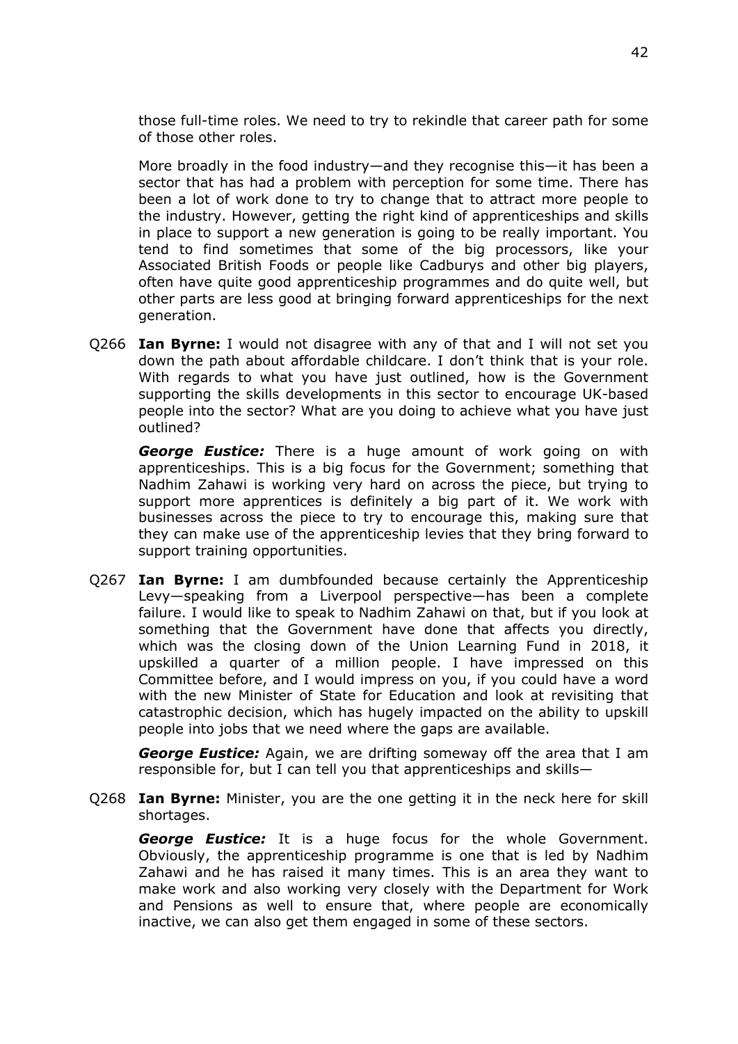those full-time roles. We need to try to rekindle that career path for some of those other roles.

More broadly in the food industry—and they recognise this—it has been a sector that has had a problem with perception for some time. There has been a lot of work done to try to change that to attract more people to the industry. However, getting the right kind of apprenticeships and skills in place to support a new generation is going to be really important. You tend to find sometimes that some of the big processors, like your Associated British Foods or people like Cadburys and other big players, often have quite good apprenticeship programmes and do quite well, but other parts are less good at bringing forward apprenticeships for the next generation.

Q266 **Ian Byrne:** I would not disagree with any of that and I will not set you down the path about affordable childcare. I don't think that is your role. With regards to what you have just outlined, how is the Government supporting the skills developments in this sector to encourage UK-based people into the sector? What are you doing to achieve what you have just outlined?

***George Eustice:*** There is a huge amount of work going on with apprenticeships. This is a big focus for the Government; something that Nadhim Zahawi is working very hard on across the piece, but trying to support more apprentices is definitely a big part of it. We work with businesses across the piece to try to encourage this, making sure that they can make use of the apprenticeship levies that they bring forward to support training opportunities.

Q267 **Ian Byrne:** I am dumbfounded because certainly the Apprenticeship Levy—speaking from a Liverpool perspective—has been a complete failure. I would like to speak to Nadhim Zahawi on that, but if you look at something that the Government have done that affects you directly, which was the closing down of the Union Learning Fund in 2018, it upskilled a quarter of a million people. I have impressed on this Committee before, and I would impress on you, if you could have a word with the new Minister of State for Education and look at revisiting that catastrophic decision, which has hugely impacted on the ability to upskill people into jobs that we need where the gaps are available.

***George Eustice:*** Again, we are drifting someway off the area that I am responsible for, but I can tell you that apprenticeships and skills—

Q268 **Ian Byrne:** Minister, you are the one getting it in the neck here for skill shortages.

***George Eustice:*** It is a huge focus for the whole Government. Obviously, the apprenticeship programme is one that is led by Nadhim Zahawi and he has raised it many times. This is an area they want to make work and also working very closely with the Department for Work and Pensions as well to ensure that, where people are economically inactive, we can also get them engaged in some of these sectors.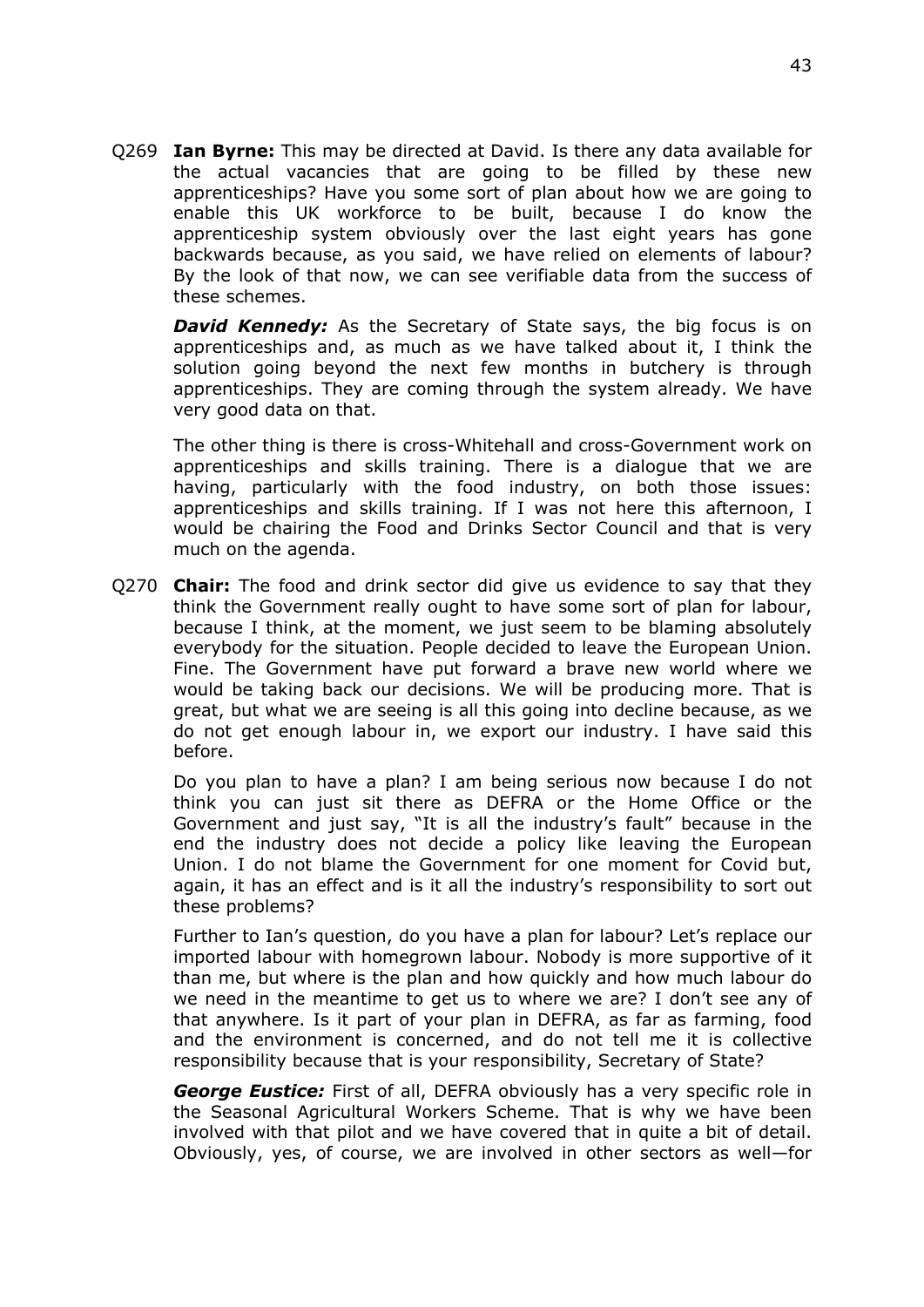Q269 **Ian Byrne:** This may be directed at David. Is there any data available for the actual vacancies that are going to be filled by these new apprenticeships? Have you some sort of plan about how we are going to enable this UK workforce to be built, because I do know the apprenticeship system obviously over the last eight years has gone backwards because, as you said, we have relied on elements of labour? By the look of that now, we can see verifiable data from the success of these schemes.

***David Kennedy:*** As the Secretary of State says, the big focus is on apprenticeships and, as much as we have talked about it, I think the solution going beyond the next few months in butchery is through apprenticeships. They are coming through the system already. We have very good data on that.

The other thing is there is cross-Whitehall and cross-Government work on apprenticeships and skills training. There is a dialogue that we are having, particularly with the food industry, on both those issues: apprenticeships and skills training. If I was not here this afternoon, I would be chairing the Food and Drinks Sector Council and that is very much on the agenda.

Q270 **Chair:** The food and drink sector did give us evidence to say that they think the Government really ought to have some sort of plan for labour, because I think, at the moment, we just seem to be blaming absolutely everybody for the situation. People decided to leave the European Union. Fine. The Government have put forward a brave new world where we would be taking back our decisions. We will be producing more. That is great, but what we are seeing is all this going into decline because, as we do not get enough labour in, we export our industry. I have said this before.

Do you plan to have a plan? I am being serious now because I do not think you can just sit there as DEFRA or the Home Office or the Government and just say, "It is all the industry's fault" because in the end the industry does not decide a policy like leaving the European Union. I do not blame the Government for one moment for Covid but, again, it has an effect and is it all the industry's responsibility to sort out these problems?

Further to Ian's question, do you have a plan for labour? Let's replace our imported labour with homegrown labour. Nobody is more supportive of it than me, but where is the plan and how quickly and how much labour do we need in the meantime to get us to where we are? I don't see any of that anywhere. Is it part of your plan in DEFRA, as far as farming, food and the environment is concerned, and do not tell me it is collective responsibility because that is your responsibility, Secretary of State?

***George Eustice:*** First of all, DEFRA obviously has a very specific role in the Seasonal Agricultural Workers Scheme. That is why we have been involved with that pilot and we have covered that in quite a bit of detail. Obviously, yes, of course, we are involved in other sectors as well—for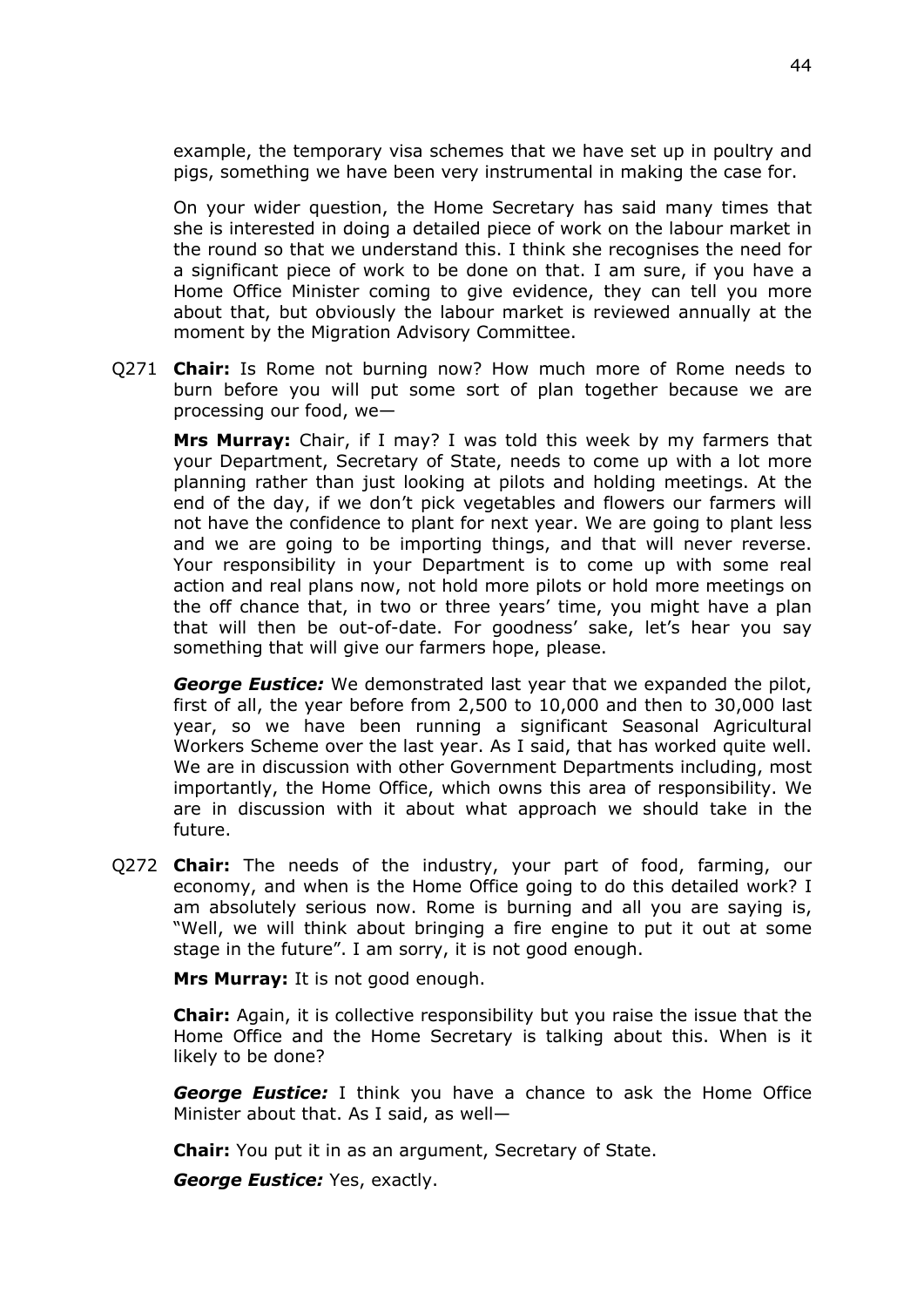example, the temporary visa schemes that we have set up in poultry and pigs, something we have been very instrumental in making the case for.

On your wider question, the Home Secretary has said many times that she is interested in doing a detailed piece of work on the labour market in the round so that we understand this. I think she recognises the need for a significant piece of work to be done on that. I am sure, if you have a Home Office Minister coming to give evidence, they can tell you more about that, but obviously the labour market is reviewed annually at the moment by the Migration Advisory Committee.

Q271 **Chair:** Is Rome not burning now? How much more of Rome needs to burn before you will put some sort of plan together because we are processing our food, we—

**Mrs Murray:** Chair, if I may? I was told this week by my farmers that your Department, Secretary of State, needs to come up with a lot more planning rather than just looking at pilots and holding meetings. At the end of the day, if we don't pick vegetables and flowers our farmers will not have the confidence to plant for next year. We are going to plant less and we are going to be importing things, and that will never reverse. Your responsibility in your Department is to come up with some real action and real plans now, not hold more pilots or hold more meetings on the off chance that, in two or three years' time, you might have a plan that will then be out-of-date. For goodness' sake, let's hear you say something that will give our farmers hope, please.

***George Eustice:*** We demonstrated last year that we expanded the pilot, first of all, the year before from 2,500 to 10,000 and then to 30,000 last year, so we have been running a significant Seasonal Agricultural Workers Scheme over the last year. As I said, that has worked quite well. We are in discussion with other Government Departments including, most importantly, the Home Office, which owns this area of responsibility. We are in discussion with it about what approach we should take in the future.

Q272 **Chair:** The needs of the industry, your part of food, farming, our economy, and when is the Home Office going to do this detailed work? I am absolutely serious now. Rome is burning and all you are saying is, "Well, we will think about bringing a fire engine to put it out at some stage in the future". I am sorry, it is not good enough.

**Mrs Murray:** It is not good enough.

**Chair:** Again, it is collective responsibility but you raise the issue that the Home Office and the Home Secretary is talking about this. When is it likely to be done?

***George Eustice:*** I think you have a chance to ask the Home Office Minister about that. As I said, as well—

**Chair:** You put it in as an argument, Secretary of State.

***George Eustice:*** Yes, exactly.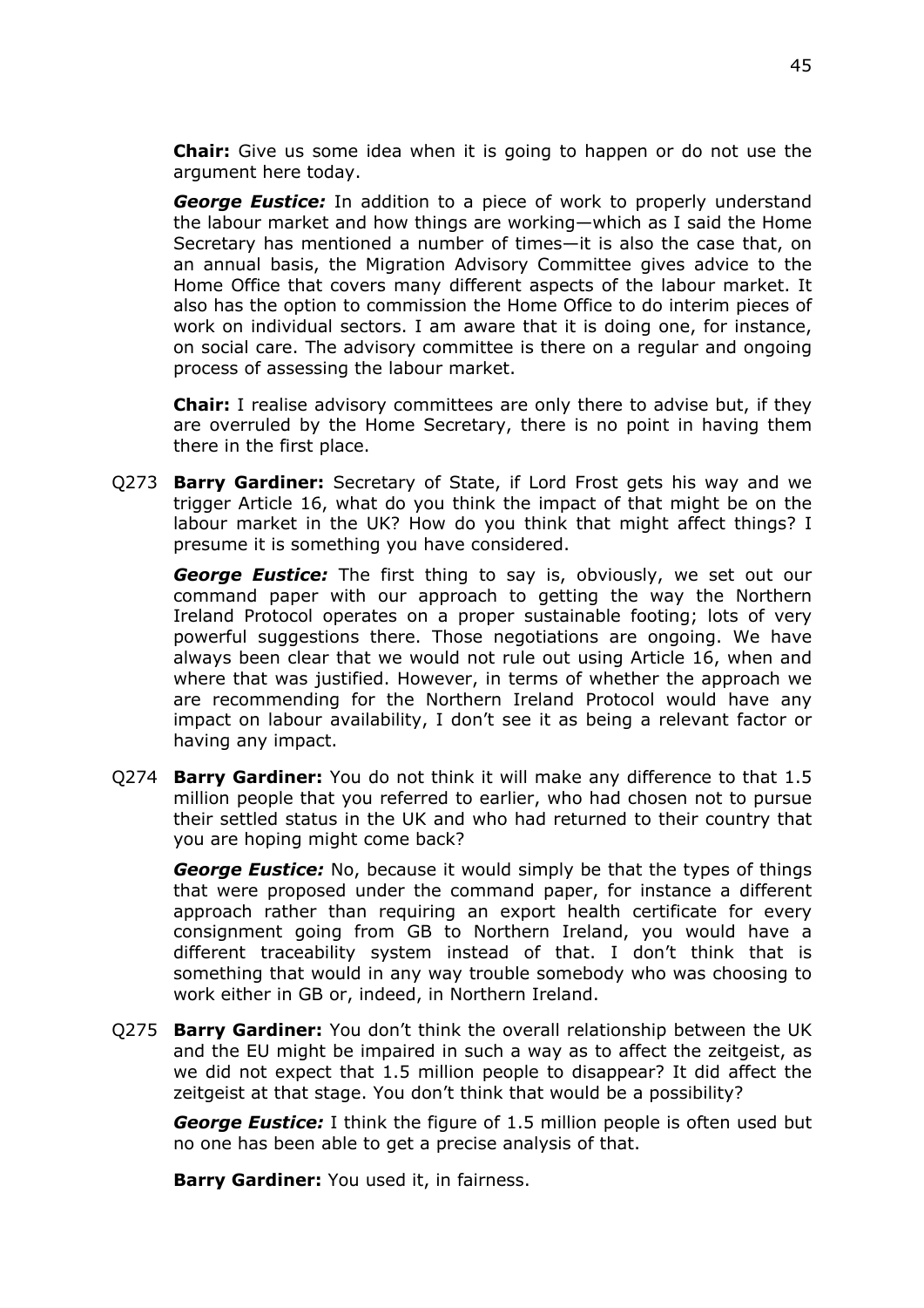**Chair:** Give us some idea when it is going to happen or do not use the argument here today.

***George Eustice:*** In addition to a piece of work to properly understand the labour market and how things are working—which as I said the Home Secretary has mentioned a number of times—it is also the case that, on an annual basis, the Migration Advisory Committee gives advice to the Home Office that covers many different aspects of the labour market. It also has the option to commission the Home Office to do interim pieces of work on individual sectors. I am aware that it is doing one, for instance, on social care. The advisory committee is there on a regular and ongoing process of assessing the labour market.

**Chair:** I realise advisory committees are only there to advise but, if they are overruled by the Home Secretary, there is no point in having them there in the first place.

Q273 **Barry Gardiner:** Secretary of State, if Lord Frost gets his way and we trigger Article 16, what do you think the impact of that might be on the labour market in the UK? How do you think that might affect things? I presume it is something you have considered.

***George Eustice:*** The first thing to say is, obviously, we set out our command paper with our approach to getting the way the Northern Ireland Protocol operates on a proper sustainable footing; lots of very powerful suggestions there. Those negotiations are ongoing. We have always been clear that we would not rule out using Article 16, when and where that was justified. However, in terms of whether the approach we are recommending for the Northern Ireland Protocol would have any impact on labour availability, I don't see it as being a relevant factor or having any impact.

Q274 **Barry Gardiner:** You do not think it will make any difference to that 1.5 million people that you referred to earlier, who had chosen not to pursue their settled status in the UK and who had returned to their country that you are hoping might come back?

***George Eustice:*** No, because it would simply be that the types of things that were proposed under the command paper, for instance a different approach rather than requiring an export health certificate for every consignment going from GB to Northern Ireland, you would have a different traceability system instead of that. I don't think that is something that would in any way trouble somebody who was choosing to work either in GB or, indeed, in Northern Ireland.

Q275 **Barry Gardiner:** You don't think the overall relationship between the UK and the EU might be impaired in such a way as to affect the zeitgeist, as we did not expect that 1.5 million people to disappear? It did affect the zeitgeist at that stage. You don't think that would be a possibility?

***George Eustice:*** I think the figure of 1.5 million people is often used but no one has been able to get a precise analysis of that.

**Barry Gardiner:** You used it, in fairness.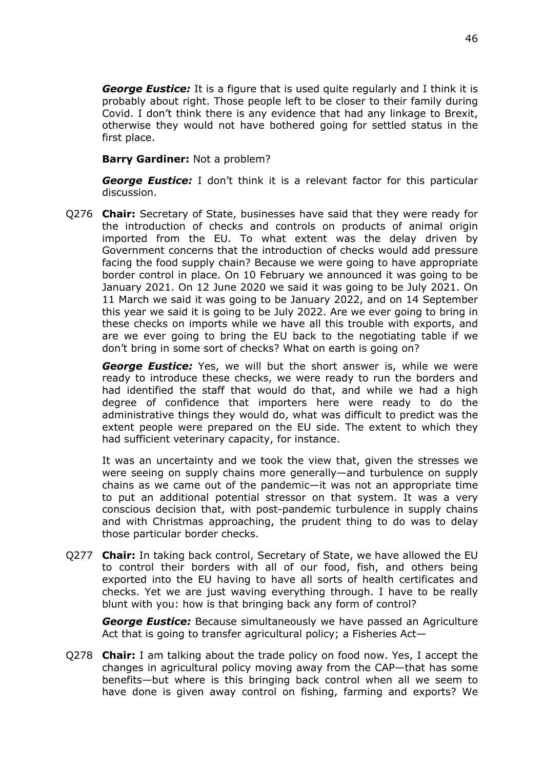***George Eustice:*** It is a figure that is used quite regularly and I think it is probably about right. Those people left to be closer to their family during Covid. I don't think there is any evidence that had any linkage to Brexit, otherwise they would not have bothered going for settled status in the first place.

**Barry Gardiner:** Not a problem?

***George Eustice:*** I don't think it is a relevant factor for this particular discussion.

Q276 **Chair:** Secretary of State, businesses have said that they were ready for the introduction of checks and controls on products of animal origin imported from the EU. To what extent was the delay driven by Government concerns that the introduction of checks would add pressure facing the food supply chain? Because we were going to have appropriate border control in place. On 10 February we announced it was going to be January 2021. On 12 June 2020 we said it was going to be July 2021. On 11 March we said it was going to be January 2022, and on 14 September this year we said it is going to be July 2022. Are we ever going to bring in these checks on imports while we have all this trouble with exports, and are we ever going to bring the EU back to the negotiating table if we don't bring in some sort of checks? What on earth is going on?

***George Eustice:*** Yes, we will but the short answer is, while we were ready to introduce these checks, we were ready to run the borders and had identified the staff that would do that, and while we had a high degree of confidence that importers here were ready to do the administrative things they would do, what was difficult to predict was the extent people were prepared on the EU side. The extent to which they had sufficient veterinary capacity, for instance.

It was an uncertainty and we took the view that, given the stresses we were seeing on supply chains more generally—and turbulence on supply chains as we came out of the pandemic—it was not an appropriate time to put an additional potential stressor on that system. It was a very conscious decision that, with post-pandemic turbulence in supply chains and with Christmas approaching, the prudent thing to do was to delay those particular border checks.

Q277 **Chair:** In taking back control, Secretary of State, we have allowed the EU to control their borders with all of our food, fish, and others being exported into the EU having to have all sorts of health certificates and checks. Yet we are just waving everything through. I have to be really blunt with you: how is that bringing back any form of control?

***George Eustice:*** Because simultaneously we have passed an Agriculture Act that is going to transfer agricultural policy; a Fisheries Act—

Q278 **Chair:** I am talking about the trade policy on food now. Yes, I accept the changes in agricultural policy moving away from the CAP—that has some benefits—but where is this bringing back control when all we seem to have done is given away control on fishing, farming and exports? We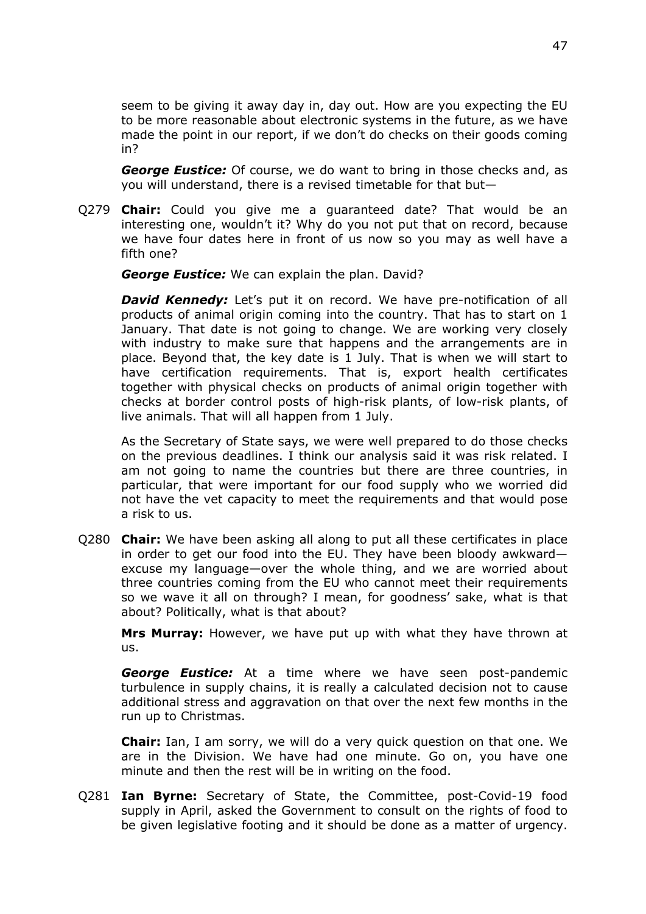seem to be giving it away day in, day out. How are you expecting the EU to be more reasonable about electronic systems in the future, as we have made the point in our report, if we don't do checks on their goods coming in?

***George Eustice:*** Of course, we do want to bring in those checks and, as you will understand, there is a revised timetable for that but—

Q279 **Chair:** Could you give me a guaranteed date? That would be an interesting one, wouldn't it? Why do you not put that on record, because we have four dates here in front of us now so you may as well have a fifth one?

***George Eustice:*** We can explain the plan. David?

***David Kennedy:*** Let's put it on record. We have pre-notification of all products of animal origin coming into the country. That has to start on 1 January. That date is not going to change. We are working very closely with industry to make sure that happens and the arrangements are in place. Beyond that, the key date is 1 July. That is when we will start to have certification requirements. That is, export health certificates together with physical checks on products of animal origin together with checks at border control posts of high-risk plants, of low-risk plants, of live animals. That will all happen from 1 July.

As the Secretary of State says, we were well prepared to do those checks on the previous deadlines. I think our analysis said it was risk related. I am not going to name the countries but there are three countries, in particular, that were important for our food supply who we worried did not have the vet capacity to meet the requirements and that would pose a risk to us.

Q280 **Chair:** We have been asking all along to put all these certificates in place in order to get our food into the EU. They have been bloody awkward—excuse my language—over the whole thing, and we are worried about three countries coming from the EU who cannot meet their requirements so we wave it all on through? I mean, for goodness' sake, what is that about? Politically, what is that about?

**Mrs Murray:** However, we have put up with what they have thrown at us.

***George Eustice:*** At a time where we have seen post-pandemic turbulence in supply chains, it is really a calculated decision not to cause additional stress and aggravation on that over the next few months in the run up to Christmas.

**Chair:** Ian, I am sorry, we will do a very quick question on that one. We are in the Division. We have had one minute. Go on, you have one minute and then the rest will be in writing on the food.

Q281 **Ian Byrne:** Secretary of State, the Committee, post-Covid-19 food supply in April, asked the Government to consult on the rights of food to be given legislative footing and it should be done as a matter of urgency.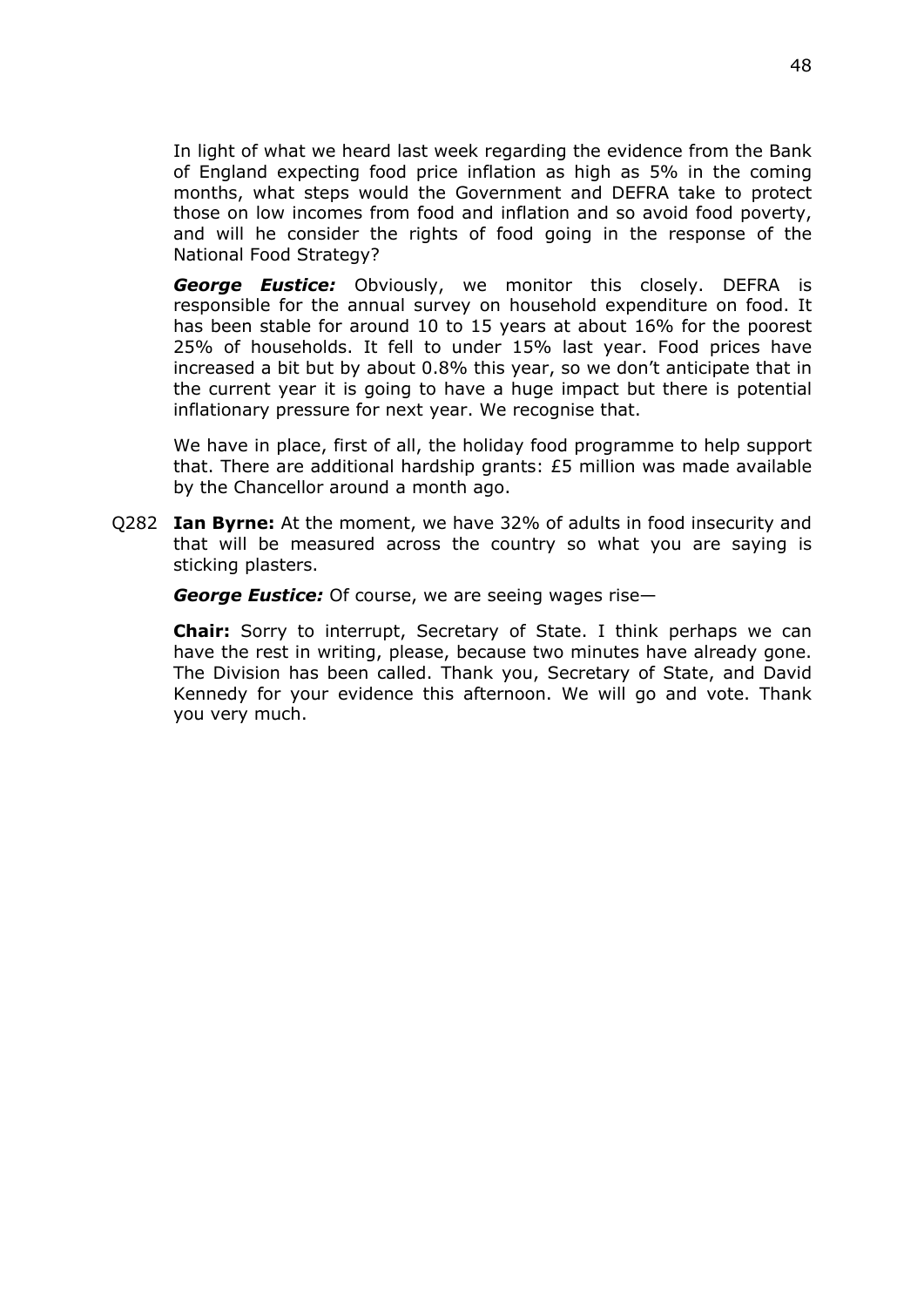In light of what we heard last week regarding the evidence from the Bank of England expecting food price inflation as high as 5% in the coming months, what steps would the Government and DEFRA take to protect those on low incomes from food and inflation and so avoid food poverty, and will he consider the rights of food going in the response of the National Food Strategy?

***George Eustice:*** Obviously, we monitor this closely. DEFRA is responsible for the annual survey on household expenditure on food. It has been stable for around 10 to 15 years at about 16% for the poorest 25% of households. It fell to under 15% last year. Food prices have increased a bit but by about 0.8% this year, so we don't anticipate that in the current year it is going to have a huge impact but there is potential inflationary pressure for next year. We recognise that.

We have in place, first of all, the holiday food programme to help support that. There are additional hardship grants: £5 million was made available by the Chancellor around a month ago.

Q282 **Ian Byrne:** At the moment, we have 32% of adults in food insecurity and that will be measured across the country so what you are saying is sticking plasters.

***George Eustice:*** Of course, we are seeing wages rise—

**Chair:** Sorry to interrupt, Secretary of State. I think perhaps we can have the rest in writing, please, because two minutes have already gone. The Division has been called. Thank you, Secretary of State, and David Kennedy for your evidence this afternoon. We will go and vote. Thank you very much.